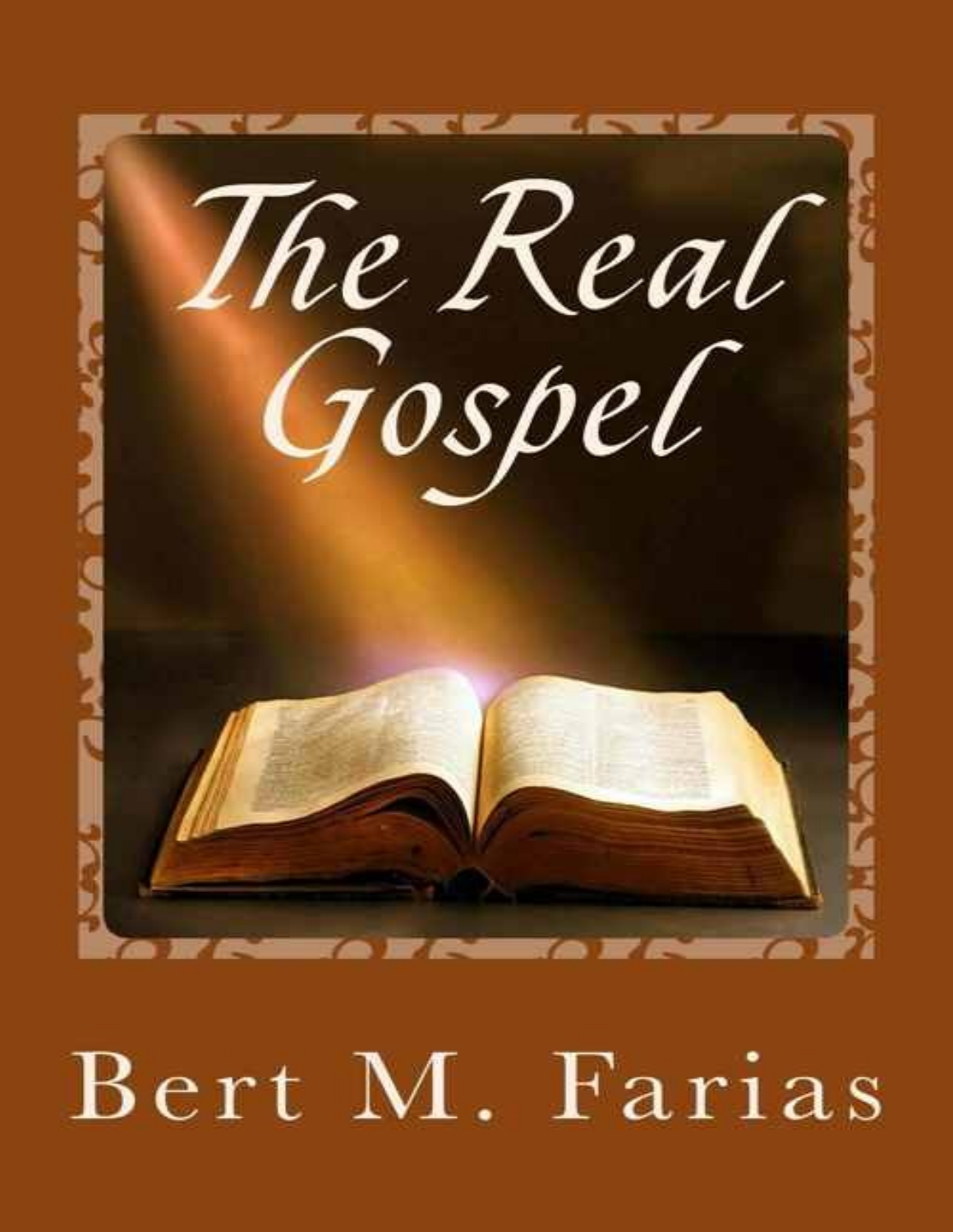# The Real Gospel

Bert M. Farias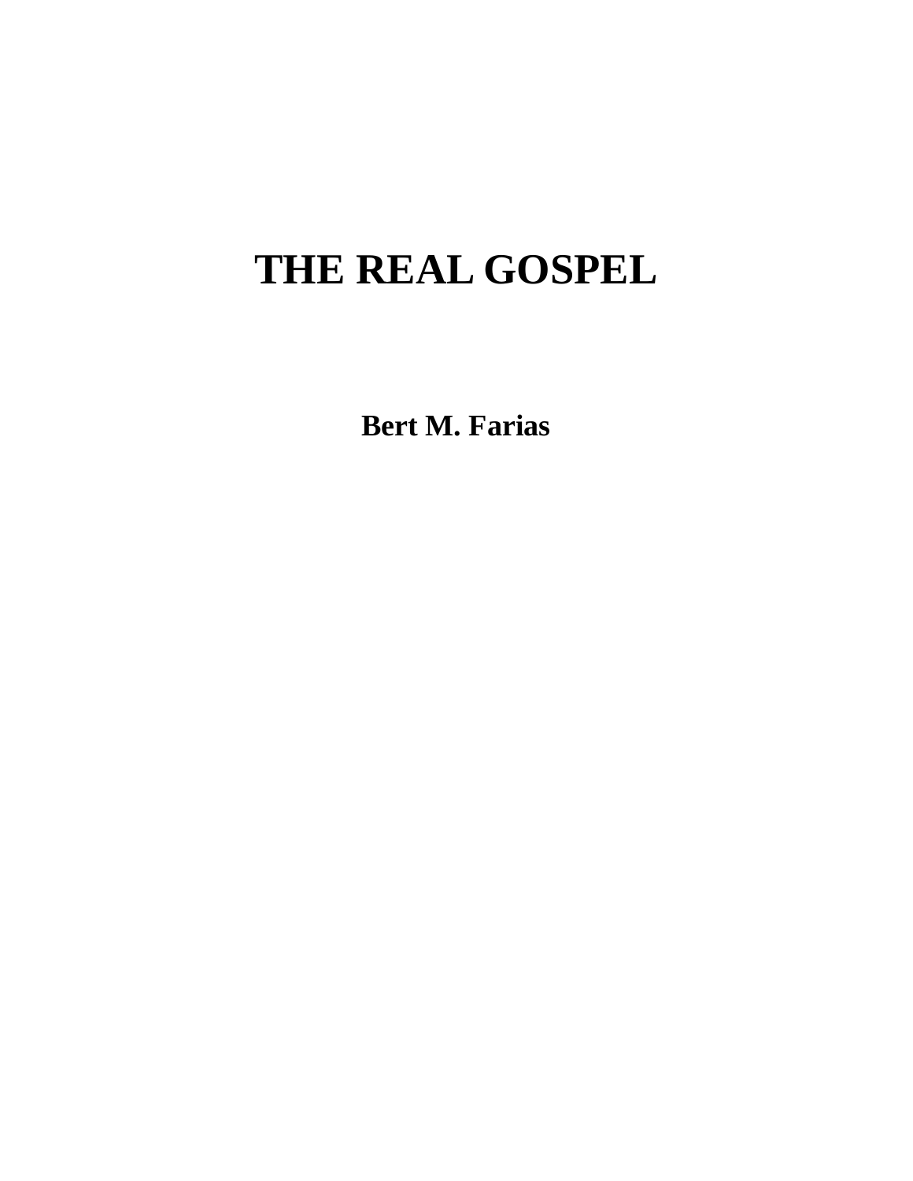# THE REAL GOSPEL

**Bert M. Farias**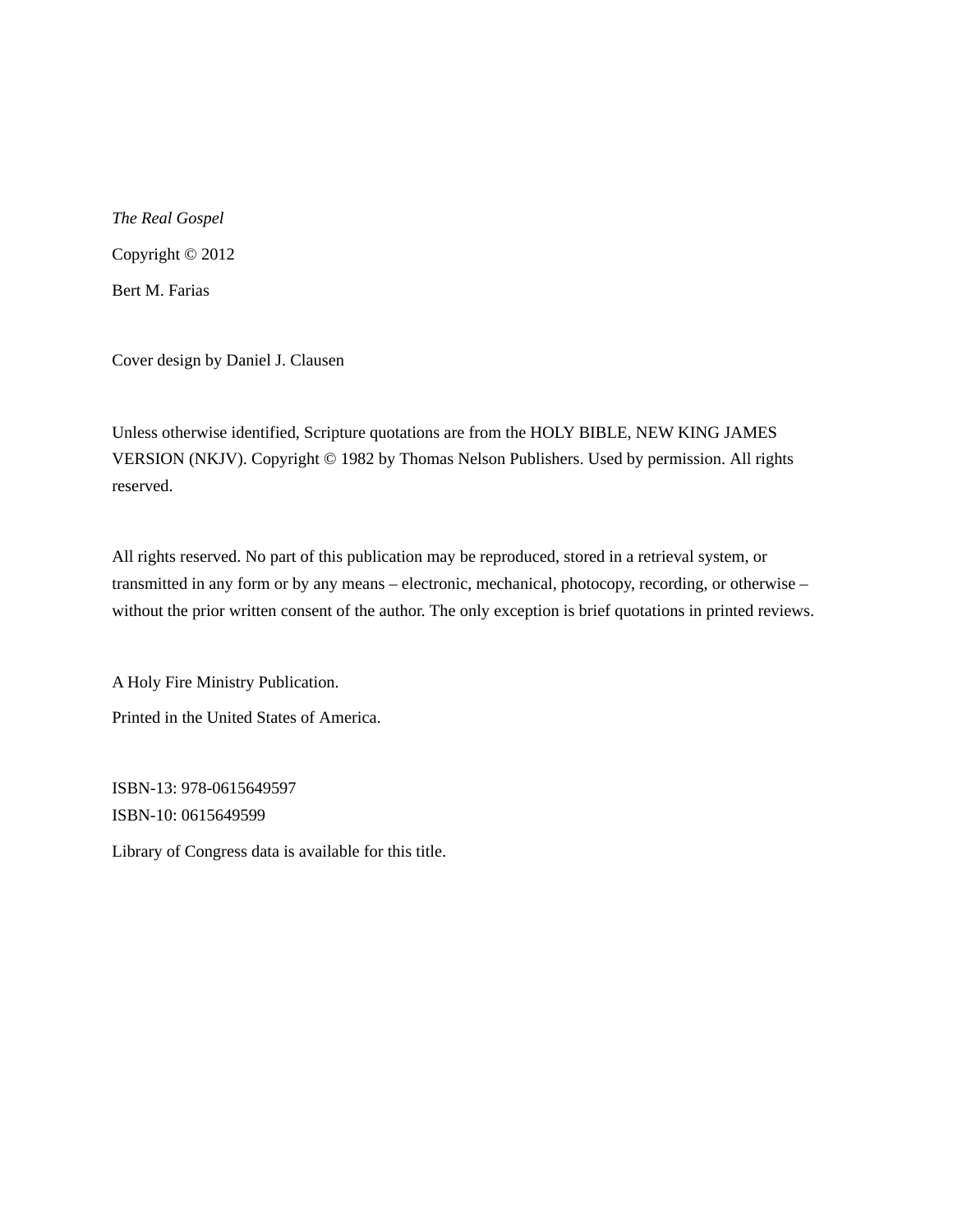*The Real Gospel*

Copyright © 2012

Bert M. Farias

Cover design by Daniel J. Clausen

Unless otherwise identified, Scripture quotations are from the HOLY BIBLE, NEW KING JAMES VERSION (NKJV). Copyright © 1982 by Thomas Nelson Publishers. Used by permission. All rights reserved.

All rights reserved. No part of this publication may be reproduced, stored in a retrieval system, or transmitted in any form or by any means – electronic, mechanical, photocopy, recording, or otherwise – without the prior written consent of the author. The only exception is brief quotations in printed reviews.

A Holy Fire Ministry Publication.

Printed in the United States of America.

ISBN-13: 978-0615649597
ISBN-10: 0615649599

Library of Congress data is available for this title.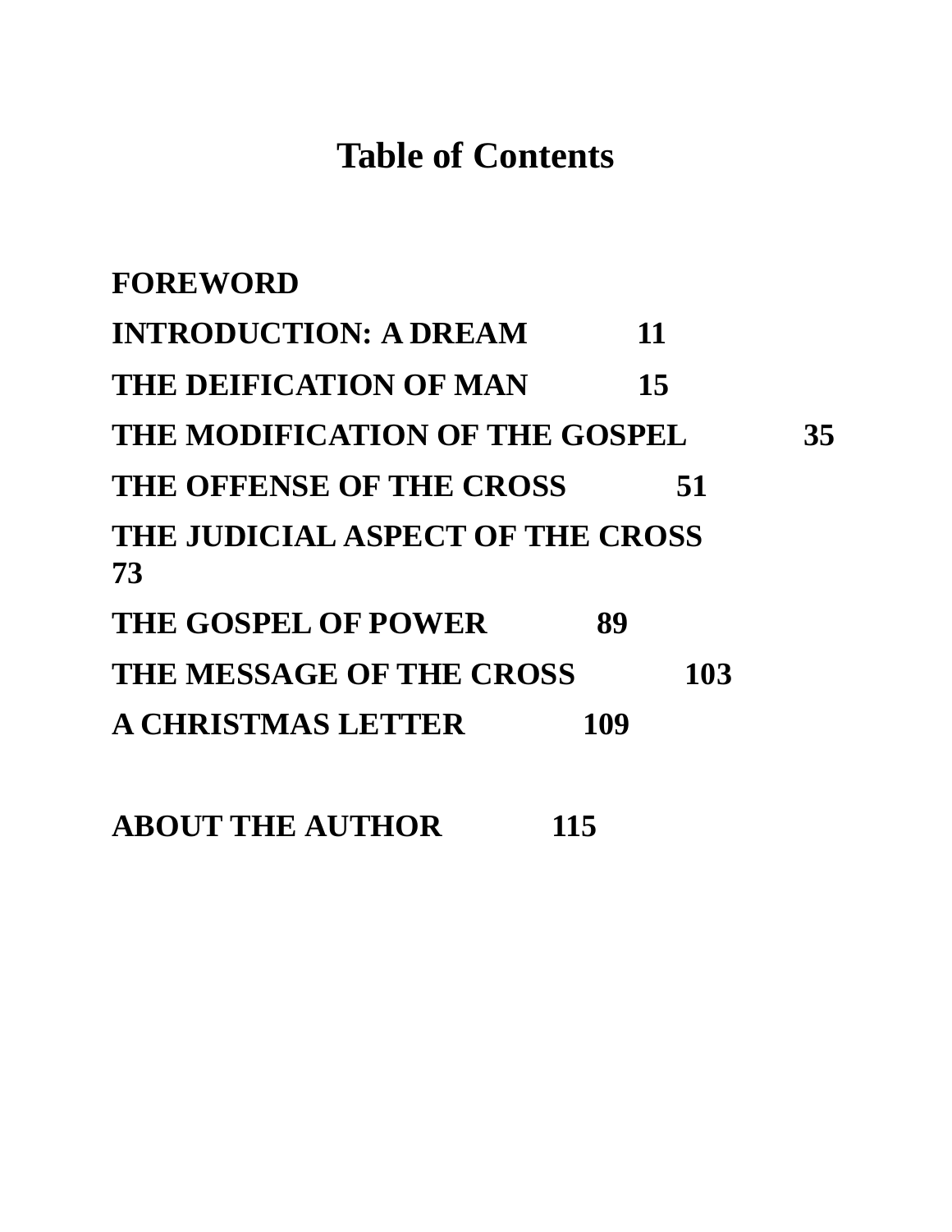# Table of Contents

**FOREWORD**

**INTRODUCTION: A DREAM 11**

**THE DEIFICATION OF MAN 15**

**THE MODIFICATION OF THE GOSPEL 35**

**THE OFFENSE OF THE CROSS 51**

**THE JUDICIAL ASPECT OF THE CROSS 73**

**THE GOSPEL OF POWER 89**

**THE MESSAGE OF THE CROSS 103**

**A CHRISTMAS LETTER 109**

**ABOUT THE AUTHOR 115**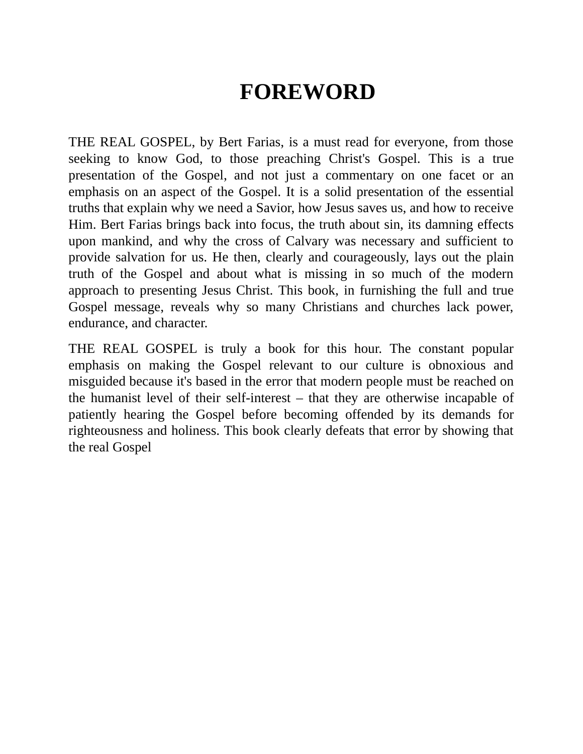# FOREWORD

THE REAL GOSPEL, by Bert Farias, is a must read for everyone, from those seeking to know God, to those preaching Christ's Gospel. This is a true presentation of the Gospel, and not just a commentary on one facet or an emphasis on an aspect of the Gospel. It is a solid presentation of the essential truths that explain why we need a Savior, how Jesus saves us, and how to receive Him. Bert Farias brings back into focus, the truth about sin, its damning effects upon mankind, and why the cross of Calvary was necessary and sufficient to provide salvation for us. He then, clearly and courageously, lays out the plain truth of the Gospel and about what is missing in so much of the modern approach to presenting Jesus Christ. This book, in furnishing the full and true Gospel message, reveals why so many Christians and churches lack power, endurance, and character.

THE REAL GOSPEL is truly a book for this hour. The constant popular emphasis on making the Gospel relevant to our culture is obnoxious and misguided because it's based in the error that modern people must be reached on the humanist level of their self-interest – that they are otherwise incapable of patiently hearing the Gospel before becoming offended by its demands for righteousness and holiness. This book clearly defeats that error by showing that the real Gospel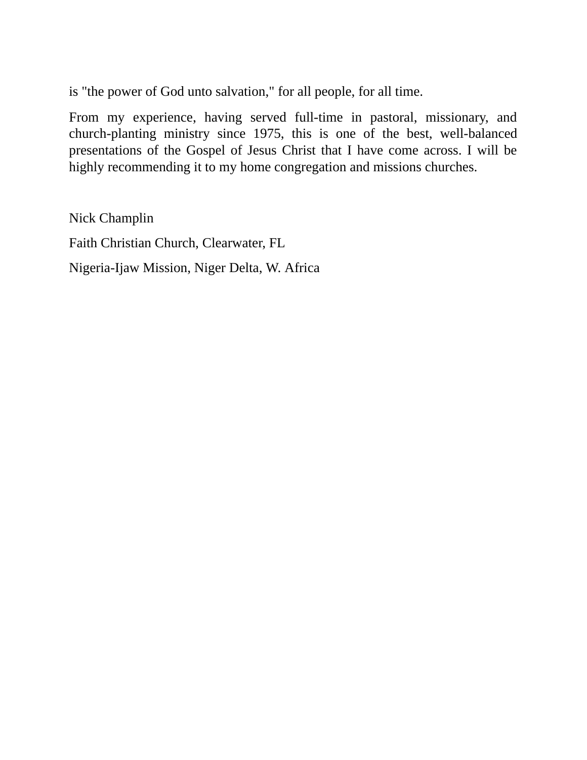is "the power of God unto salvation," for all people, for all time.

From my experience, having served full-time in pastoral, missionary, and church-planting ministry since 1975, this is one of the best, well-balanced presentations of the Gospel of Jesus Christ that I have come across. I will be highly recommending it to my home congregation and missions churches.

Nick Champlin

Faith Christian Church, Clearwater, FL

Nigeria-Ijaw Mission, Niger Delta, W. Africa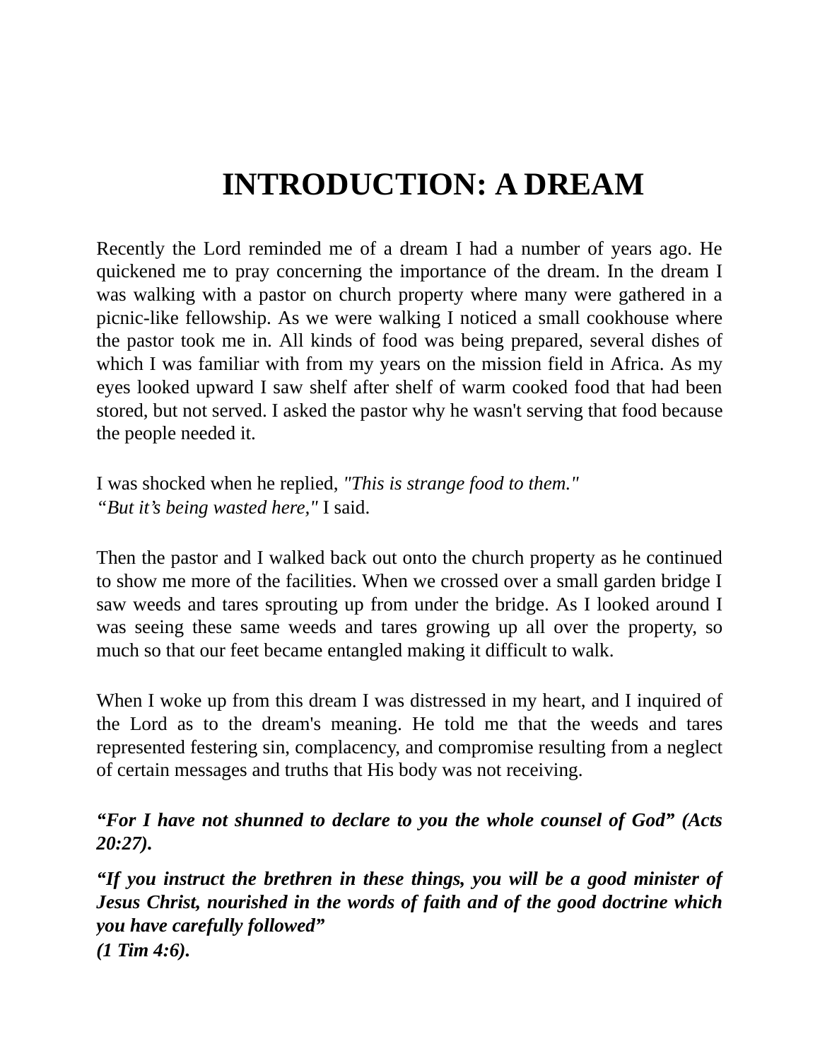# INTRODUCTION: A DREAM

Recently the Lord reminded me of a dream I had a number of years ago. He quickened me to pray concerning the importance of the dream. In the dream I was walking with a pastor on church property where many were gathered in a picnic-like fellowship. As we were walking I noticed a small cookhouse where the pastor took me in. All kinds of food was being prepared, several dishes of which I was familiar with from my years on the mission field in Africa. As my eyes looked upward I saw shelf after shelf of warm cooked food that had been stored, but not served. I asked the pastor why he wasn't serving that food because the people needed it.

I was shocked when he replied, *"This is strange food to them."*
*"But it's being wasted here,"* I said.

Then the pastor and I walked back out onto the church property as he continued to show me more of the facilities. When we crossed over a small garden bridge I saw weeds and tares sprouting up from under the bridge. As I looked around I was seeing these same weeds and tares growing up all over the property, so much so that our feet became entangled making it difficult to walk.

When I woke up from this dream I was distressed in my heart, and I inquired of the Lord as to the dream's meaning. He told me that the weeds and tares represented festering sin, complacency, and compromise resulting from a neglect of certain messages and truths that His body was not receiving.

***"For I have not shunned to declare to you the whole counsel of God" (Acts 20:27).***

***"If you instruct the brethren in these things, you will be a good minister of Jesus Christ, nourished in the words of faith and of the good doctrine which you have carefully followed"***
***(1 Tim 4:6).***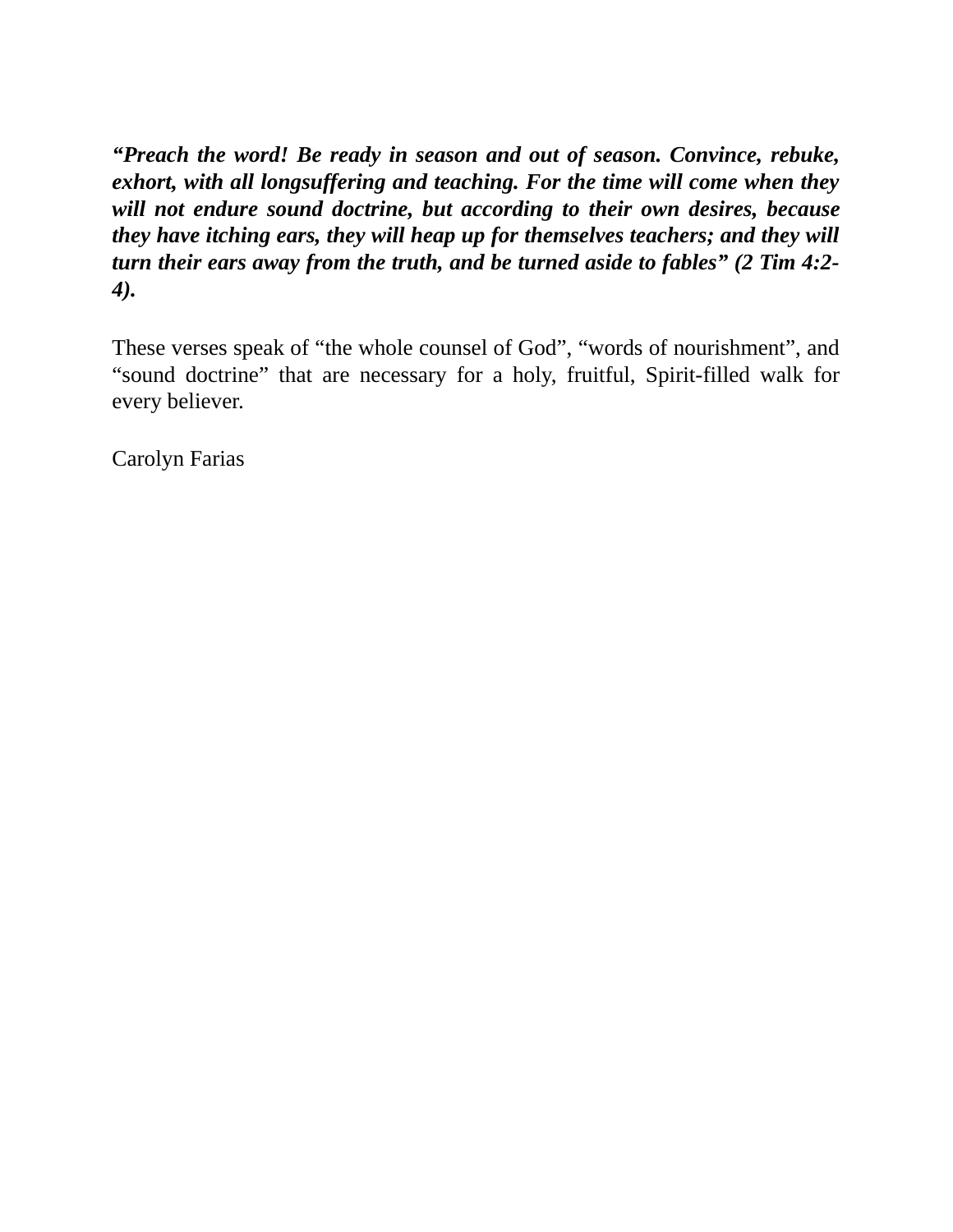***"Preach the word! Be ready in season and out of season. Convince, rebuke, exhort, with all longsuffering and teaching. For the time will come when they will not endure sound doctrine, but according to their own desires, because they have itching ears, they will heap up for themselves teachers; and they will turn their ears away from the truth, and be turned aside to fables" (2 Tim 4:2-4).***

These verses speak of "the whole counsel of God", "words of nourishment", and "sound doctrine" that are necessary for a holy, fruitful, Spirit-filled walk for every believer.

Carolyn Farias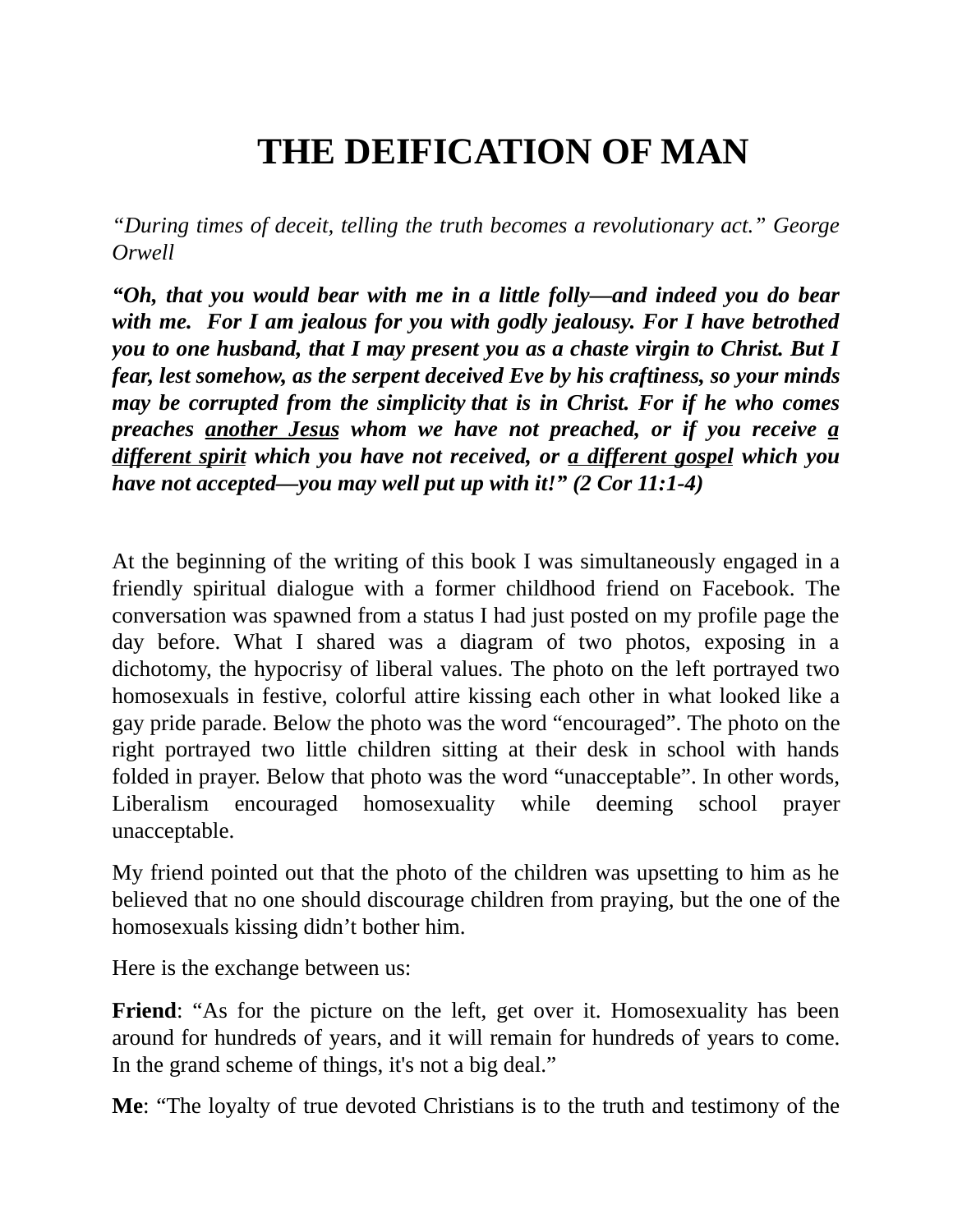# THE DEIFICATION OF MAN

*"During times of deceit, telling the truth becomes a revolutionary act." George Orwell*

***"Oh, that you would bear with me in a little folly—and indeed you do bear with me. For I am jealous for you with godly jealousy. For I have betrothed you to one husband, that I may present you as a chaste virgin to Christ. But I fear, lest somehow, as the serpent deceived Eve by his craftiness, so your minds may be corrupted from the simplicity that is in Christ. For if he who comes preaches <u>another Jesus</u> whom we have not preached, or if you receive <u>a different spirit</u> which you have not received, or <u>a different gospel</u> which you have not accepted—you may well put up with it!" (2 Cor 11:1-4)***

At the beginning of the writing of this book I was simultaneously engaged in a friendly spiritual dialogue with a former childhood friend on Facebook. The conversation was spawned from a status I had just posted on my profile page the day before. What I shared was a diagram of two photos, exposing in a dichotomy, the hypocrisy of liberal values. The photo on the left portrayed two homosexuals in festive, colorful attire kissing each other in what looked like a gay pride parade. Below the photo was the word "encouraged". The photo on the right portrayed two little children sitting at their desk in school with hands folded in prayer. Below that photo was the word "unacceptable". In other words, Liberalism encouraged homosexuality while deeming school prayer unacceptable.

My friend pointed out that the photo of the children was upsetting to him as he believed that no one should discourage children from praying, but the one of the homosexuals kissing didn't bother him.

Here is the exchange between us:

**Friend**: "As for the picture on the left, get over it. Homosexuality has been around for hundreds of years, and it will remain for hundreds of years to come. In the grand scheme of things, it's not a big deal."

**Me**: "The loyalty of true devoted Christians is to the truth and testimony of the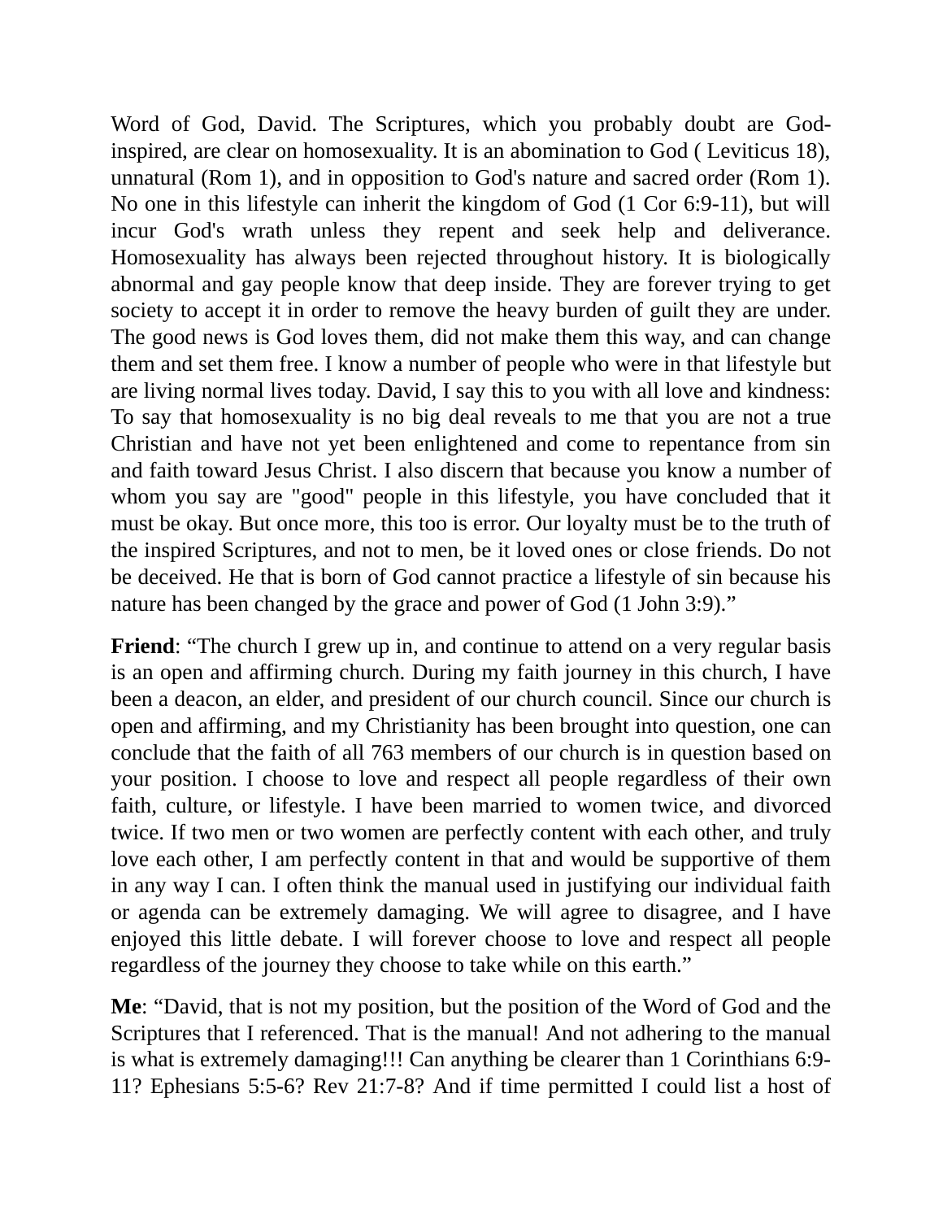Word of God, David. The Scriptures, which you probably doubt are God-inspired, are clear on homosexuality. It is an abomination to God ( Leviticus 18), unnatural (Rom 1), and in opposition to God's nature and sacred order (Rom 1). No one in this lifestyle can inherit the kingdom of God (1 Cor 6:9-11), but will incur God's wrath unless they repent and seek help and deliverance. Homosexuality has always been rejected throughout history. It is biologically abnormal and gay people know that deep inside. They are forever trying to get society to accept it in order to remove the heavy burden of guilt they are under. The good news is God loves them, did not make them this way, and can change them and set them free. I know a number of people who were in that lifestyle but are living normal lives today. David, I say this to you with all love and kindness: To say that homosexuality is no big deal reveals to me that you are not a true Christian and have not yet been enlightened and come to repentance from sin and faith toward Jesus Christ. I also discern that because you know a number of whom you say are "good" people in this lifestyle, you have concluded that it must be okay. But once more, this too is error. Our loyalty must be to the truth of the inspired Scriptures, and not to men, be it loved ones or close friends. Do not be deceived. He that is born of God cannot practice a lifestyle of sin because his nature has been changed by the grace and power of God (1 John 3:9)."

**Friend**: "The church I grew up in, and continue to attend on a very regular basis is an open and affirming church. During my faith journey in this church, I have been a deacon, an elder, and president of our church council. Since our church is open and affirming, and my Christianity has been brought into question, one can conclude that the faith of all 763 members of our church is in question based on your position. I choose to love and respect all people regardless of their own faith, culture, or lifestyle. I have been married to women twice, and divorced twice. If two men or two women are perfectly content with each other, and truly love each other, I am perfectly content in that and would be supportive of them in any way I can. I often think the manual used in justifying our individual faith or agenda can be extremely damaging. We will agree to disagree, and I have enjoyed this little debate. I will forever choose to love and respect all people regardless of the journey they choose to take while on this earth."

**Me**: "David, that is not my position, but the position of the Word of God and the Scriptures that I referenced. That is the manual! And not adhering to the manual is what is extremely damaging!!! Can anything be clearer than 1 Corinthians 6:9-11? Ephesians 5:5-6? Rev 21:7-8? And if time permitted I could list a host of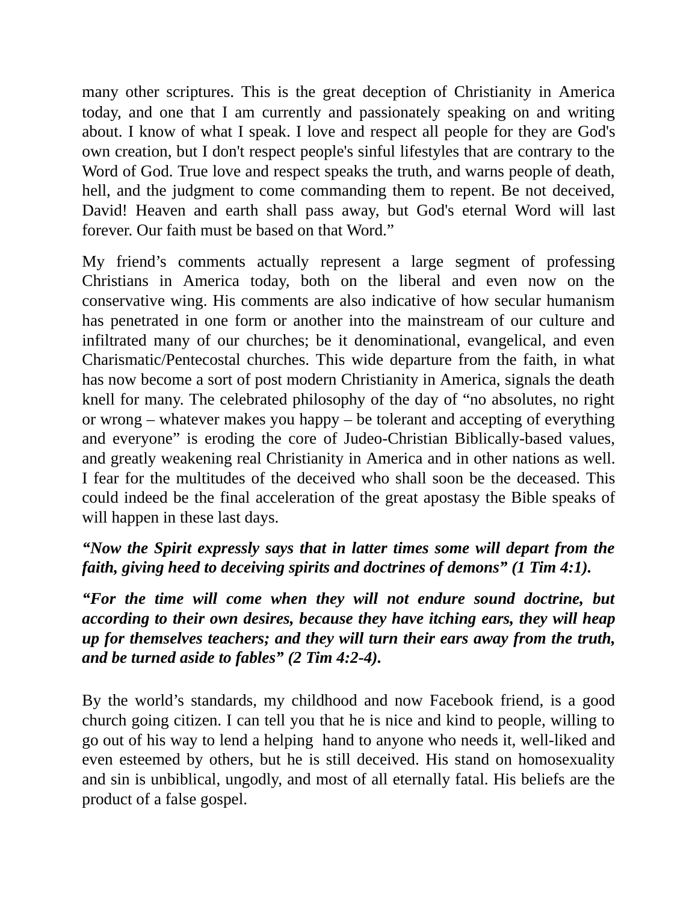many other scriptures. This is the great deception of Christianity in America today, and one that I am currently and passionately speaking on and writing about. I know of what I speak. I love and respect all people for they are God's own creation, but I don't respect people's sinful lifestyles that are contrary to the Word of God. True love and respect speaks the truth, and warns people of death, hell, and the judgment to come commanding them to repent. Be not deceived, David! Heaven and earth shall pass away, but God's eternal Word will last forever. Our faith must be based on that Word."

My friend's comments actually represent a large segment of professing Christians in America today, both on the liberal and even now on the conservative wing. His comments are also indicative of how secular humanism has penetrated in one form or another into the mainstream of our culture and infiltrated many of our churches; be it denominational, evangelical, and even Charismatic/Pentecostal churches. This wide departure from the faith, in what has now become a sort of post modern Christianity in America, signals the death knell for many. The celebrated philosophy of the day of "no absolutes, no right or wrong – whatever makes you happy – be tolerant and accepting of everything and everyone" is eroding the core of Judeo-Christian Biblically-based values, and greatly weakening real Christianity in America and in other nations as well. I fear for the multitudes of the deceived who shall soon be the deceased. This could indeed be the final acceleration of the great apostasy the Bible speaks of will happen in these last days.

***"Now the Spirit expressly says that in latter times some will depart from the faith, giving heed to deceiving spirits and doctrines of demons" (1 Tim 4:1).***

***"For the time will come when they will not endure sound doctrine, but according to their own desires, because they have itching ears, they will heap up for themselves teachers; and they will turn their ears away from the truth, and be turned aside to fables" (2 Tim 4:2-4).***

By the world's standards, my childhood and now Facebook friend, is a good church going citizen. I can tell you that he is nice and kind to people, willing to go out of his way to lend a helping hand to anyone who needs it, well-liked and even esteemed by others, but he is still deceived. His stand on homosexuality and sin is unbiblical, ungodly, and most of all eternally fatal. His beliefs are the product of a false gospel.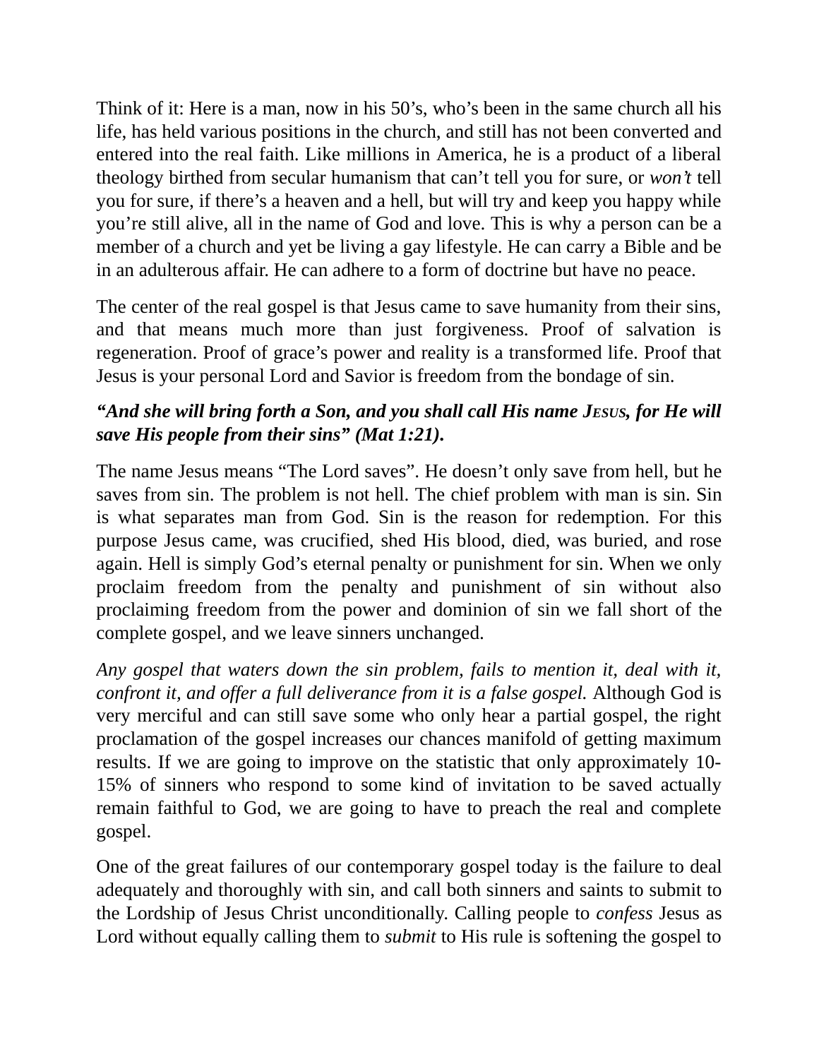Think of it: Here is a man, now in his 50's, who's been in the same church all his life, has held various positions in the church, and still has not been converted and entered into the real faith. Like millions in America, he is a product of a liberal theology birthed from secular humanism that can't tell you for sure, or *won't* tell you for sure, if there's a heaven and a hell, but will try and keep you happy while you're still alive, all in the name of God and love. This is why a person can be a member of a church and yet be living a gay lifestyle. He can carry a Bible and be in an adulterous affair. He can adhere to a form of doctrine but have no peace.

The center of the real gospel is that Jesus came to save humanity from their sins, and that means much more than just forgiveness. Proof of salvation is regeneration. Proof of grace's power and reality is a transformed life. Proof that Jesus is your personal Lord and Savior is freedom from the bondage of sin.

***"And she will bring forth a Son, and you shall call His name JESUS, for He will save His people from their sins" (Mat 1:21).***

The name Jesus means "The Lord saves". He doesn't only save from hell, but he saves from sin. The problem is not hell. The chief problem with man is sin. Sin is what separates man from God. Sin is the reason for redemption. For this purpose Jesus came, was crucified, shed His blood, died, was buried, and rose again. Hell is simply God's eternal penalty or punishment for sin. When we only proclaim freedom from the penalty and punishment of sin without also proclaiming freedom from the power and dominion of sin we fall short of the complete gospel, and we leave sinners unchanged.

*Any gospel that waters down the sin problem, fails to mention it, deal with it, confront it, and offer a full deliverance from it is a false gospel.* Although God is very merciful and can still save some who only hear a partial gospel, the right proclamation of the gospel increases our chances manifold of getting maximum results. If we are going to improve on the statistic that only approximately 10-15% of sinners who respond to some kind of invitation to be saved actually remain faithful to God, we are going to have to preach the real and complete gospel.

One of the great failures of our contemporary gospel today is the failure to deal adequately and thoroughly with sin, and call both sinners and saints to submit to the Lordship of Jesus Christ unconditionally. Calling people to *confess* Jesus as Lord without equally calling them to *submit* to His rule is softening the gospel to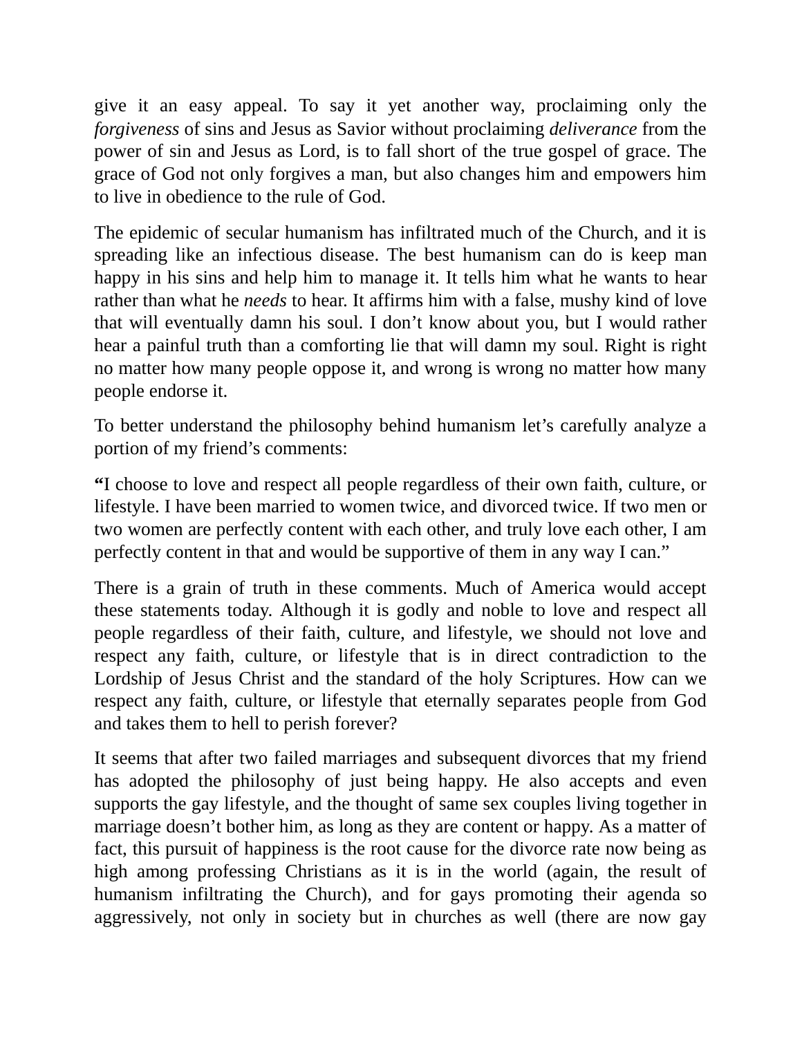give it an easy appeal. To say it yet another way, proclaiming only the *forgiveness* of sins and Jesus as Savior without proclaiming *deliverance* from the power of sin and Jesus as Lord, is to fall short of the true gospel of grace. The grace of God not only forgives a man, but also changes him and empowers him to live in obedience to the rule of God.

The epidemic of secular humanism has infiltrated much of the Church, and it is spreading like an infectious disease. The best humanism can do is keep man happy in his sins and help him to manage it. It tells him what he wants to hear rather than what he *needs* to hear. It affirms him with a false, mushy kind of love that will eventually damn his soul. I don't know about you, but I would rather hear a painful truth than a comforting lie that will damn my soul. Right is right no matter how many people oppose it, and wrong is wrong no matter how many people endorse it.

To better understand the philosophy behind humanism let's carefully analyze a portion of my friend's comments:

**"**I choose to love and respect all people regardless of their own faith, culture, or lifestyle. I have been married to women twice, and divorced twice. If two men or two women are perfectly content with each other, and truly love each other, I am perfectly content in that and would be supportive of them in any way I can."

There is a grain of truth in these comments. Much of America would accept these statements today. Although it is godly and noble to love and respect all people regardless of their faith, culture, and lifestyle, we should not love and respect any faith, culture, or lifestyle that is in direct contradiction to the Lordship of Jesus Christ and the standard of the holy Scriptures. How can we respect any faith, culture, or lifestyle that eternally separates people from God and takes them to hell to perish forever?

It seems that after two failed marriages and subsequent divorces that my friend has adopted the philosophy of just being happy. He also accepts and even supports the gay lifestyle, and the thought of same sex couples living together in marriage doesn't bother him, as long as they are content or happy. As a matter of fact, this pursuit of happiness is the root cause for the divorce rate now being as high among professing Christians as it is in the world (again, the result of humanism infiltrating the Church), and for gays promoting their agenda so aggressively, not only in society but in churches as well (there are now gay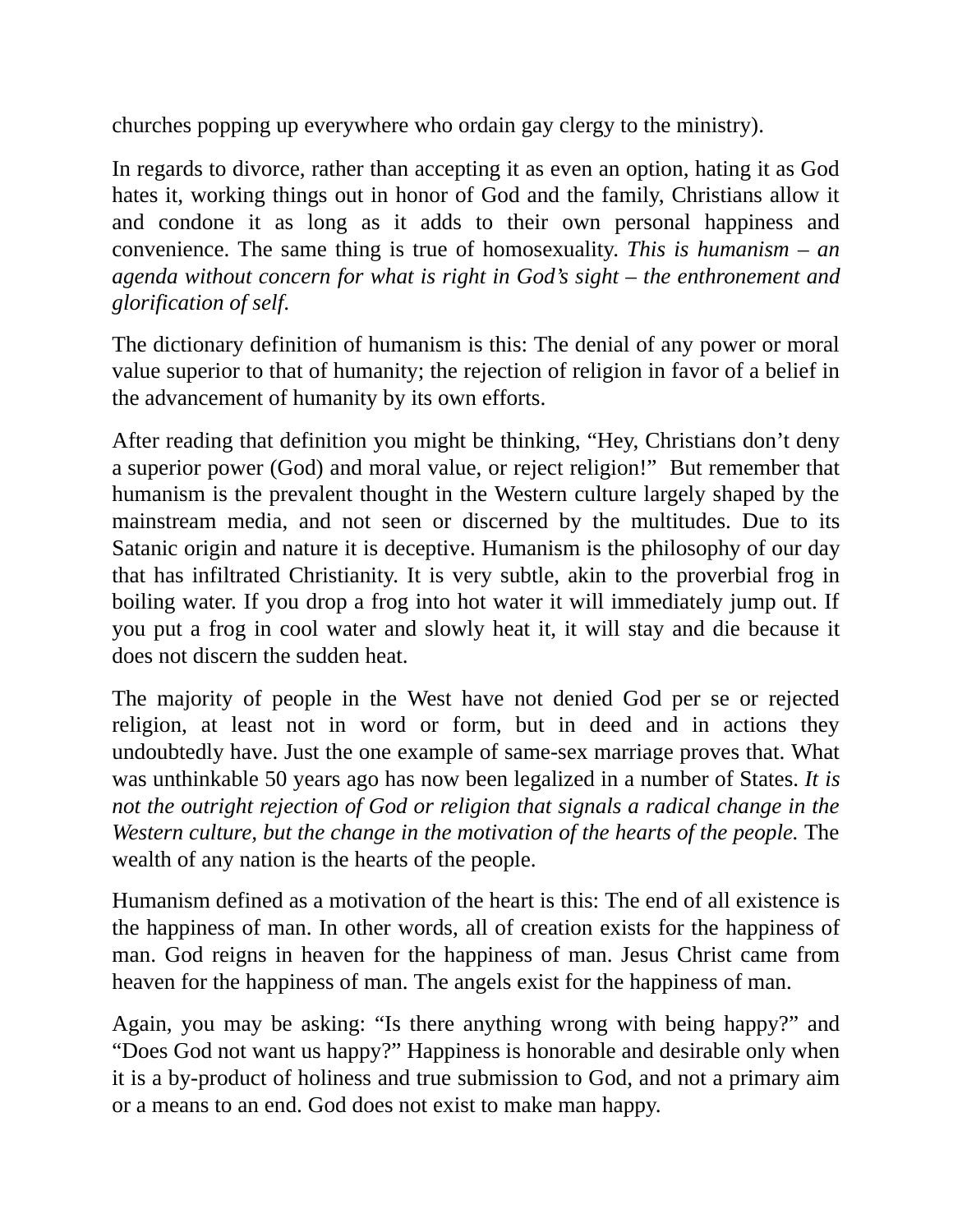churches popping up everywhere who ordain gay clergy to the ministry).

In regards to divorce, rather than accepting it as even an option, hating it as God hates it, working things out in honor of God and the family, Christians allow it and condone it as long as it adds to their own personal happiness and convenience. The same thing is true of homosexuality. *This is humanism – an agenda without concern for what is right in God's sight – the enthronement and glorification of self.*

The dictionary definition of humanism is this: The denial of any power or moral value superior to that of humanity; the rejection of religion in favor of a belief in the advancement of humanity by its own efforts.

After reading that definition you might be thinking, "Hey, Christians don't deny a superior power (God) and moral value, or reject religion!" But remember that humanism is the prevalent thought in the Western culture largely shaped by the mainstream media, and not seen or discerned by the multitudes. Due to its Satanic origin and nature it is deceptive. Humanism is the philosophy of our day that has infiltrated Christianity. It is very subtle, akin to the proverbial frog in boiling water. If you drop a frog into hot water it will immediately jump out. If you put a frog in cool water and slowly heat it, it will stay and die because it does not discern the sudden heat.

The majority of people in the West have not denied God per se or rejected religion, at least not in word or form, but in deed and in actions they undoubtedly have. Just the one example of same-sex marriage proves that. What was unthinkable 50 years ago has now been legalized in a number of States. *It is not the outright rejection of God or religion that signals a radical change in the Western culture, but the change in the motivation of the hearts of the people.* The wealth of any nation is the hearts of the people.

Humanism defined as a motivation of the heart is this: The end of all existence is the happiness of man. In other words, all of creation exists for the happiness of man. God reigns in heaven for the happiness of man. Jesus Christ came from heaven for the happiness of man. The angels exist for the happiness of man.

Again, you may be asking: "Is there anything wrong with being happy?" and "Does God not want us happy?" Happiness is honorable and desirable only when it is a by-product of holiness and true submission to God, and not a primary aim or a means to an end. God does not exist to make man happy.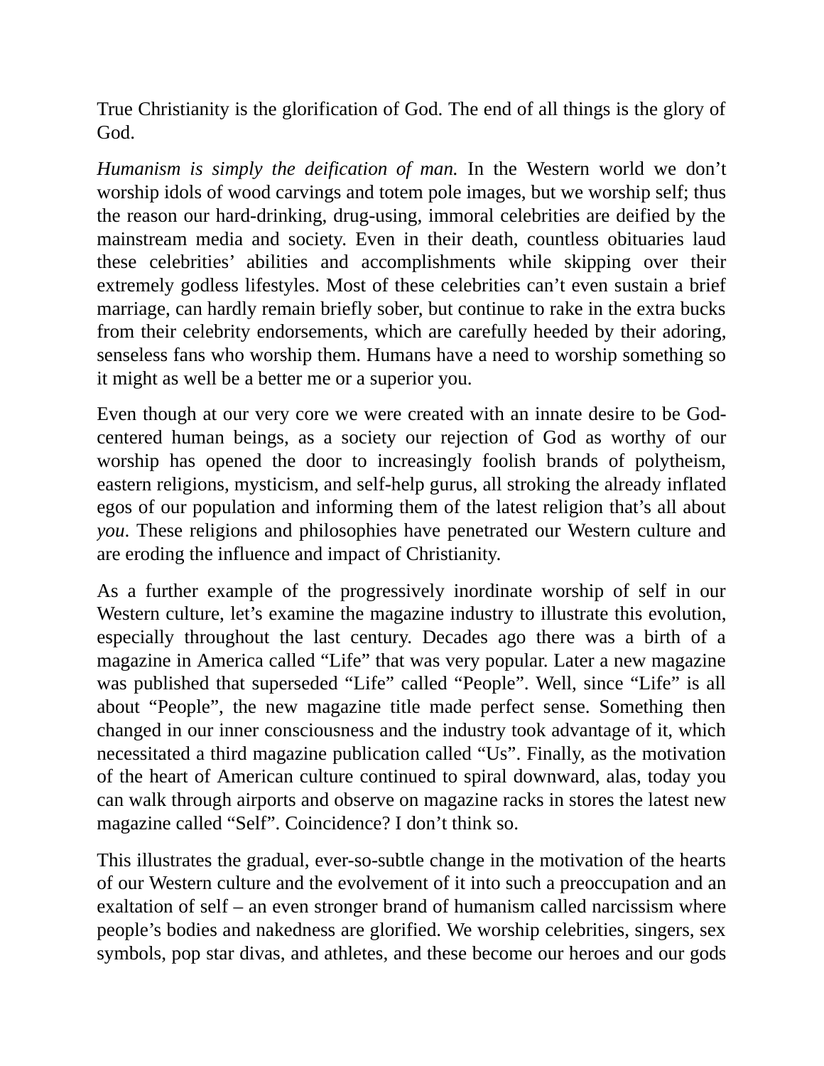True Christianity is the glorification of God. The end of all things is the glory of God.

*Humanism is simply the deification of man.* In the Western world we don't worship idols of wood carvings and totem pole images, but we worship self; thus the reason our hard-drinking, drug-using, immoral celebrities are deified by the mainstream media and society. Even in their death, countless obituaries laud these celebrities' abilities and accomplishments while skipping over their extremely godless lifestyles. Most of these celebrities can't even sustain a brief marriage, can hardly remain briefly sober, but continue to rake in the extra bucks from their celebrity endorsements, which are carefully heeded by their adoring, senseless fans who worship them. Humans have a need to worship something so it might as well be a better me or a superior you.

Even though at our very core we were created with an innate desire to be God-centered human beings, as a society our rejection of God as worthy of our worship has opened the door to increasingly foolish brands of polytheism, eastern religions, mysticism, and self-help gurus, all stroking the already inflated egos of our population and informing them of the latest religion that's all about *you*. These religions and philosophies have penetrated our Western culture and are eroding the influence and impact of Christianity.

As a further example of the progressively inordinate worship of self in our Western culture, let's examine the magazine industry to illustrate this evolution, especially throughout the last century. Decades ago there was a birth of a magazine in America called "Life" that was very popular. Later a new magazine was published that superseded "Life" called "People". Well, since "Life" is all about "People", the new magazine title made perfect sense. Something then changed in our inner consciousness and the industry took advantage of it, which necessitated a third magazine publication called "Us". Finally, as the motivation of the heart of American culture continued to spiral downward, alas, today you can walk through airports and observe on magazine racks in stores the latest new magazine called "Self". Coincidence? I don't think so.

This illustrates the gradual, ever-so-subtle change in the motivation of the hearts of our Western culture and the evolvement of it into such a preoccupation and an exaltation of self – an even stronger brand of humanism called narcissism where people's bodies and nakedness are glorified. We worship celebrities, singers, sex symbols, pop star divas, and athletes, and these become our heroes and our gods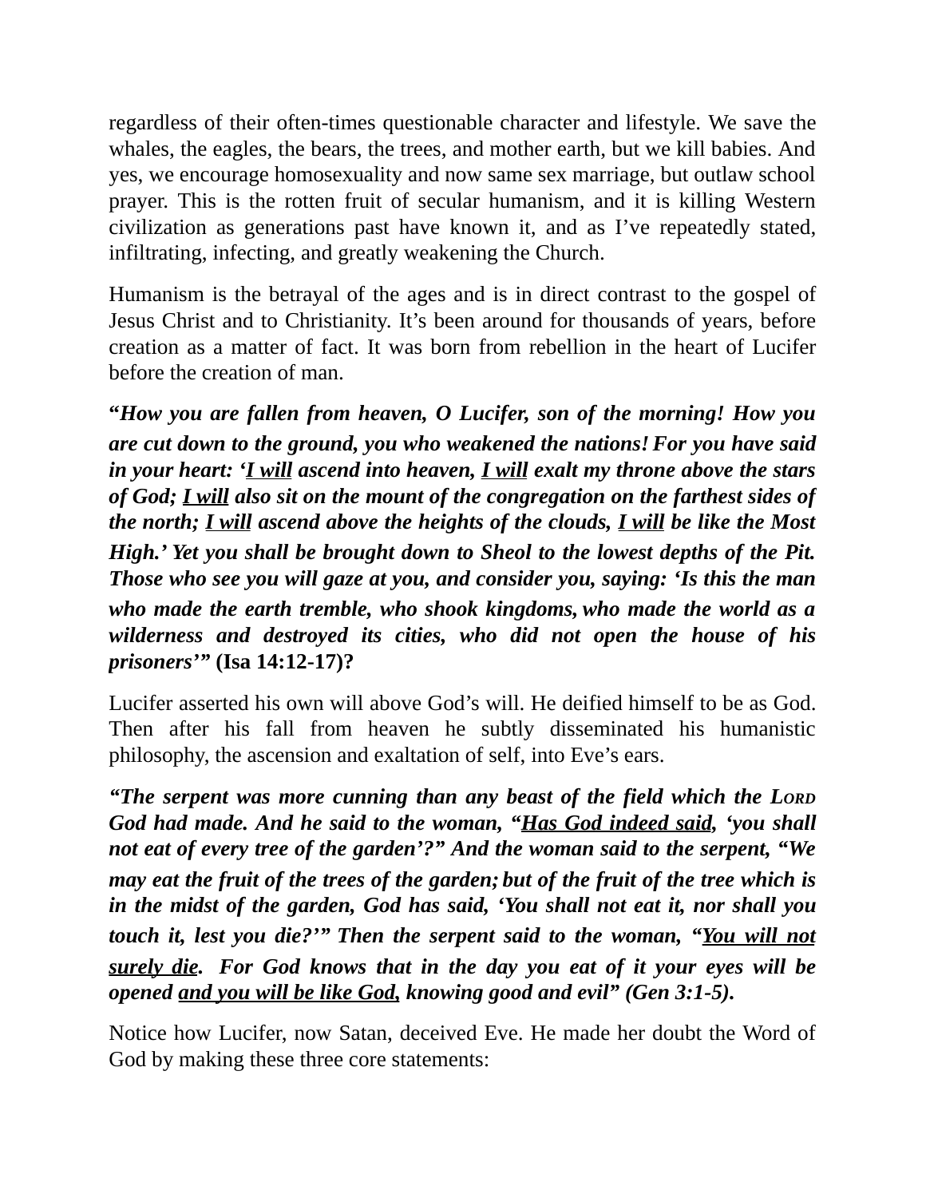regardless of their often-times questionable character and lifestyle. We save the whales, the eagles, the bears, the trees, and mother earth, but we kill babies. And yes, we encourage homosexuality and now same sex marriage, but outlaw school prayer. This is the rotten fruit of secular humanism, and it is killing Western civilization as generations past have known it, and as I've repeatedly stated, infiltrating, infecting, and greatly weakening the Church.

Humanism is the betrayal of the ages and is in direct contrast to the gospel of Jesus Christ and to Christianity. It's been around for thousands of years, before creation as a matter of fact. It was born from rebellion in the heart of Lucifer before the creation of man.

***"How you are fallen from heaven, O Lucifer, son of the morning! How you are cut down to the ground, you who weakened the nations! For you have said in your heart: '<u>I will</u> ascend into heaven, <u>I will</u> exalt my throne above the stars of God; <u>I will</u> also sit on the mount of the congregation on the farthest sides of the north; <u>I will</u> ascend above the heights of the clouds, <u>I will</u> be like the Most High.' Yet you shall be brought down to Sheol to the lowest depths of the Pit. Those who see you will gaze at you, and consider you, saying: 'Is this the man who made the earth tremble, who shook kingdoms, who made the world as a wilderness and destroyed its cities, who did not open the house of his prisoners'"*** **(Isa 14:12-17)?**

Lucifer asserted his own will above God's will. He deified himself to be as God. Then after his fall from heaven he subtly disseminated his humanistic philosophy, the ascension and exaltation of self, into Eve's ears.

***"The serpent was more cunning than any beast of the field which the LORD God had made. And he said to the woman, "<u>Has God indeed said</u>, 'you shall not eat of every tree of the garden'?" And the woman said to the serpent, "We may eat the fruit of the trees of the garden; but of the fruit of the tree which is in the midst of the garden, God has said, 'You shall not eat it, nor shall you touch it, lest you die?'" Then the serpent said to the woman, "<u>You will not surely die</u>. For God knows that in the day you eat of it your eyes will be opened <u>and you will be like God</u>, knowing good and evil" (Gen 3:1-5).***

Notice how Lucifer, now Satan, deceived Eve. He made her doubt the Word of God by making these three core statements: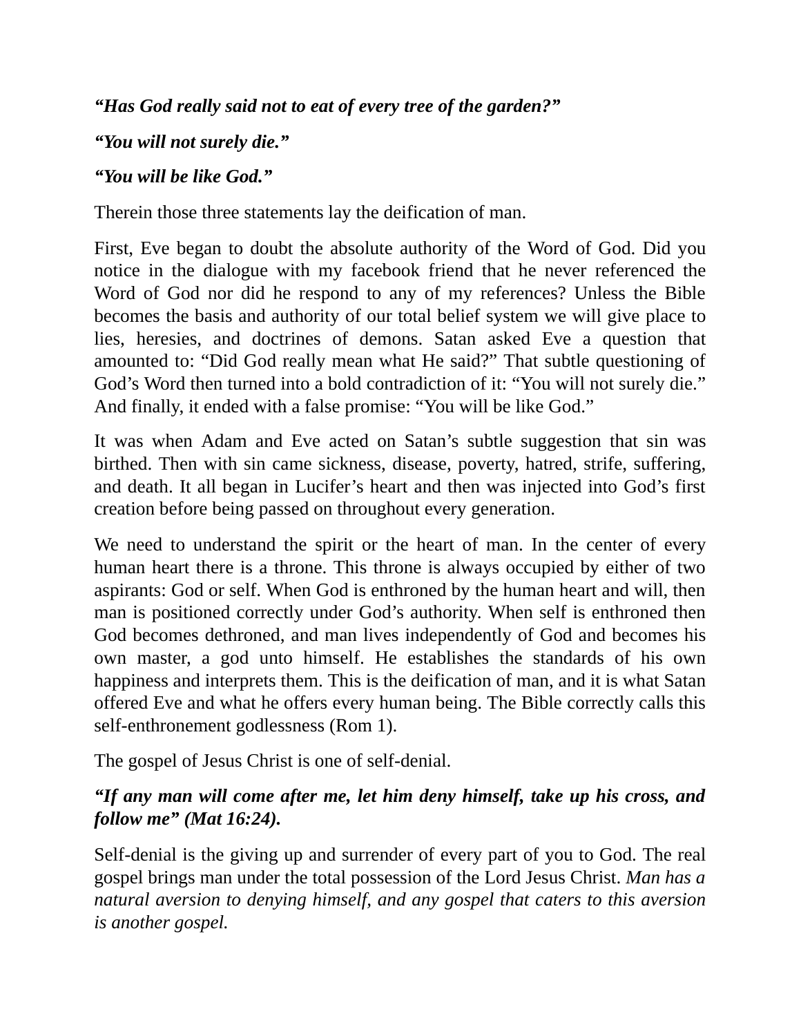***"Has God really said not to eat of every tree of the garden?"***

***"You will not surely die."***

***"You will be like God."***

Therein those three statements lay the deification of man.

First, Eve began to doubt the absolute authority of the Word of God. Did you notice in the dialogue with my facebook friend that he never referenced the Word of God nor did he respond to any of my references? Unless the Bible becomes the basis and authority of our total belief system we will give place to lies, heresies, and doctrines of demons. Satan asked Eve a question that amounted to: "Did God really mean what He said?" That subtle questioning of God's Word then turned into a bold contradiction of it: "You will not surely die." And finally, it ended with a false promise: "You will be like God."

It was when Adam and Eve acted on Satan's subtle suggestion that sin was birthed. Then with sin came sickness, disease, poverty, hatred, strife, suffering, and death. It all began in Lucifer's heart and then was injected into God's first creation before being passed on throughout every generation.

We need to understand the spirit or the heart of man. In the center of every human heart there is a throne. This throne is always occupied by either of two aspirants: God or self. When God is enthroned by the human heart and will, then man is positioned correctly under God's authority. When self is enthroned then God becomes dethroned, and man lives independently of God and becomes his own master, a god unto himself. He establishes the standards of his own happiness and interprets them. This is the deification of man, and it is what Satan offered Eve and what he offers every human being. The Bible correctly calls this self-enthronement godlessness (Rom 1).

The gospel of Jesus Christ is one of self-denial.

***"If any man will come after me, let him deny himself, take up his cross, and follow me" (Mat 16:24).***

Self-denial is the giving up and surrender of every part of you to God. The real gospel brings man under the total possession of the Lord Jesus Christ. *Man has a natural aversion to denying himself, and any gospel that caters to this aversion is another gospel.*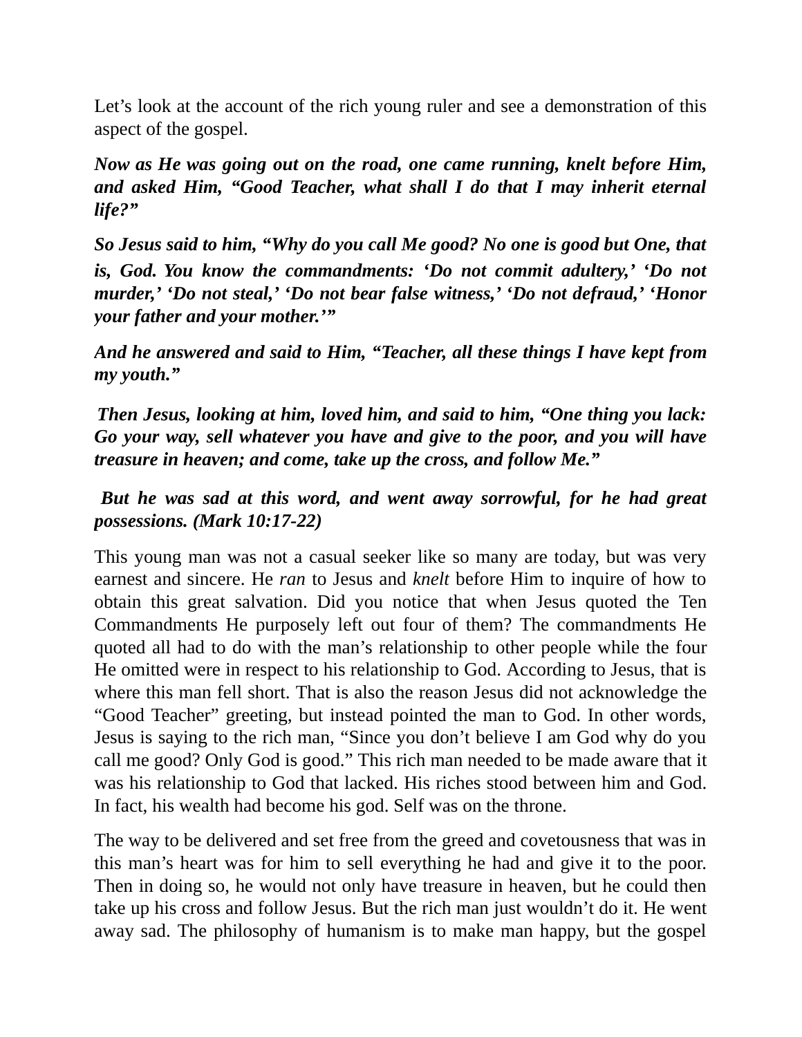Let's look at the account of the rich young ruler and see a demonstration of this aspect of the gospel.

***Now as He was going out on the road, one came running, knelt before Him, and asked Him, "Good Teacher, what shall I do that I may inherit eternal life?"***

***So Jesus said to him, "Why do you call Me good? No one is good but One, that is, God. You know the commandments: 'Do not commit adultery,' 'Do not murder,' 'Do not steal,' 'Do not bear false witness,' 'Do not defraud,' 'Honor your father and your mother.'"***

***And he answered and said to Him, "Teacher, all these things I have kept from my youth."***

***Then Jesus, looking at him, loved him, and said to him, "One thing you lack: Go your way, sell whatever you have and give to the poor, and you will have treasure in heaven; and come, take up the cross, and follow Me."***

***But he was sad at this word, and went away sorrowful, for he had great possessions. (Mark 10:17-22)***

This young man was not a casual seeker like so many are today, but was very earnest and sincere. He *ran* to Jesus and *knelt* before Him to inquire of how to obtain this great salvation. Did you notice that when Jesus quoted the Ten Commandments He purposely left out four of them? The commandments He quoted all had to do with the man's relationship to other people while the four He omitted were in respect to his relationship to God. According to Jesus, that is where this man fell short. That is also the reason Jesus did not acknowledge the "Good Teacher" greeting, but instead pointed the man to God. In other words, Jesus is saying to the rich man, "Since you don't believe I am God why do you call me good? Only God is good." This rich man needed to be made aware that it was his relationship to God that lacked. His riches stood between him and God. In fact, his wealth had become his god. Self was on the throne.

The way to be delivered and set free from the greed and covetousness that was in this man's heart was for him to sell everything he had and give it to the poor. Then in doing so, he would not only have treasure in heaven, but he could then take up his cross and follow Jesus. But the rich man just wouldn't do it. He went away sad. The philosophy of humanism is to make man happy, but the gospel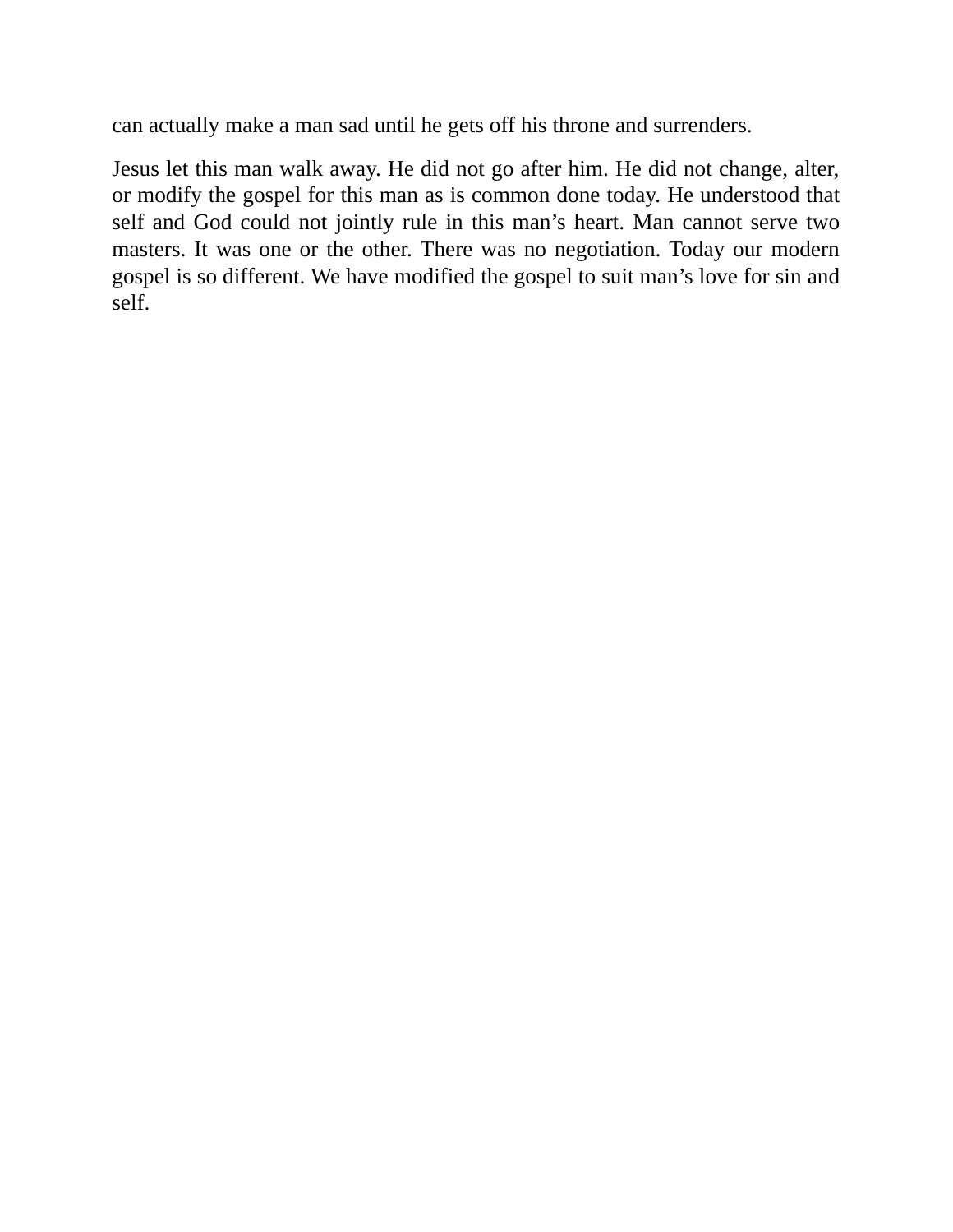can actually make a man sad until he gets off his throne and surrenders.

Jesus let this man walk away. He did not go after him. He did not change, alter, or modify the gospel for this man as is common done today. He understood that self and God could not jointly rule in this man’s heart. Man cannot serve two masters. It was one or the other. There was no negotiation. Today our modern gospel is so different. We have modified the gospel to suit man’s love for sin and self.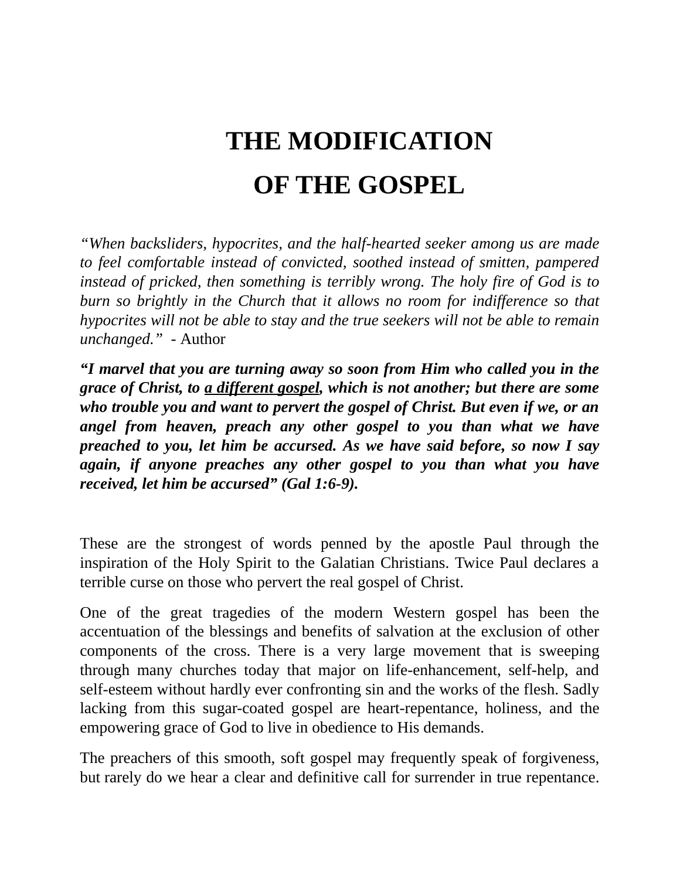# THE MODIFICATION OF THE GOSPEL

*"When backsliders, hypocrites, and the half-hearted seeker among us are made to feel comfortable instead of convicted, soothed instead of smitten, pampered instead of pricked, then something is terribly wrong. The holy fire of God is to burn so brightly in the Church that it allows no room for indifference so that hypocrites will not be able to stay and the true seekers will not be able to remain unchanged."* - Author

***"I marvel that you are turning away so soon from Him who called you in the grace of Christ, to <u>a different gospel</u>, which is not another; but there are some who trouble you and want to pervert the gospel of Christ. But even if we, or an angel from heaven, preach any other gospel to you than what we have preached to you, let him be accursed. As we have said before, so now I say again, if anyone preaches any other gospel to you than what you have received, let him be accursed" (Gal 1:6-9).***

These are the strongest of words penned by the apostle Paul through the inspiration of the Holy Spirit to the Galatian Christians. Twice Paul declares a terrible curse on those who pervert the real gospel of Christ.

One of the great tragedies of the modern Western gospel has been the accentuation of the blessings and benefits of salvation at the exclusion of other components of the cross. There is a very large movement that is sweeping through many churches today that major on life-enhancement, self-help, and self-esteem without hardly ever confronting sin and the works of the flesh. Sadly lacking from this sugar-coated gospel are heart-repentance, holiness, and the empowering grace of God to live in obedience to His demands.

The preachers of this smooth, soft gospel may frequently speak of forgiveness, but rarely do we hear a clear and definitive call for surrender in true repentance.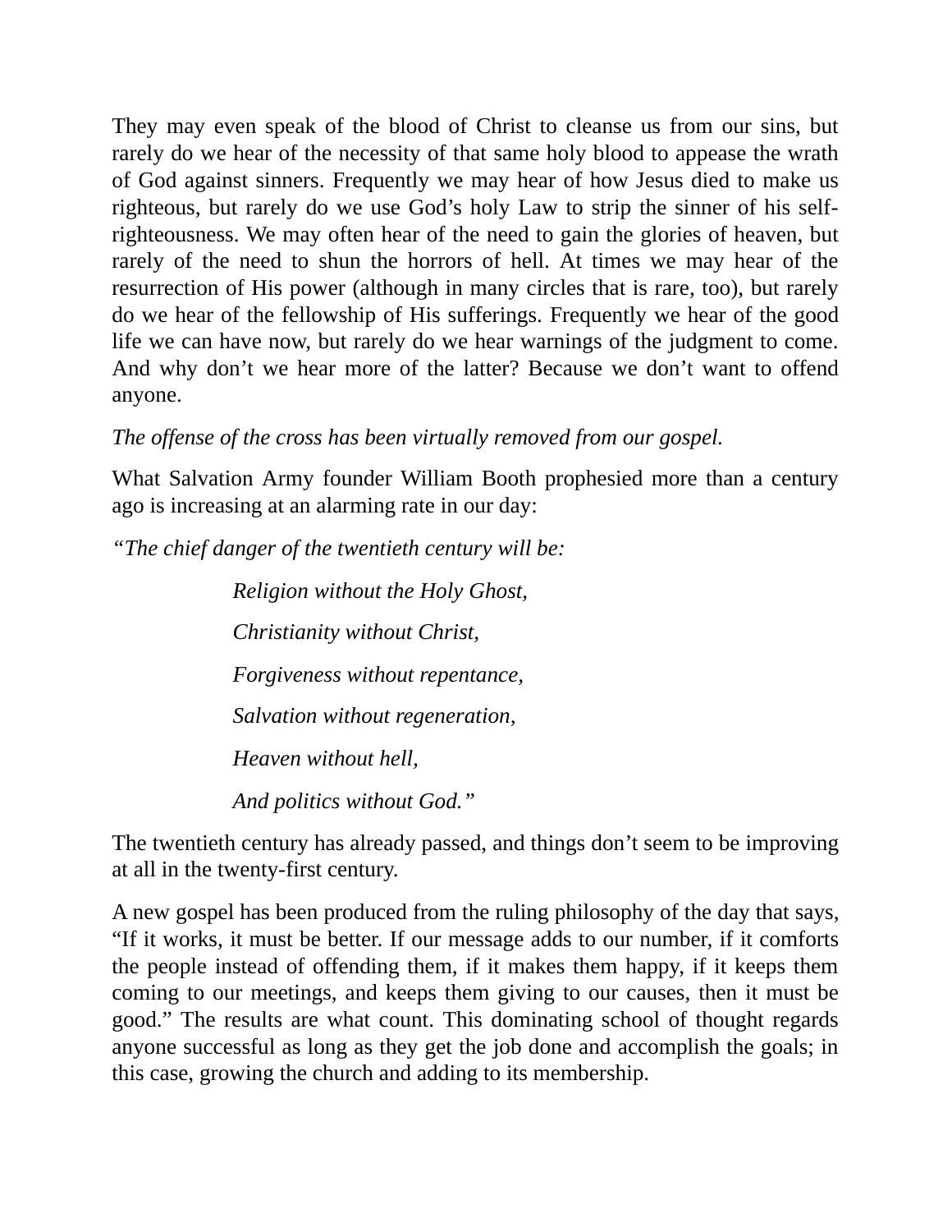They may even speak of the blood of Christ to cleanse us from our sins, but rarely do we hear of the necessity of that same holy blood to appease the wrath of God against sinners. Frequently we may hear of how Jesus died to make us righteous, but rarely do we use God's holy Law to strip the sinner of his self-righteousness. We may often hear of the need to gain the glories of heaven, but rarely of the need to shun the horrors of hell. At times we may hear of the resurrection of His power (although in many circles that is rare, too), but rarely do we hear of the fellowship of His sufferings. Frequently we hear of the good life we can have now, but rarely do we hear warnings of the judgment to come. And why don't we hear more of the latter? Because we don't want to offend anyone.

*The offense of the cross has been virtually removed from our gospel.*

What Salvation Army founder William Booth prophesied more than a century ago is increasing at an alarming rate in our day:

*"The chief danger of the twentieth century will be:*

> *Religion without the Holy Ghost,*
>
> *Christianity without Christ,*
>
> *Forgiveness without repentance,*
>
> *Salvation without regeneration,*
>
> *Heaven without hell,*
>
> *And politics without God."*

The twentieth century has already passed, and things don't seem to be improving at all in the twenty-first century.

A new gospel has been produced from the ruling philosophy of the day that says, "If it works, it must be better. If our message adds to our number, if it comforts the people instead of offending them, if it makes them happy, if it keeps them coming to our meetings, and keeps them giving to our causes, then it must be good." The results are what count. This dominating school of thought regards anyone successful as long as they get the job done and accomplish the goals; in this case, growing the church and adding to its membership.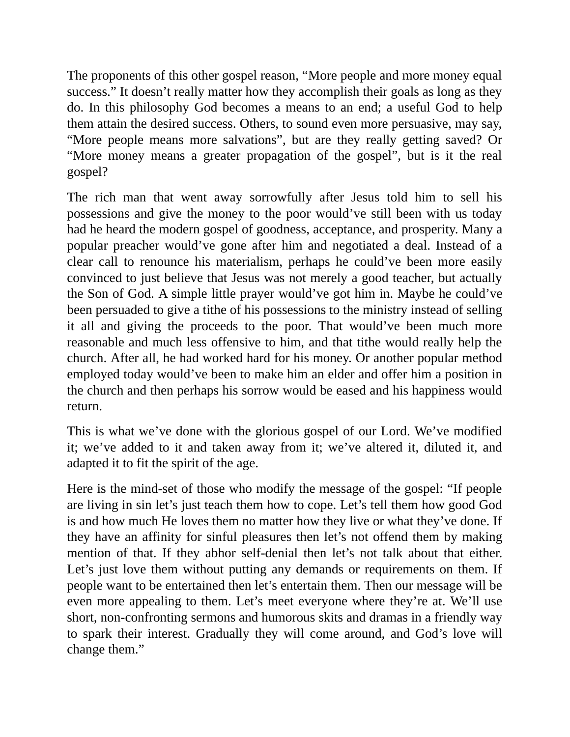The proponents of this other gospel reason, “More people and more money equal success.” It doesn’t really matter how they accomplish their goals as long as they do. In this philosophy God becomes a means to an end; a useful God to help them attain the desired success. Others, to sound even more persuasive, may say, “More people means more salvations”, but are they really getting saved? Or “More money means a greater propagation of the gospel”, but is it the real gospel?

The rich man that went away sorrowfully after Jesus told him to sell his possessions and give the money to the poor would’ve still been with us today had he heard the modern gospel of goodness, acceptance, and prosperity. Many a popular preacher would’ve gone after him and negotiated a deal. Instead of a clear call to renounce his materialism, perhaps he could’ve been more easily convinced to just believe that Jesus was not merely a good teacher, but actually the Son of God. A simple little prayer would’ve got him in. Maybe he could’ve been persuaded to give a tithe of his possessions to the ministry instead of selling it all and giving the proceeds to the poor. That would’ve been much more reasonable and much less offensive to him, and that tithe would really help the church. After all, he had worked hard for his money. Or another popular method employed today would’ve been to make him an elder and offer him a position in the church and then perhaps his sorrow would be eased and his happiness would return.

This is what we’ve done with the glorious gospel of our Lord. We’ve modified it; we’ve added to it and taken away from it; we’ve altered it, diluted it, and adapted it to fit the spirit of the age.

Here is the mind-set of those who modify the message of the gospel: “If people are living in sin let’s just teach them how to cope. Let’s tell them how good God is and how much He loves them no matter how they live or what they’ve done. If they have an affinity for sinful pleasures then let’s not offend them by making mention of that. If they abhor self-denial then let’s not talk about that either. Let’s just love them without putting any demands or requirements on them. If people want to be entertained then let’s entertain them. Then our message will be even more appealing to them. Let’s meet everyone where they’re at. We’ll use short, non-confronting sermons and humorous skits and dramas in a friendly way to spark their interest. Gradually they will come around, and God’s love will change them.”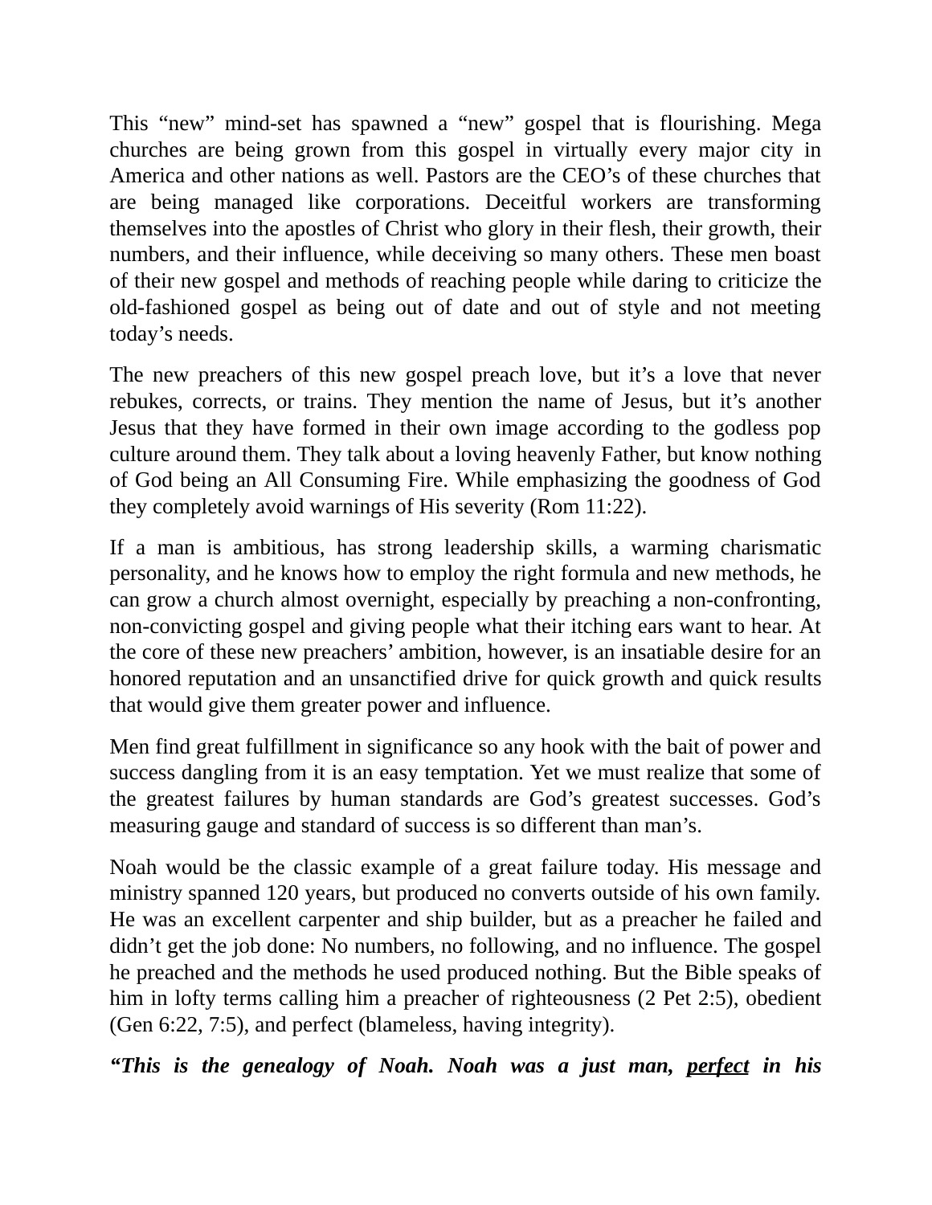This “new” mind-set has spawned a “new” gospel that is flourishing. Mega churches are being grown from this gospel in virtually every major city in America and other nations as well. Pastors are the CEO’s of these churches that are being managed like corporations. Deceitful workers are transforming themselves into the apostles of Christ who glory in their flesh, their growth, their numbers, and their influence, while deceiving so many others. These men boast of their new gospel and methods of reaching people while daring to criticize the old-fashioned gospel as being out of date and out of style and not meeting today’s needs.

The new preachers of this new gospel preach love, but it’s a love that never rebukes, corrects, or trains. They mention the name of Jesus, but it’s another Jesus that they have formed in their own image according to the godless pop culture around them. They talk about a loving heavenly Father, but know nothing of God being an All Consuming Fire. While emphasizing the goodness of God they completely avoid warnings of His severity (Rom 11:22).

If a man is ambitious, has strong leadership skills, a warming charismatic personality, and he knows how to employ the right formula and new methods, he can grow a church almost overnight, especially by preaching a non-confronting, non-convicting gospel and giving people what their itching ears want to hear. At the core of these new preachers’ ambition, however, is an insatiable desire for an honored reputation and an unsanctified drive for quick growth and quick results that would give them greater power and influence.

Men find great fulfillment in significance so any hook with the bait of power and success dangling from it is an easy temptation. Yet we must realize that some of the greatest failures by human standards are God’s greatest successes. God’s measuring gauge and standard of success is so different than man’s.

Noah would be the classic example of a great failure today. His message and ministry spanned 120 years, but produced no converts outside of his own family. He was an excellent carpenter and ship builder, but as a preacher he failed and didn’t get the job done: No numbers, no following, and no influence. The gospel he preached and the methods he used produced nothing. But the Bible speaks of him in lofty terms calling him a preacher of righteousness (2 Pet 2:5), obedient (Gen 6:22, 7:5), and perfect (blameless, having integrity).

***“This is the genealogy of Noah. Noah was a just man, <u>perfect</u> in his***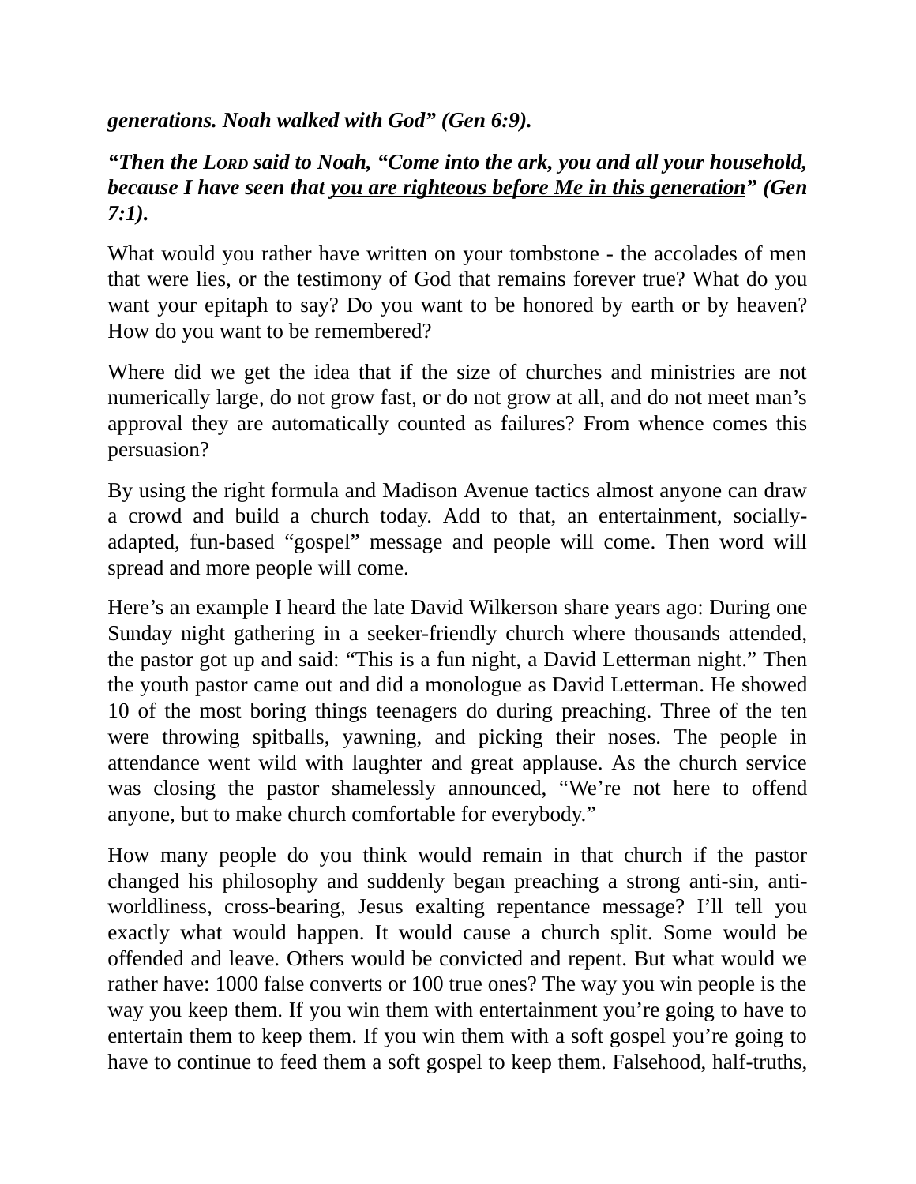***generations. Noah walked with God" (Gen 6:9).***

***"Then the LORD said to Noah, "Come into the ark, you and all your household, because I have seen that <u>you are righteous before Me in this generation</u>" (Gen 7:1).***

What would you rather have written on your tombstone - the accolades of men that were lies, or the testimony of God that remains forever true? What do you want your epitaph to say? Do you want to be honored by earth or by heaven? How do you want to be remembered?

Where did we get the idea that if the size of churches and ministries are not numerically large, do not grow fast, or do not grow at all, and do not meet man's approval they are automatically counted as failures? From whence comes this persuasion?

By using the right formula and Madison Avenue tactics almost anyone can draw a crowd and build a church today. Add to that, an entertainment, socially-adapted, fun-based "gospel" message and people will come. Then word will spread and more people will come.

Here's an example I heard the late David Wilkerson share years ago: During one Sunday night gathering in a seeker-friendly church where thousands attended, the pastor got up and said: "This is a fun night, a David Letterman night." Then the youth pastor came out and did a monologue as David Letterman. He showed 10 of the most boring things teenagers do during preaching. Three of the ten were throwing spitballs, yawning, and picking their noses. The people in attendance went wild with laughter and great applause. As the church service was closing the pastor shamelessly announced, "We're not here to offend anyone, but to make church comfortable for everybody."

How many people do you think would remain in that church if the pastor changed his philosophy and suddenly began preaching a strong anti-sin, anti-worldliness, cross-bearing, Jesus exalting repentance message? I'll tell you exactly what would happen. It would cause a church split. Some would be offended and leave. Others would be convicted and repent. But what would we rather have: 1000 false converts or 100 true ones? The way you win people is the way you keep them. If you win them with entertainment you're going to have to entertain them to keep them. If you win them with a soft gospel you're going to have to continue to feed them a soft gospel to keep them. Falsehood, half-truths,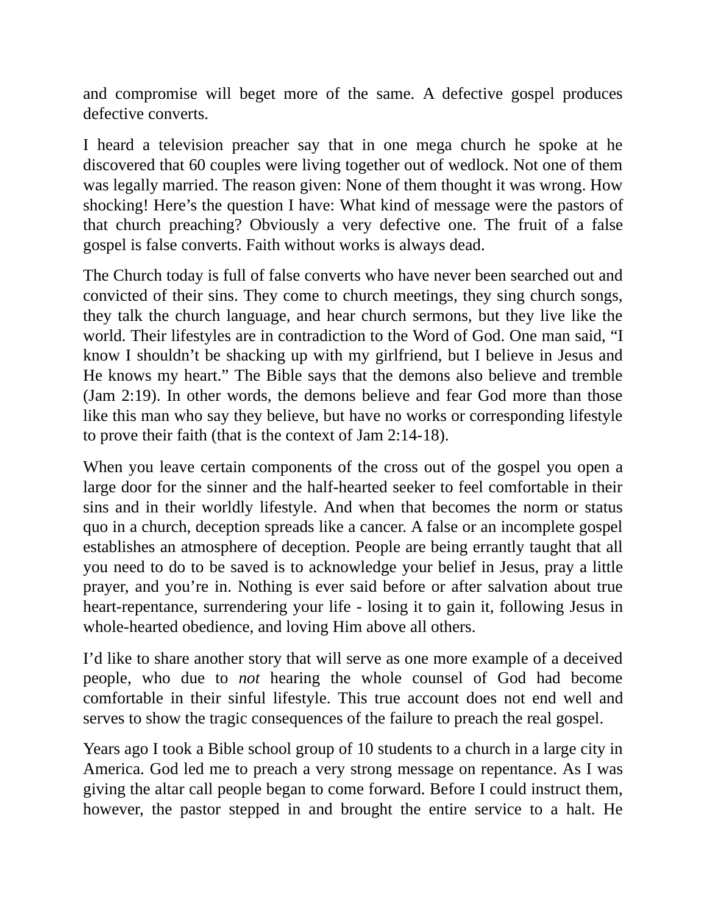and compromise will beget more of the same. A defective gospel produces defective converts.

I heard a television preacher say that in one mega church he spoke at he discovered that 60 couples were living together out of wedlock. Not one of them was legally married. The reason given: None of them thought it was wrong. How shocking! Here's the question I have: What kind of message were the pastors of that church preaching? Obviously a very defective one. The fruit of a false gospel is false converts. Faith without works is always dead.

The Church today is full of false converts who have never been searched out and convicted of their sins. They come to church meetings, they sing church songs, they talk the church language, and hear church sermons, but they live like the world. Their lifestyles are in contradiction to the Word of God. One man said, "I know I shouldn't be shacking up with my girlfriend, but I believe in Jesus and He knows my heart." The Bible says that the demons also believe and tremble (Jam 2:19). In other words, the demons believe and fear God more than those like this man who say they believe, but have no works or corresponding lifestyle to prove their faith (that is the context of Jam 2:14-18).

When you leave certain components of the cross out of the gospel you open a large door for the sinner and the half-hearted seeker to feel comfortable in their sins and in their worldly lifestyle. And when that becomes the norm or status quo in a church, deception spreads like a cancer. A false or an incomplete gospel establishes an atmosphere of deception. People are being errantly taught that all you need to do to be saved is to acknowledge your belief in Jesus, pray a little prayer, and you're in. Nothing is ever said before or after salvation about true heart-repentance, surrendering your life - losing it to gain it, following Jesus in whole-hearted obedience, and loving Him above all others.

I'd like to share another story that will serve as one more example of a deceived people, who due to *not* hearing the whole counsel of God had become comfortable in their sinful lifestyle. This true account does not end well and serves to show the tragic consequences of the failure to preach the real gospel.

Years ago I took a Bible school group of 10 students to a church in a large city in America. God led me to preach a very strong message on repentance. As I was giving the altar call people began to come forward. Before I could instruct them, however, the pastor stepped in and brought the entire service to a halt. He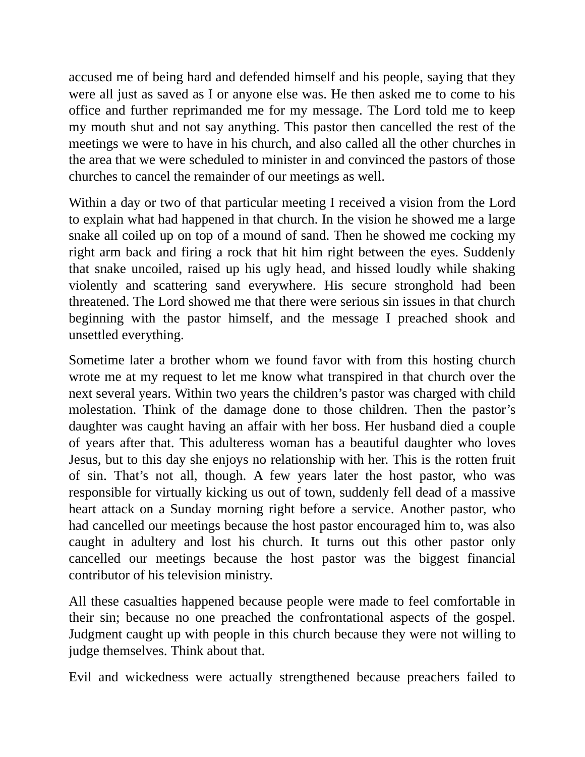accused me of being hard and defended himself and his people, saying that they were all just as saved as I or anyone else was. He then asked me to come to his office and further reprimanded me for my message. The Lord told me to keep my mouth shut and not say anything. This pastor then cancelled the rest of the meetings we were to have in his church, and also called all the other churches in the area that we were scheduled to minister in and convinced the pastors of those churches to cancel the remainder of our meetings as well.

Within a day or two of that particular meeting I received a vision from the Lord to explain what had happened in that church. In the vision he showed me a large snake all coiled up on top of a mound of sand. Then he showed me cocking my right arm back and firing a rock that hit him right between the eyes. Suddenly that snake uncoiled, raised up his ugly head, and hissed loudly while shaking violently and scattering sand everywhere. His secure stronghold had been threatened. The Lord showed me that there were serious sin issues in that church beginning with the pastor himself, and the message I preached shook and unsettled everything.

Sometime later a brother whom we found favor with from this hosting church wrote me at my request to let me know what transpired in that church over the next several years. Within two years the children's pastor was charged with child molestation. Think of the damage done to those children. Then the pastor's daughter was caught having an affair with her boss. Her husband died a couple of years after that. This adulteress woman has a beautiful daughter who loves Jesus, but to this day she enjoys no relationship with her. This is the rotten fruit of sin. That's not all, though. A few years later the host pastor, who was responsible for virtually kicking us out of town, suddenly fell dead of a massive heart attack on a Sunday morning right before a service. Another pastor, who had cancelled our meetings because the host pastor encouraged him to, was also caught in adultery and lost his church. It turns out this other pastor only cancelled our meetings because the host pastor was the biggest financial contributor of his television ministry.

All these casualties happened because people were made to feel comfortable in their sin; because no one preached the confrontational aspects of the gospel. Judgment caught up with people in this church because they were not willing to judge themselves. Think about that.

Evil and wickedness were actually strengthened because preachers failed to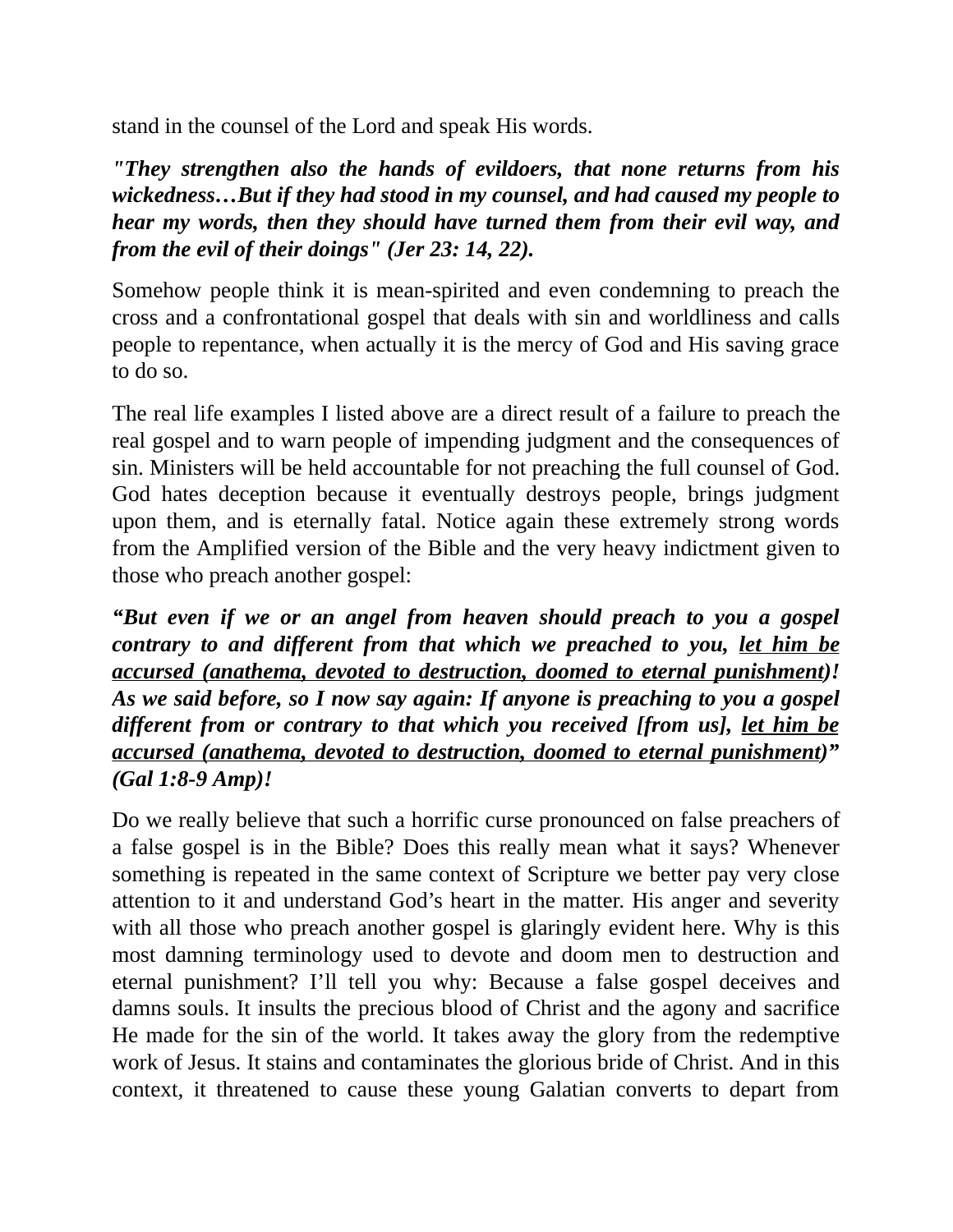stand in the counsel of the Lord and speak His words.

***"They strengthen also the hands of evildoers, that none returns from his wickedness…But if they had stood in my counsel, and had caused my people to hear my words, then they should have turned them from their evil way, and from the evil of their doings" (Jer 23: 14, 22).***

Somehow people think it is mean-spirited and even condemning to preach the cross and a confrontational gospel that deals with sin and worldliness and calls people to repentance, when actually it is the mercy of God and His saving grace to do so.

The real life examples I listed above are a direct result of a failure to preach the real gospel and to warn people of impending judgment and the consequences of sin. Ministers will be held accountable for not preaching the full counsel of God. God hates deception because it eventually destroys people, brings judgment upon them, and is eternally fatal. Notice again these extremely strong words from the Amplified version of the Bible and the very heavy indictment given to those who preach another gospel:

***"But even if we or an angel from heaven should preach to you a gospel contrary to and different from that which we preached to you, <u>let him be accursed (anathema, devoted to destruction, doomed to eternal punishment</u>)! As we said before, so I now say again: If anyone is preaching to you a gospel different from or contrary to that which you received [from us], <u>let him be accursed (anathema, devoted to destruction, doomed to eternal punishment</u>)" (Gal 1:8-9 Amp)!***

Do we really believe that such a horrific curse pronounced on false preachers of a false gospel is in the Bible? Does this really mean what it says? Whenever something is repeated in the same context of Scripture we better pay very close attention to it and understand God's heart in the matter. His anger and severity with all those who preach another gospel is glaringly evident here. Why is this most damning terminology used to devote and doom men to destruction and eternal punishment? I'll tell you why: Because a false gospel deceives and damns souls. It insults the precious blood of Christ and the agony and sacrifice He made for the sin of the world. It takes away the glory from the redemptive work of Jesus. It stains and contaminates the glorious bride of Christ. And in this context, it threatened to cause these young Galatian converts to depart from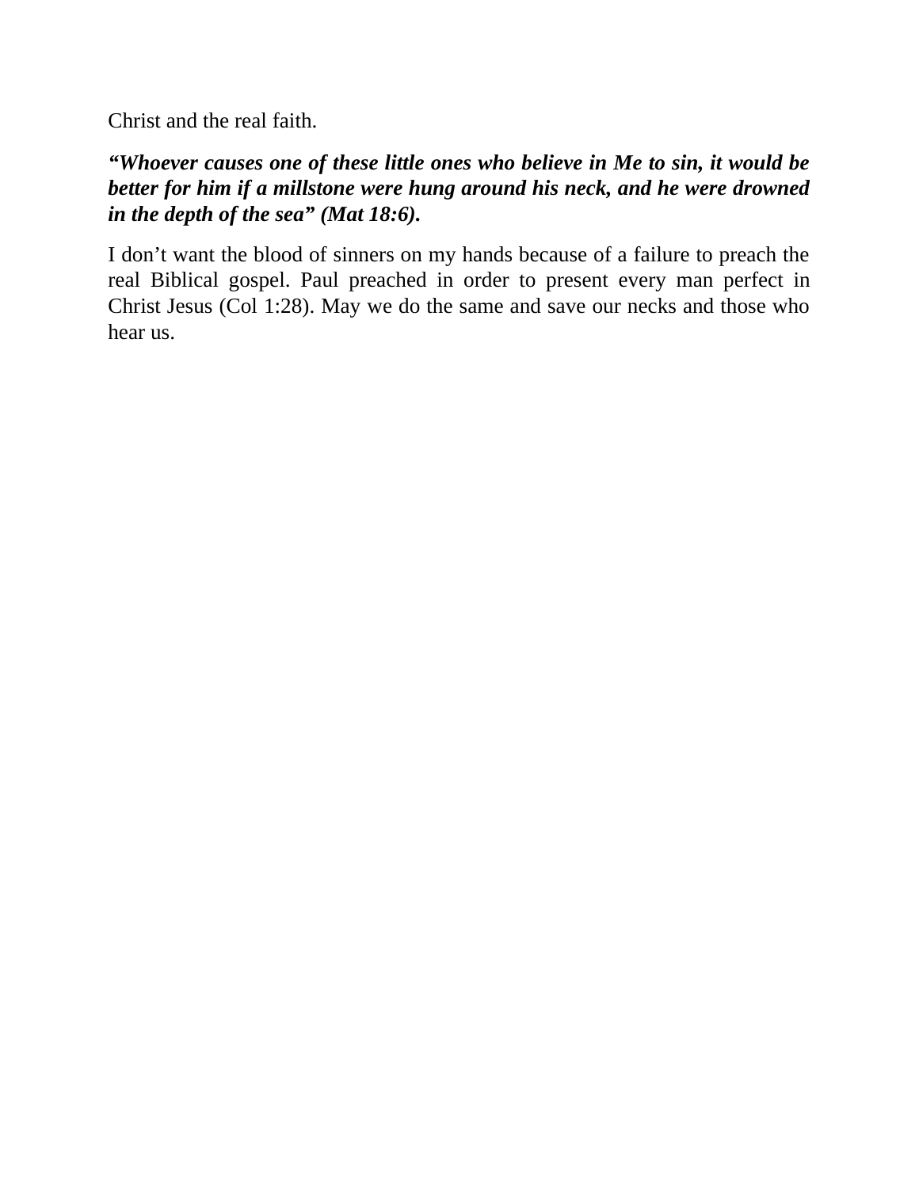Christ and the real faith.

***“Whoever causes one of these little ones who believe in Me to sin, it would be better for him if a millstone were hung around his neck, and he were drowned in the depth of the sea” (Mat 18:6).***

I don’t want the blood of sinners on my hands because of a failure to preach the real Biblical gospel. Paul preached in order to present every man perfect in Christ Jesus (Col 1:28). May we do the same and save our necks and those who hear us.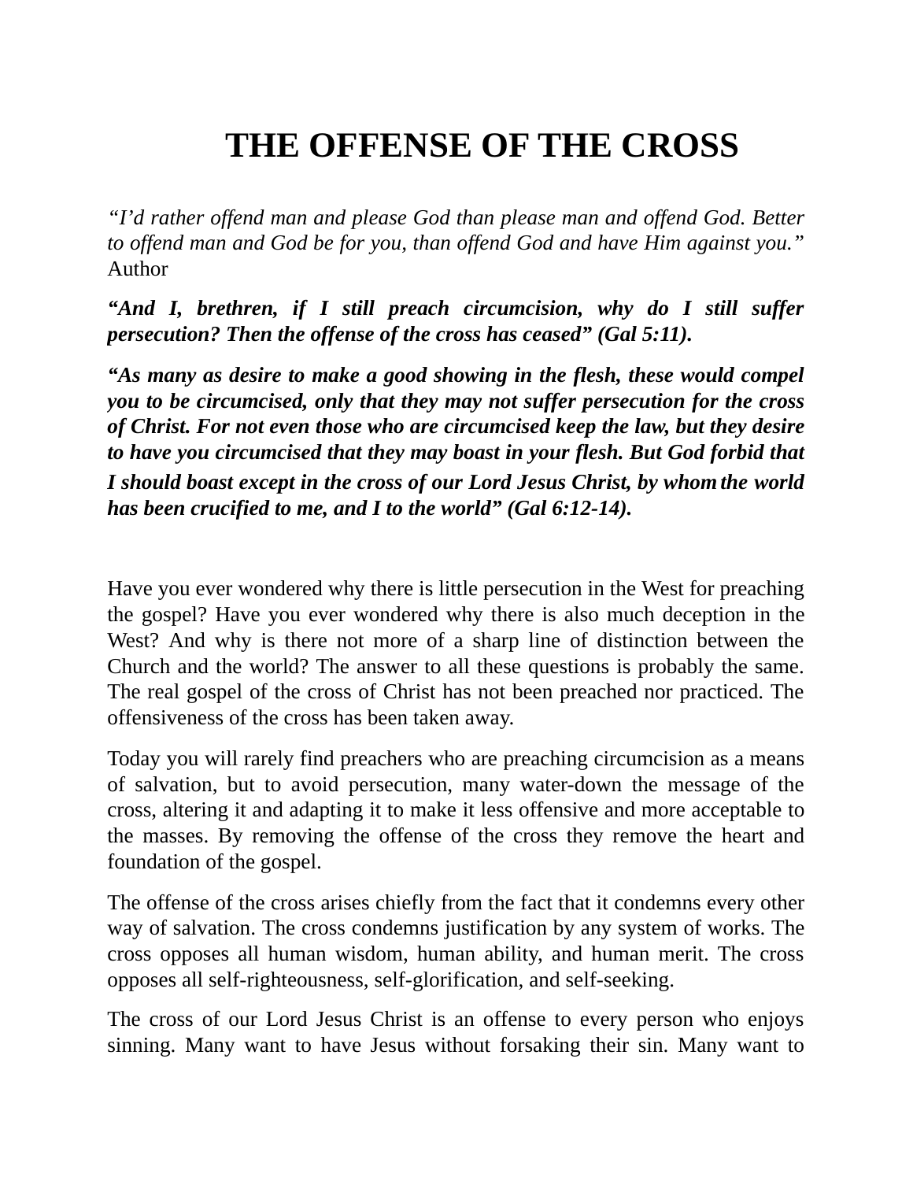# THE OFFENSE OF THE CROSS

*"I'd rather offend man and please God than please man and offend God. Better to offend man and God be for you, than offend God and have Him against you."* Author

***"And I, brethren, if I still preach circumcision, why do I still suffer persecution? Then the offense of the cross has ceased" (Gal 5:11).***

***"As many as desire to make a good showing in the flesh, these would compel you to be circumcised, only that they may not suffer persecution for the cross of Christ. For not even those who are circumcised keep the law, but they desire to have you circumcised that they may boast in your flesh. But God forbid that I should boast except in the cross of our Lord Jesus Christ, by whom the world has been crucified to me, and I to the world" (Gal 6:12-14).***

Have you ever wondered why there is little persecution in the West for preaching the gospel? Have you ever wondered why there is also much deception in the West? And why is there not more of a sharp line of distinction between the Church and the world? The answer to all these questions is probably the same. The real gospel of the cross of Christ has not been preached nor practiced. The offensiveness of the cross has been taken away.

Today you will rarely find preachers who are preaching circumcision as a means of salvation, but to avoid persecution, many water-down the message of the cross, altering it and adapting it to make it less offensive and more acceptable to the masses. By removing the offense of the cross they remove the heart and foundation of the gospel.

The offense of the cross arises chiefly from the fact that it condemns every other way of salvation. The cross condemns justification by any system of works. The cross opposes all human wisdom, human ability, and human merit. The cross opposes all self-righteousness, self-glorification, and self-seeking.

The cross of our Lord Jesus Christ is an offense to every person who enjoys sinning. Many want to have Jesus without forsaking their sin. Many want to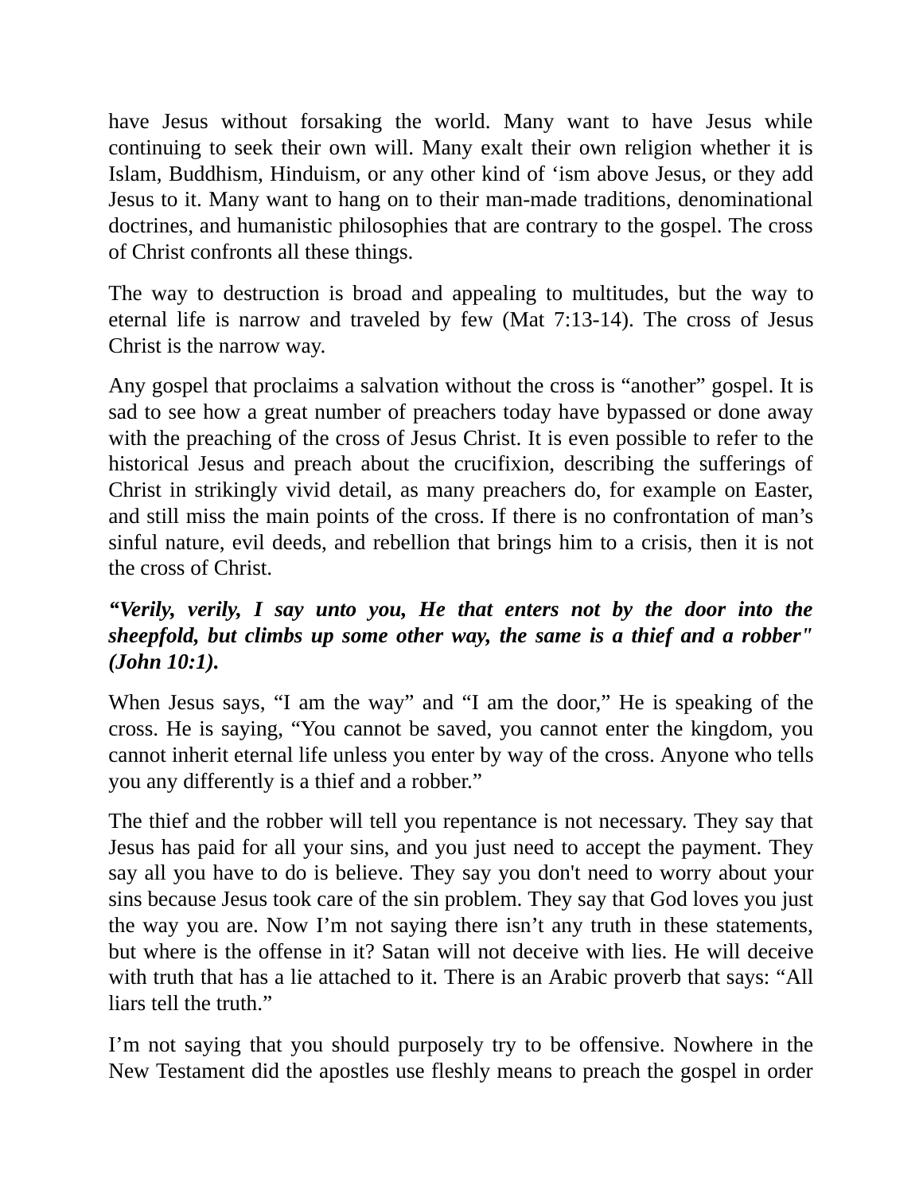have Jesus without forsaking the world. Many want to have Jesus while continuing to seek their own will. Many exalt their own religion whether it is Islam, Buddhism, Hinduism, or any other kind of ‘ism above Jesus, or they add Jesus to it. Many want to hang on to their man-made traditions, denominational doctrines, and humanistic philosophies that are contrary to the gospel. The cross of Christ confronts all these things.

The way to destruction is broad and appealing to multitudes, but the way to eternal life is narrow and traveled by few (Mat 7:13-14). The cross of Jesus Christ is the narrow way.

Any gospel that proclaims a salvation without the cross is “another” gospel. It is sad to see how a great number of preachers today have bypassed or done away with the preaching of the cross of Jesus Christ. It is even possible to refer to the historical Jesus and preach about the crucifixion, describing the sufferings of Christ in strikingly vivid detail, as many preachers do, for example on Easter, and still miss the main points of the cross. If there is no confrontation of man’s sinful nature, evil deeds, and rebellion that brings him to a crisis, then it is not the cross of Christ.

***“Verily, verily, I say unto you, He that enters not by the door into the sheepfold, but climbs up some other way, the same is a thief and a robber" (John 10:1).***

When Jesus says, “I am the way” and “I am the door,” He is speaking of the cross. He is saying, “You cannot be saved, you cannot enter the kingdom, you cannot inherit eternal life unless you enter by way of the cross. Anyone who tells you any differently is a thief and a robber.”

The thief and the robber will tell you repentance is not necessary. They say that Jesus has paid for all your sins, and you just need to accept the payment. They say all you have to do is believe. They say you don't need to worry about your sins because Jesus took care of the sin problem. They say that God loves you just the way you are. Now I’m not saying there isn’t any truth in these statements, but where is the offense in it? Satan will not deceive with lies. He will deceive with truth that has a lie attached to it. There is an Arabic proverb that says: “All liars tell the truth.”

I’m not saying that you should purposely try to be offensive. Nowhere in the New Testament did the apostles use fleshly means to preach the gospel in order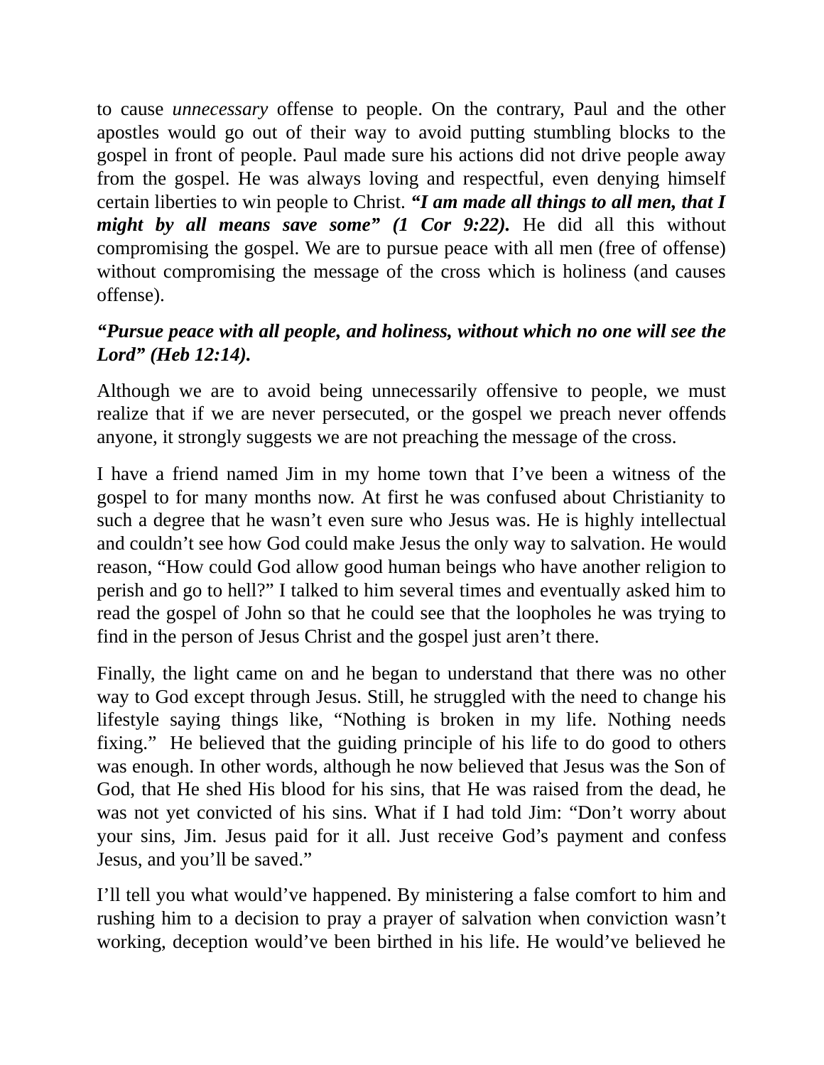to cause *unnecessary* offense to people. On the contrary, Paul and the other apostles would go out of their way to avoid putting stumbling blocks to the gospel in front of people. Paul made sure his actions did not drive people away from the gospel. He was always loving and respectful, even denying himself certain liberties to win people to Christ. ***"I am made all things to all men, that I might by all means save some" (1 Cor 9:22).*** He did all this without compromising the gospel. We are to pursue peace with all men (free of offense) without compromising the message of the cross which is holiness (and causes offense).

***"Pursue peace with all people, and holiness, without which no one will see the Lord" (Heb 12:14).***

Although we are to avoid being unnecessarily offensive to people, we must realize that if we are never persecuted, or the gospel we preach never offends anyone, it strongly suggests we are not preaching the message of the cross.

I have a friend named Jim in my home town that I've been a witness of the gospel to for many months now. At first he was confused about Christianity to such a degree that he wasn't even sure who Jesus was. He is highly intellectual and couldn't see how God could make Jesus the only way to salvation. He would reason, "How could God allow good human beings who have another religion to perish and go to hell?" I talked to him several times and eventually asked him to read the gospel of John so that he could see that the loopholes he was trying to find in the person of Jesus Christ and the gospel just aren't there.

Finally, the light came on and he began to understand that there was no other way to God except through Jesus. Still, he struggled with the need to change his lifestyle saying things like, "Nothing is broken in my life. Nothing needs fixing." He believed that the guiding principle of his life to do good to others was enough. In other words, although he now believed that Jesus was the Son of God, that He shed His blood for his sins, that He was raised from the dead, he was not yet convicted of his sins. What if I had told Jim: "Don't worry about your sins, Jim. Jesus paid for it all. Just receive God's payment and confess Jesus, and you'll be saved."

I'll tell you what would've happened. By ministering a false comfort to him and rushing him to a decision to pray a prayer of salvation when conviction wasn't working, deception would've been birthed in his life. He would've believed he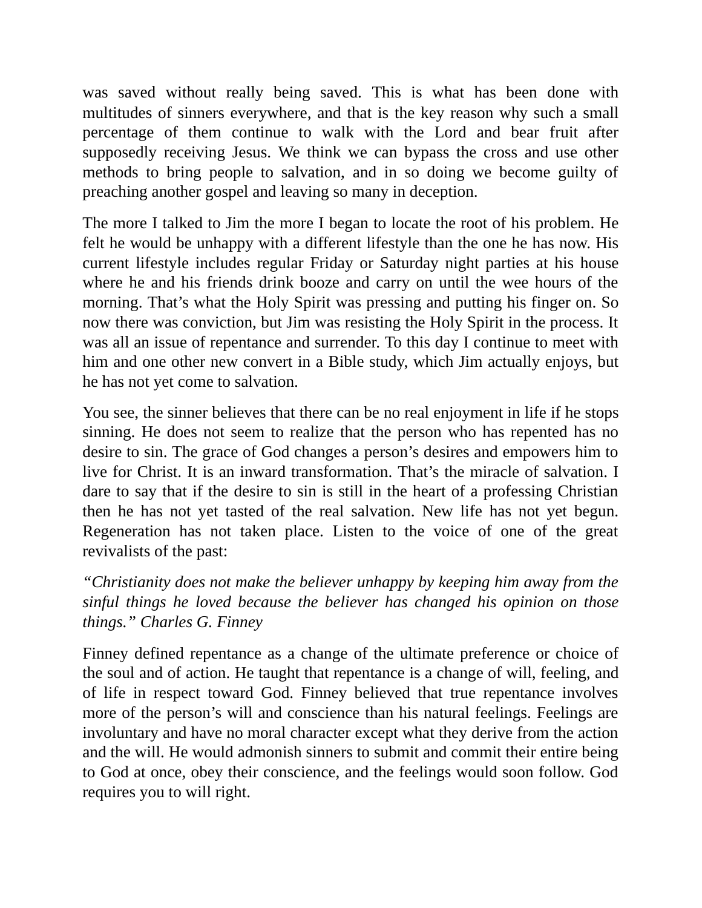was saved without really being saved. This is what has been done with multitudes of sinners everywhere, and that is the key reason why such a small percentage of them continue to walk with the Lord and bear fruit after supposedly receiving Jesus. We think we can bypass the cross and use other methods to bring people to salvation, and in so doing we become guilty of preaching another gospel and leaving so many in deception.

The more I talked to Jim the more I began to locate the root of his problem. He felt he would be unhappy with a different lifestyle than the one he has now. His current lifestyle includes regular Friday or Saturday night parties at his house where he and his friends drink booze and carry on until the wee hours of the morning. That's what the Holy Spirit was pressing and putting his finger on. So now there was conviction, but Jim was resisting the Holy Spirit in the process. It was all an issue of repentance and surrender. To this day I continue to meet with him and one other new convert in a Bible study, which Jim actually enjoys, but he has not yet come to salvation.

You see, the sinner believes that there can be no real enjoyment in life if he stops sinning. He does not seem to realize that the person who has repented has no desire to sin. The grace of God changes a person's desires and empowers him to live for Christ. It is an inward transformation. That's the miracle of salvation. I dare to say that if the desire to sin is still in the heart of a professing Christian then he has not yet tasted of the real salvation. New life has not yet begun. Regeneration has not taken place. Listen to the voice of one of the great revivalists of the past:

*"Christianity does not make the believer unhappy by keeping him away from the sinful things he loved because the believer has changed his opinion on those things." Charles G. Finney*

Finney defined repentance as a change of the ultimate preference or choice of the soul and of action. He taught that repentance is a change of will, feeling, and of life in respect toward God. Finney believed that true repentance involves more of the person's will and conscience than his natural feelings. Feelings are involuntary and have no moral character except what they derive from the action and the will. He would admonish sinners to submit and commit their entire being to God at once, obey their conscience, and the feelings would soon follow. God requires you to will right.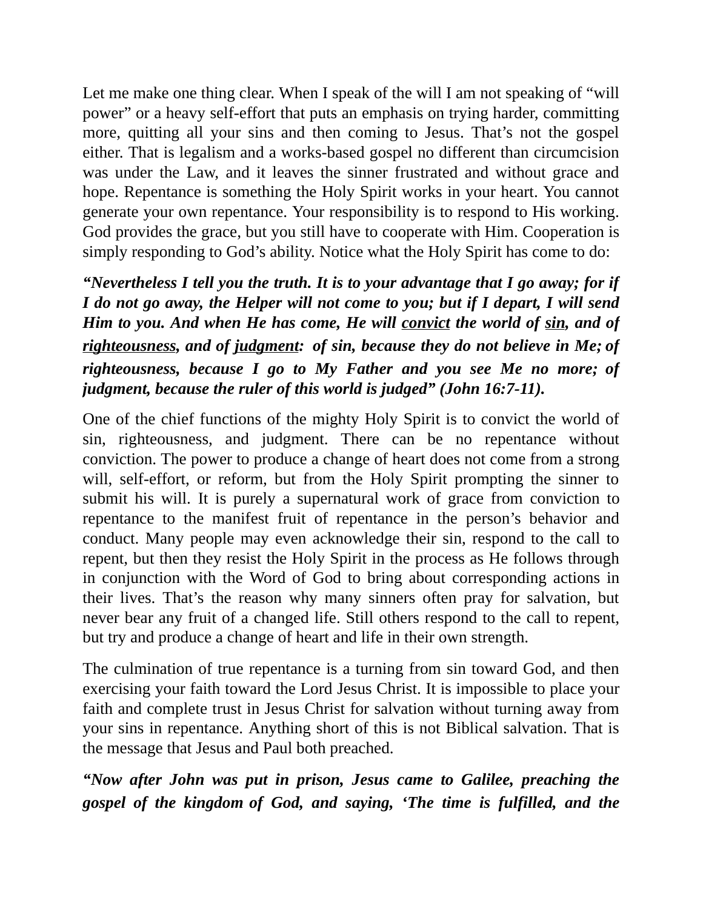Let me make one thing clear. When I speak of the will I am not speaking of “will power” or a heavy self-effort that puts an emphasis on trying harder, committing more, quitting all your sins and then coming to Jesus. That’s not the gospel either. That is legalism and a works-based gospel no different than circumcision was under the Law, and it leaves the sinner frustrated and without grace and hope. Repentance is something the Holy Spirit works in your heart. You cannot generate your own repentance. Your responsibility is to respond to His working. God provides the grace, but you still have to cooperate with Him. Cooperation is simply responding to God’s ability. Notice what the Holy Spirit has come to do:

***“Nevertheless I tell you the truth. It is to your advantage that I go away; for if I do not go away, the Helper will not come to you; but if I depart, I will send Him to you. And when He has come, He will <u>convict</u> the world of <u>sin</u>, and of <u>righteousness</u>, and of <u>judgment</u>: of sin, because they do not believe in Me; of righteousness, because I go to My Father and you see Me no more; of judgment, because the ruler of this world is judged” (John 16:7-11).***

One of the chief functions of the mighty Holy Spirit is to convict the world of sin, righteousness, and judgment. There can be no repentance without conviction. The power to produce a change of heart does not come from a strong will, self-effort, or reform, but from the Holy Spirit prompting the sinner to submit his will. It is purely a supernatural work of grace from conviction to repentance to the manifest fruit of repentance in the person’s behavior and conduct. Many people may even acknowledge their sin, respond to the call to repent, but then they resist the Holy Spirit in the process as He follows through in conjunction with the Word of God to bring about corresponding actions in their lives. That’s the reason why many sinners often pray for salvation, but never bear any fruit of a changed life. Still others respond to the call to repent, but try and produce a change of heart and life in their own strength.

The culmination of true repentance is a turning from sin toward God, and then exercising your faith toward the Lord Jesus Christ. It is impossible to place your faith and complete trust in Jesus Christ for salvation without turning away from your sins in repentance. Anything short of this is not Biblical salvation. That is the message that Jesus and Paul both preached.

***“Now after John was put in prison, Jesus came to Galilee, preaching the gospel of the kingdom of God, and saying, ‘The time is fulfilled, and the***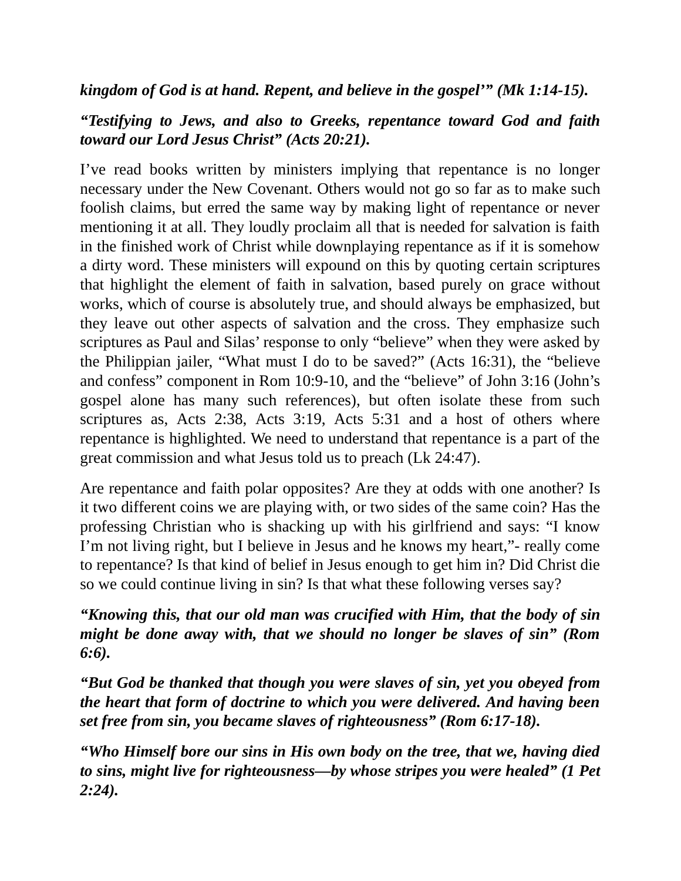***kingdom of God is at hand. Repent, and believe in the gospel'" (Mk 1:14-15).***

***"Testifying to Jews, and also to Greeks, repentance toward God and faith toward our Lord Jesus Christ" (Acts 20:21).***

I've read books written by ministers implying that repentance is no longer necessary under the New Covenant. Others would not go so far as to make such foolish claims, but erred the same way by making light of repentance or never mentioning it at all. They loudly proclaim all that is needed for salvation is faith in the finished work of Christ while downplaying repentance as if it is somehow a dirty word. These ministers will expound on this by quoting certain scriptures that highlight the element of faith in salvation, based purely on grace without works, which of course is absolutely true, and should always be emphasized, but they leave out other aspects of salvation and the cross. They emphasize such scriptures as Paul and Silas' response to only "believe" when they were asked by the Philippian jailer, "What must I do to be saved?" (Acts 16:31), the "believe and confess" component in Rom 10:9-10, and the "believe" of John 3:16 (John's gospel alone has many such references), but often isolate these from such scriptures as, Acts 2:38, Acts 3:19, Acts 5:31 and a host of others where repentance is highlighted. We need to understand that repentance is a part of the great commission and what Jesus told us to preach (Lk 24:47).

Are repentance and faith polar opposites? Are they at odds with one another? Is it two different coins we are playing with, or two sides of the same coin? Has the professing Christian who is shacking up with his girlfriend and says: "I know I'm not living right, but I believe in Jesus and he knows my heart,"- really come to repentance? Is that kind of belief in Jesus enough to get him in? Did Christ die so we could continue living in sin? Is that what these following verses say?

***"Knowing this, that our old man was crucified with Him, that the body of sin might be done away with, that we should no longer be slaves of sin" (Rom 6:6).***

***"But God be thanked that though you were slaves of sin, yet you obeyed from the heart that form of doctrine to which you were delivered. And having been set free from sin, you became slaves of righteousness" (Rom 6:17-18).***

***"Who Himself bore our sins in His own body on the tree, that we, having died to sins, might live for righteousness—by whose stripes you were healed" (1 Pet 2:24).***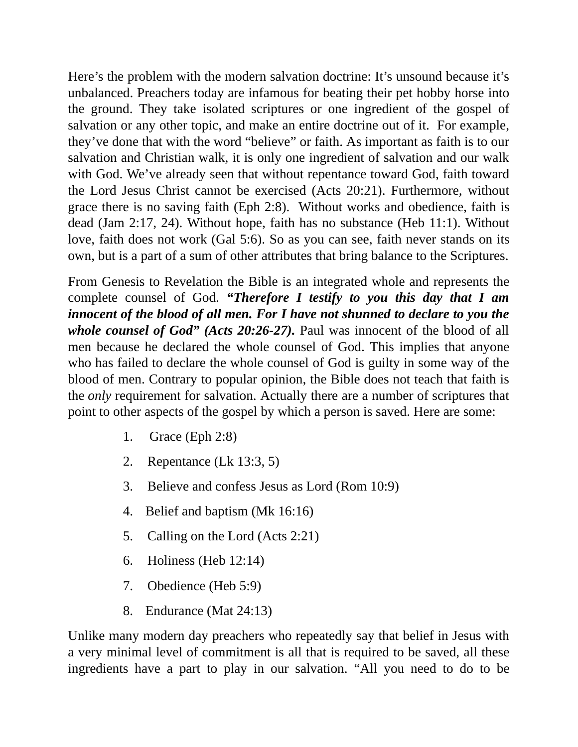Here's the problem with the modern salvation doctrine: It's unsound because it's unbalanced. Preachers today are infamous for beating their pet hobby horse into the ground. They take isolated scriptures or one ingredient of the gospel of salvation or any other topic, and make an entire doctrine out of it. For example, they've done that with the word "believe" or faith. As important as faith is to our salvation and Christian walk, it is only one ingredient of salvation and our walk with God. We've already seen that without repentance toward God, faith toward the Lord Jesus Christ cannot be exercised (Acts 20:21). Furthermore, without grace there is no saving faith (Eph 2:8). Without works and obedience, faith is dead (Jam 2:17, 24). Without hope, faith has no substance (Heb 11:1). Without love, faith does not work (Gal 5:6). So as you can see, faith never stands on its own, but is a part of a sum of other attributes that bring balance to the Scriptures.

From Genesis to Revelation the Bible is an integrated whole and represents the complete counsel of God. ***"Therefore I testify to you this day that I am innocent of the blood of all men. For I have not shunned to declare to you the whole counsel of God" (Acts 20:26-27).*** Paul was innocent of the blood of all men because he declared the whole counsel of God. This implies that anyone who has failed to declare the whole counsel of God is guilty in some way of the blood of men. Contrary to popular opinion, the Bible does not teach that faith is the *only* requirement for salvation. Actually there are a number of scriptures that point to other aspects of the gospel by which a person is saved. Here are some:

1. Grace (Eph 2:8)
2. Repentance (Lk 13:3, 5)
3. Believe and confess Jesus as Lord (Rom 10:9)
4. Belief and baptism (Mk 16:16)
5. Calling on the Lord (Acts 2:21)
6. Holiness (Heb 12:14)
7. Obedience (Heb 5:9)
8. Endurance (Mat 24:13)

Unlike many modern day preachers who repeatedly say that belief in Jesus with a very minimal level of commitment is all that is required to be saved, all these ingredients have a part to play in our salvation. "All you need to do to be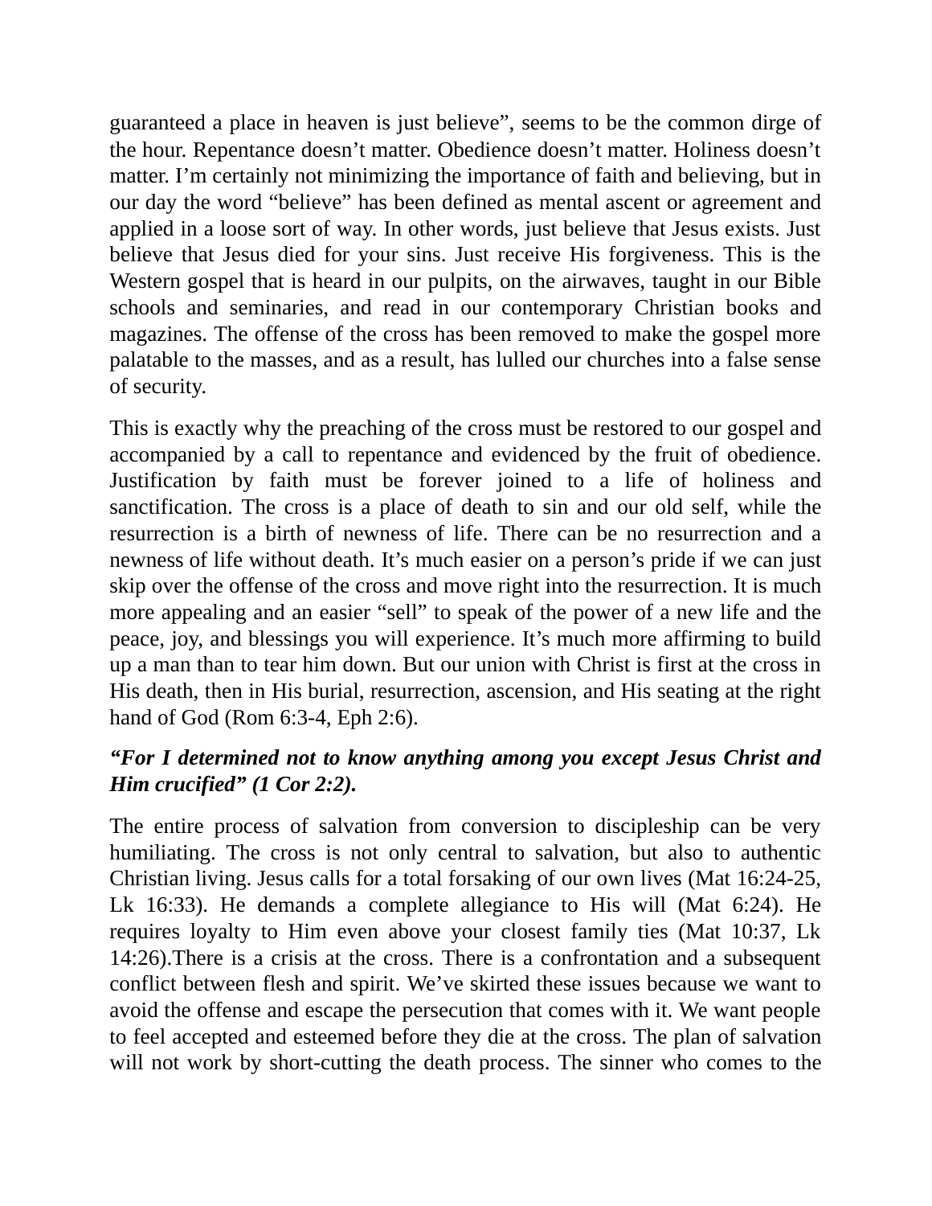guaranteed a place in heaven is just believe", seems to be the common dirge of the hour. Repentance doesn't matter. Obedience doesn't matter. Holiness doesn't matter. I'm certainly not minimizing the importance of faith and believing, but in our day the word "believe" has been defined as mental ascent or agreement and applied in a loose sort of way. In other words, just believe that Jesus exists. Just believe that Jesus died for your sins. Just receive His forgiveness. This is the Western gospel that is heard in our pulpits, on the airwaves, taught in our Bible schools and seminaries, and read in our contemporary Christian books and magazines. The offense of the cross has been removed to make the gospel more palatable to the masses, and as a result, has lulled our churches into a false sense of security.

This is exactly why the preaching of the cross must be restored to our gospel and accompanied by a call to repentance and evidenced by the fruit of obedience. Justification by faith must be forever joined to a life of holiness and sanctification. The cross is a place of death to sin and our old self, while the resurrection is a birth of newness of life. There can be no resurrection and a newness of life without death. It's much easier on a person's pride if we can just skip over the offense of the cross and move right into the resurrection. It is much more appealing and an easier "sell" to speak of the power of a new life and the peace, joy, and blessings you will experience. It's much more affirming to build up a man than to tear him down. But our union with Christ is first at the cross in His death, then in His burial, resurrection, ascension, and His seating at the right hand of God (Rom 6:3-4, Eph 2:6).

***"For I determined not to know anything among you except Jesus Christ and Him crucified" (1 Cor 2:2).***

The entire process of salvation from conversion to discipleship can be very humiliating. The cross is not only central to salvation, but also to authentic Christian living. Jesus calls for a total forsaking of our own lives (Mat 16:24-25, Lk 16:33). He demands a complete allegiance to His will (Mat 6:24). He requires loyalty to Him even above your closest family ties (Mat 10:37, Lk 14:26).There is a crisis at the cross. There is a confrontation and a subsequent conflict between flesh and spirit. We've skirted these issues because we want to avoid the offense and escape the persecution that comes with it. We want people to feel accepted and esteemed before they die at the cross. The plan of salvation will not work by short-cutting the death process. The sinner who comes to the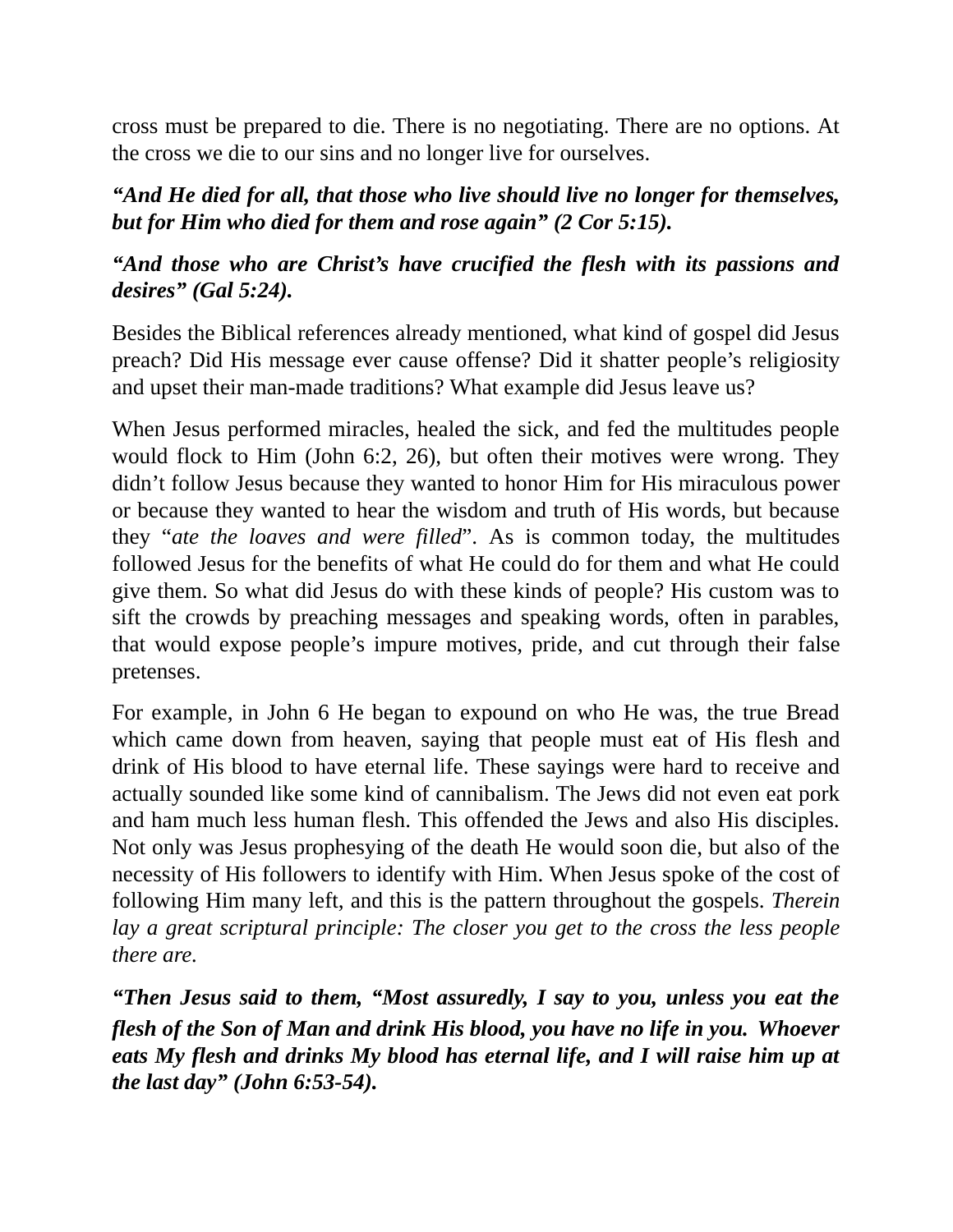cross must be prepared to die. There is no negotiating. There are no options. At the cross we die to our sins and no longer live for ourselves.

***"And He died for all, that those who live should live no longer for themselves, but for Him who died for them and rose again" (2 Cor 5:15).***

***"And those who are Christ's have crucified the flesh with its passions and desires" (Gal 5:24).***

Besides the Biblical references already mentioned, what kind of gospel did Jesus preach? Did His message ever cause offense? Did it shatter people's religiosity and upset their man-made traditions? What example did Jesus leave us?

When Jesus performed miracles, healed the sick, and fed the multitudes people would flock to Him (John 6:2, 26), but often their motives were wrong. They didn't follow Jesus because they wanted to honor Him for His miraculous power or because they wanted to hear the wisdom and truth of His words, but because they "*ate the loaves and were filled*". As is common today, the multitudes followed Jesus for the benefits of what He could do for them and what He could give them. So what did Jesus do with these kinds of people? His custom was to sift the crowds by preaching messages and speaking words, often in parables, that would expose people's impure motives, pride, and cut through their false pretenses.

For example, in John 6 He began to expound on who He was, the true Bread which came down from heaven, saying that people must eat of His flesh and drink of His blood to have eternal life. These sayings were hard to receive and actually sounded like some kind of cannibalism. The Jews did not even eat pork and ham much less human flesh. This offended the Jews and also His disciples. Not only was Jesus prophesying of the death He would soon die, but also of the necessity of His followers to identify with Him. When Jesus spoke of the cost of following Him many left, and this is the pattern throughout the gospels. *Therein lay a great scriptural principle: The closer you get to the cross the less people there are.*

***"Then Jesus said to them, "Most assuredly, I say to you, unless you eat the flesh of the Son of Man and drink His blood, you have no life in you. Whoever eats My flesh and drinks My blood has eternal life, and I will raise him up at the last day" (John 6:53-54).***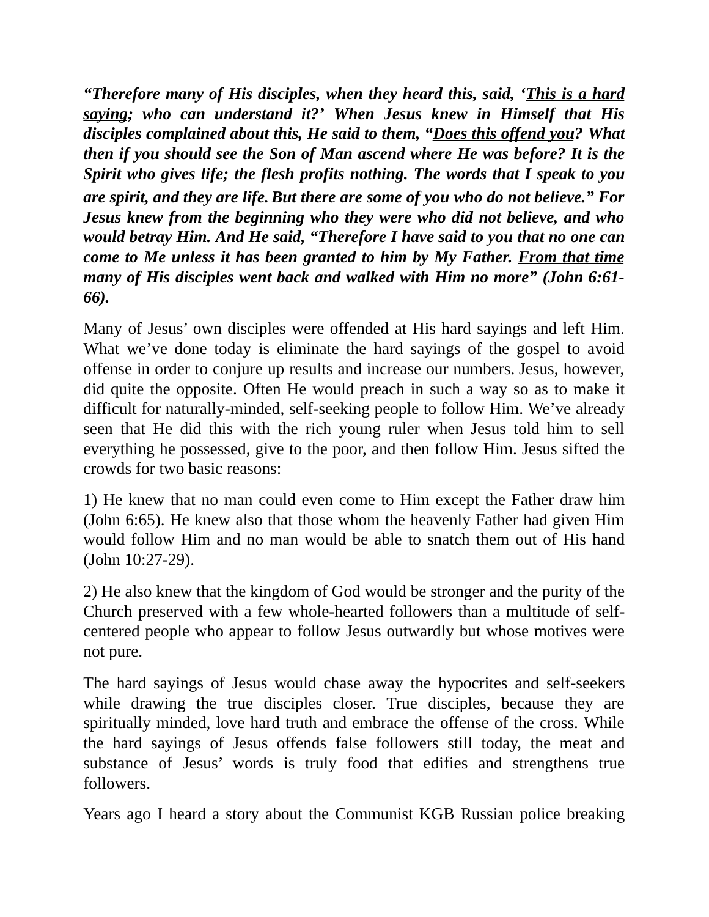***"Therefore many of His disciples, when they heard this, said, '<u>This is a hard saying</u>; who can understand it?' When Jesus knew in Himself that His disciples complained about this, He said to them, "<u>Does this offend you</u>? What then if you should see the Son of Man ascend where He was before? It is the Spirit who gives life; the flesh profits nothing. The words that I speak to you are spirit, and they are life. But there are some of you who do not believe." For Jesus knew from the beginning who they were who did not believe, and who would betray Him. And He said, "Therefore I have said to you that no one can come to Me unless it has been granted to him by My Father. <u>From that time many of His disciples went back and walked with Him no more"</u> (John 6:61-66).***

Many of Jesus' own disciples were offended at His hard sayings and left Him. What we've done today is eliminate the hard sayings of the gospel to avoid offense in order to conjure up results and increase our numbers. Jesus, however, did quite the opposite. Often He would preach in such a way so as to make it difficult for naturally-minded, self-seeking people to follow Him. We've already seen that He did this with the rich young ruler when Jesus told him to sell everything he possessed, give to the poor, and then follow Him. Jesus sifted the crowds for two basic reasons:

1) He knew that no man could even come to Him except the Father draw him (John 6:65). He knew also that those whom the heavenly Father had given Him would follow Him and no man would be able to snatch them out of His hand (John 10:27-29).

2) He also knew that the kingdom of God would be stronger and the purity of the Church preserved with a few whole-hearted followers than a multitude of self-centered people who appear to follow Jesus outwardly but whose motives were not pure.

The hard sayings of Jesus would chase away the hypocrites and self-seekers while drawing the true disciples closer. True disciples, because they are spiritually minded, love hard truth and embrace the offense of the cross. While the hard sayings of Jesus offends false followers still today, the meat and substance of Jesus' words is truly food that edifies and strengthens true followers.

Years ago I heard a story about the Communist KGB Russian police breaking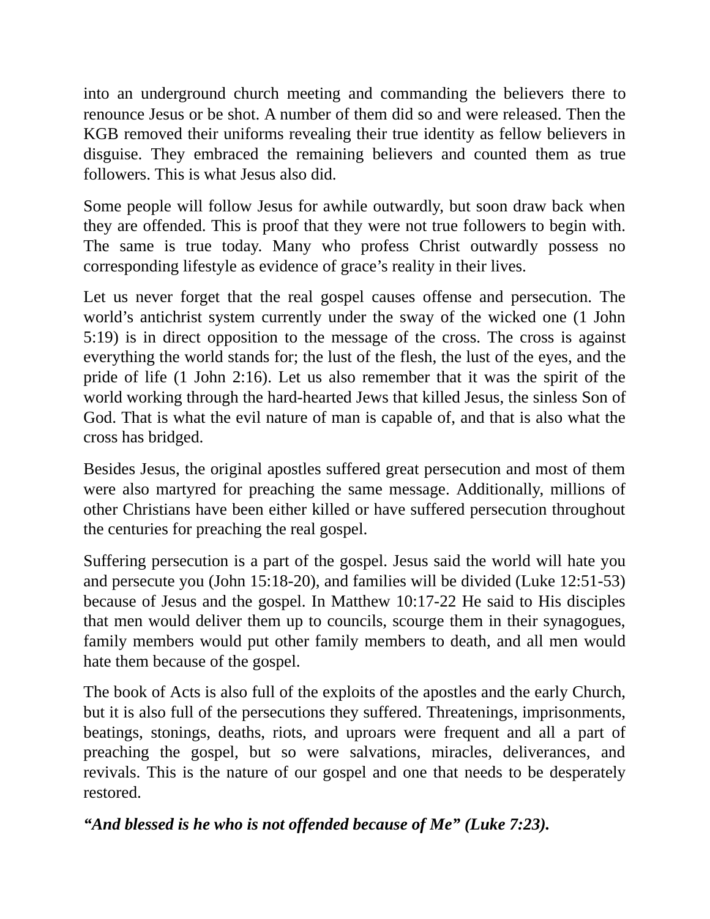into an underground church meeting and commanding the believers there to renounce Jesus or be shot. A number of them did so and were released. Then the KGB removed their uniforms revealing their true identity as fellow believers in disguise. They embraced the remaining believers and counted them as true followers. This is what Jesus also did.

Some people will follow Jesus for awhile outwardly, but soon draw back when they are offended. This is proof that they were not true followers to begin with. The same is true today. Many who profess Christ outwardly possess no corresponding lifestyle as evidence of grace's reality in their lives.

Let us never forget that the real gospel causes offense and persecution. The world's antichrist system currently under the sway of the wicked one (1 John 5:19) is in direct opposition to the message of the cross. The cross is against everything the world stands for; the lust of the flesh, the lust of the eyes, and the pride of life (1 John 2:16). Let us also remember that it was the spirit of the world working through the hard-hearted Jews that killed Jesus, the sinless Son of God. That is what the evil nature of man is capable of, and that is also what the cross has bridged.

Besides Jesus, the original apostles suffered great persecution and most of them were also martyred for preaching the same message. Additionally, millions of other Christians have been either killed or have suffered persecution throughout the centuries for preaching the real gospel.

Suffering persecution is a part of the gospel. Jesus said the world will hate you and persecute you (John 15:18-20), and families will be divided (Luke 12:51-53) because of Jesus and the gospel. In Matthew 10:17-22 He said to His disciples that men would deliver them up to councils, scourge them in their synagogues, family members would put other family members to death, and all men would hate them because of the gospel.

The book of Acts is also full of the exploits of the apostles and the early Church, but it is also full of the persecutions they suffered. Threatenings, imprisonments, beatings, stonings, deaths, riots, and uproars were frequent and all a part of preaching the gospel, but so were salvations, miracles, deliverances, and revivals. This is the nature of our gospel and one that needs to be desperately restored.

***"And blessed is he who is not offended because of Me" (Luke 7:23).***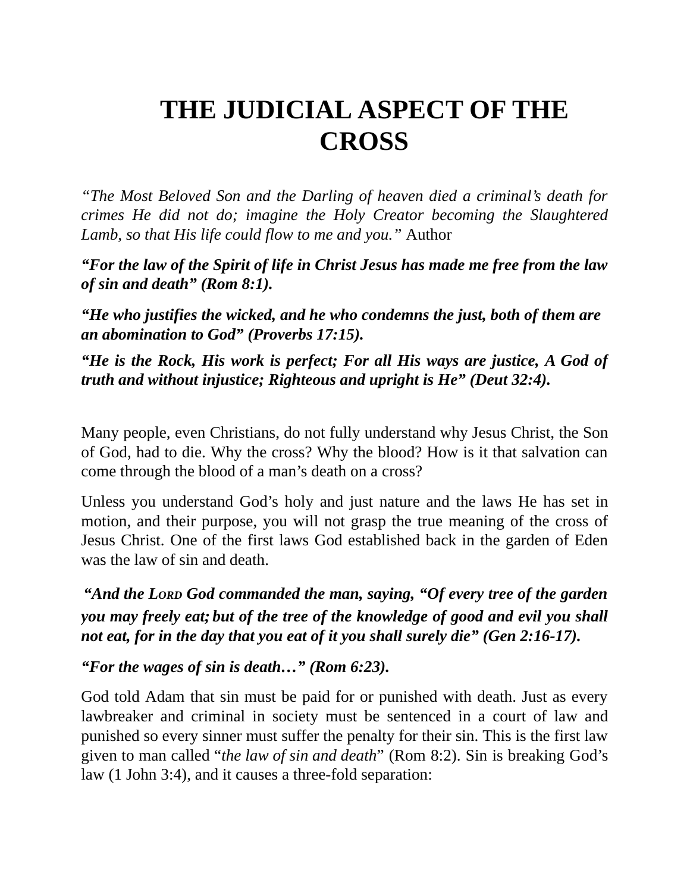# THE JUDICIAL ASPECT OF THE CROSS

*"The Most Beloved Son and the Darling of heaven died a criminal's death for crimes He did not do; imagine the Holy Creator becoming the Slaughtered Lamb, so that His life could flow to me and you."* Author

***"For the law of the Spirit of life in Christ Jesus has made me free from the law of sin and death" (Rom 8:1).***

***"He who justifies the wicked, and he who condemns the just, both of them are an abomination to God" (Proverbs 17:15).***

***"He is the Rock, His work is perfect; For all His ways are justice, A God of truth and without injustice; Righteous and upright is He" (Deut 32:4).***

Many people, even Christians, do not fully understand why Jesus Christ, the Son of God, had to die. Why the cross? Why the blood? How is it that salvation can come through the blood of a man's death on a cross?

Unless you understand God's holy and just nature and the laws He has set in motion, and their purpose, you will not grasp the true meaning of the cross of Jesus Christ. One of the first laws God established back in the garden of Eden was the law of sin and death.

***"And the LORD God commanded the man, saying, "Of every tree of the garden you may freely eat; but of the tree of the knowledge of good and evil you shall not eat, for in the day that you eat of it you shall surely die" (Gen 2:16-17).***

***"For the wages of sin is death…" (Rom 6:23).***

God told Adam that sin must be paid for or punished with death. Just as every lawbreaker and criminal in society must be sentenced in a court of law and punished so every sinner must suffer the penalty for their sin. This is the first law given to man called "*the law of sin and death*" (Rom 8:2). Sin is breaking God's law (1 John 3:4), and it causes a three-fold separation: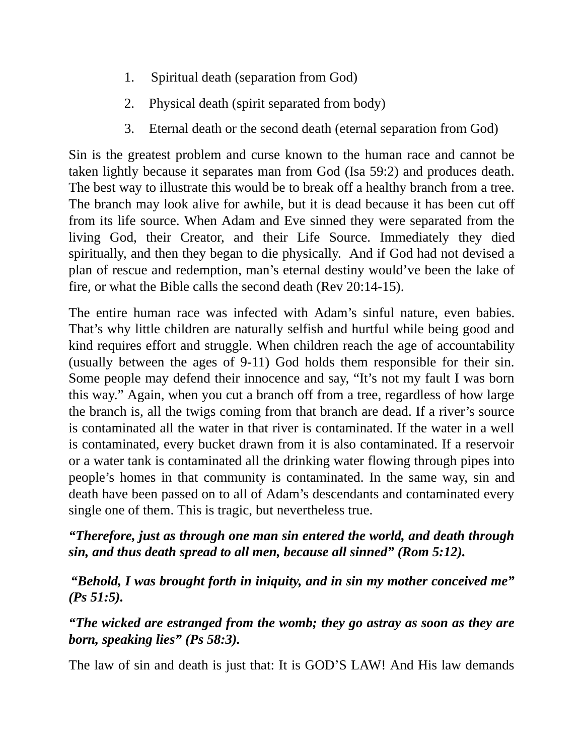1. Spiritual death (separation from God)
2. Physical death (spirit separated from body)
3. Eternal death or the second death (eternal separation from God)

Sin is the greatest problem and curse known to the human race and cannot be taken lightly because it separates man from God (Isa 59:2) and produces death. The best way to illustrate this would be to break off a healthy branch from a tree. The branch may look alive for awhile, but it is dead because it has been cut off from its life source. When Adam and Eve sinned they were separated from the living God, their Creator, and their Life Source. Immediately they died spiritually, and then they began to die physically. And if God had not devised a plan of rescue and redemption, man's eternal destiny would've been the lake of fire, or what the Bible calls the second death (Rev 20:14-15).

The entire human race was infected with Adam's sinful nature, even babies. That's why little children are naturally selfish and hurtful while being good and kind requires effort and struggle. When children reach the age of accountability (usually between the ages of 9-11) God holds them responsible for their sin. Some people may defend their innocence and say, "It's not my fault I was born this way." Again, when you cut a branch off from a tree, regardless of how large the branch is, all the twigs coming from that branch are dead. If a river's source is contaminated all the water in that river is contaminated. If the water in a well is contaminated, every bucket drawn from it is also contaminated. If a reservoir or a water tank is contaminated all the drinking water flowing through pipes into people's homes in that community is contaminated. In the same way, sin and death have been passed on to all of Adam's descendants and contaminated every single one of them. This is tragic, but nevertheless true.

***"Therefore, just as through one man sin entered the world, and death through sin, and thus death spread to all men, because all sinned" (Rom 5:12).***

***"Behold, I was brought forth in iniquity, and in sin my mother conceived me" (Ps 51:5).***

***"The wicked are estranged from the womb; they go astray as soon as they are born, speaking lies" (Ps 58:3).***

The law of sin and death is just that: It is GOD'S LAW! And His law demands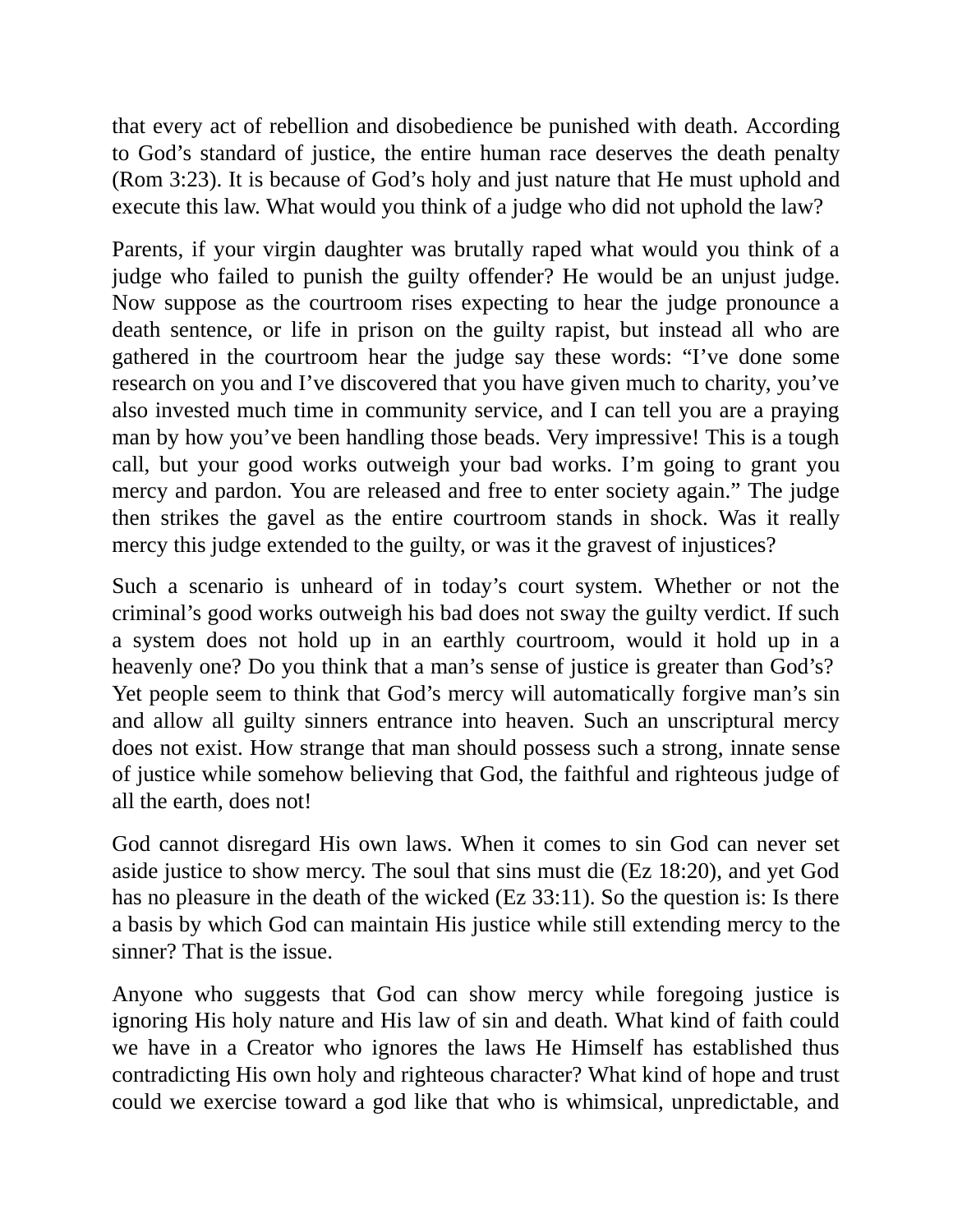that every act of rebellion and disobedience be punished with death. According to God's standard of justice, the entire human race deserves the death penalty (Rom 3:23). It is because of God's holy and just nature that He must uphold and execute this law. What would you think of a judge who did not uphold the law?

Parents, if your virgin daughter was brutally raped what would you think of a judge who failed to punish the guilty offender? He would be an unjust judge. Now suppose as the courtroom rises expecting to hear the judge pronounce a death sentence, or life in prison on the guilty rapist, but instead all who are gathered in the courtroom hear the judge say these words: "I've done some research on you and I've discovered that you have given much to charity, you've also invested much time in community service, and I can tell you are a praying man by how you've been handling those beads. Very impressive! This is a tough call, but your good works outweigh your bad works. I'm going to grant you mercy and pardon. You are released and free to enter society again." The judge then strikes the gavel as the entire courtroom stands in shock. Was it really mercy this judge extended to the guilty, or was it the gravest of injustices?

Such a scenario is unheard of in today's court system. Whether or not the criminal's good works outweigh his bad does not sway the guilty verdict. If such a system does not hold up in an earthly courtroom, would it hold up in a heavenly one? Do you think that a man's sense of justice is greater than God's? Yet people seem to think that God's mercy will automatically forgive man's sin and allow all guilty sinners entrance into heaven. Such an unscriptural mercy does not exist. How strange that man should possess such a strong, innate sense of justice while somehow believing that God, the faithful and righteous judge of all the earth, does not!

God cannot disregard His own laws. When it comes to sin God can never set aside justice to show mercy. The soul that sins must die (Ez 18:20), and yet God has no pleasure in the death of the wicked (Ez 33:11). So the question is: Is there a basis by which God can maintain His justice while still extending mercy to the sinner? That is the issue.

Anyone who suggests that God can show mercy while foregoing justice is ignoring His holy nature and His law of sin and death. What kind of faith could we have in a Creator who ignores the laws He Himself has established thus contradicting His own holy and righteous character? What kind of hope and trust could we exercise toward a god like that who is whimsical, unpredictable, and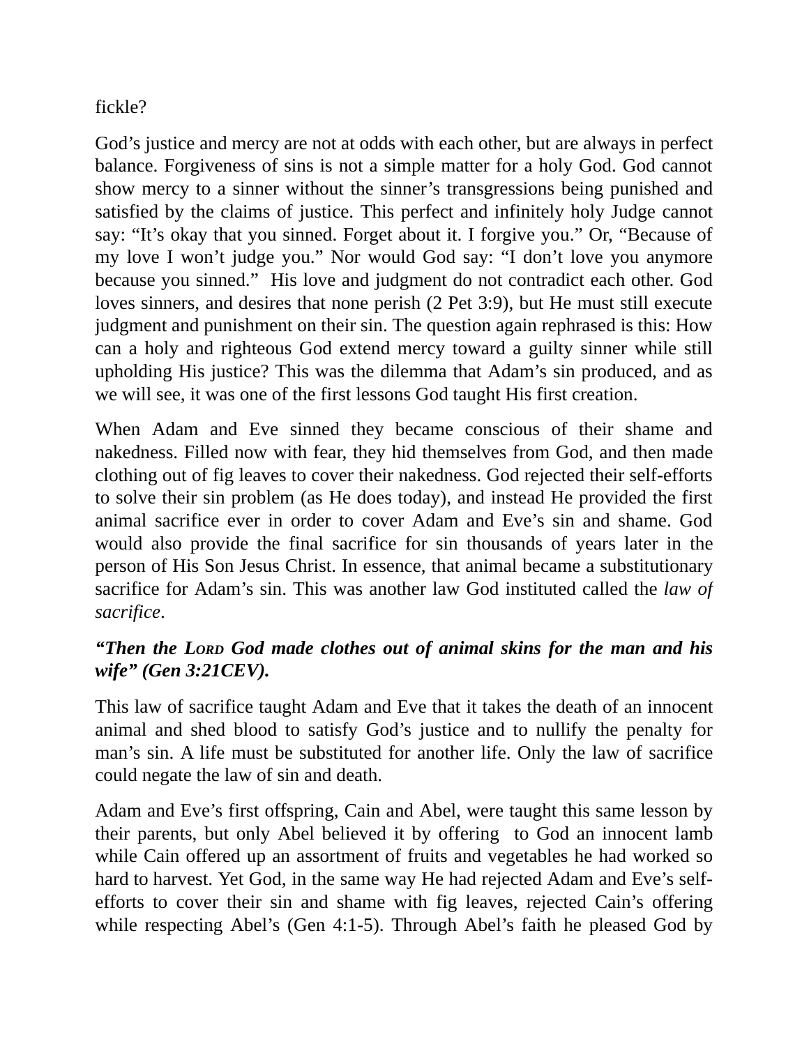fickle?

God's justice and mercy are not at odds with each other, but are always in perfect balance. Forgiveness of sins is not a simple matter for a holy God. God cannot show mercy to a sinner without the sinner's transgressions being punished and satisfied by the claims of justice. This perfect and infinitely holy Judge cannot say: "It's okay that you sinned. Forget about it. I forgive you." Or, "Because of my love I won't judge you." Nor would God say: "I don't love you anymore because you sinned." His love and judgment do not contradict each other. God loves sinners, and desires that none perish (2 Pet 3:9), but He must still execute judgment and punishment on their sin. The question again rephrased is this: How can a holy and righteous God extend mercy toward a guilty sinner while still upholding His justice? This was the dilemma that Adam's sin produced, and as we will see, it was one of the first lessons God taught His first creation.

When Adam and Eve sinned they became conscious of their shame and nakedness. Filled now with fear, they hid themselves from God, and then made clothing out of fig leaves to cover their nakedness. God rejected their self-efforts to solve their sin problem (as He does today), and instead He provided the first animal sacrifice ever in order to cover Adam and Eve's sin and shame. God would also provide the final sacrifice for sin thousands of years later in the person of His Son Jesus Christ. In essence, that animal became a substitutionary sacrifice for Adam's sin. This was another law God instituted called the *law of sacrifice*.

***"Then the LORD God made clothes out of animal skins for the man and his wife" (Gen 3:21CEV).***

This law of sacrifice taught Adam and Eve that it takes the death of an innocent animal and shed blood to satisfy God's justice and to nullify the penalty for man's sin. A life must be substituted for another life. Only the law of sacrifice could negate the law of sin and death.

Adam and Eve's first offspring, Cain and Abel, were taught this same lesson by their parents, but only Abel believed it by offering to God an innocent lamb while Cain offered up an assortment of fruits and vegetables he had worked so hard to harvest. Yet God, in the same way He had rejected Adam and Eve's self-efforts to cover their sin and shame with fig leaves, rejected Cain's offering while respecting Abel's (Gen 4:1-5). Through Abel's faith he pleased God by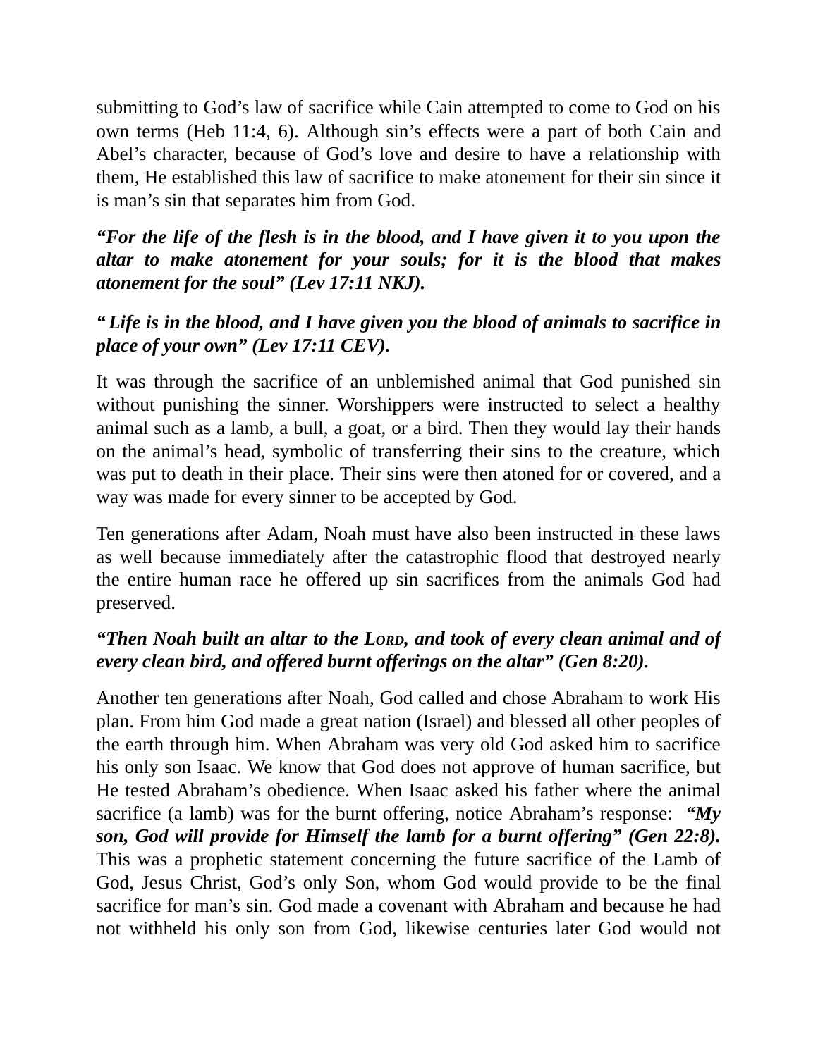submitting to God's law of sacrifice while Cain attempted to come to God on his own terms (Heb 11:4, 6). Although sin's effects were a part of both Cain and Abel's character, because of God's love and desire to have a relationship with them, He established this law of sacrifice to make atonement for their sin since it is man's sin that separates him from God.

***"For the life of the flesh is in the blood, and I have given it to you upon the altar to make atonement for your souls; for it is the blood that makes atonement for the soul" (Lev 17:11 NKJ).***

***" Life is in the blood, and I have given you the blood of animals to sacrifice in place of your own" (Lev 17:11 CEV).***

It was through the sacrifice of an unblemished animal that God punished sin without punishing the sinner. Worshippers were instructed to select a healthy animal such as a lamb, a bull, a goat, or a bird. Then they would lay their hands on the animal's head, symbolic of transferring their sins to the creature, which was put to death in their place. Their sins were then atoned for or covered, and a way was made for every sinner to be accepted by God.

Ten generations after Adam, Noah must have also been instructed in these laws as well because immediately after the catastrophic flood that destroyed nearly the entire human race he offered up sin sacrifices from the animals God had preserved.

***"Then Noah built an altar to the LORD, and took of every clean animal and of every clean bird, and offered burnt offerings on the altar" (Gen 8:20).***

Another ten generations after Noah, God called and chose Abraham to work His plan. From him God made a great nation (Israel) and blessed all other peoples of the earth through him. When Abraham was very old God asked him to sacrifice his only son Isaac. We know that God does not approve of human sacrifice, but He tested Abraham's obedience. When Isaac asked his father where the animal sacrifice (a lamb) was for the burnt offering, notice Abraham's response: ***"My son, God will provide for Himself the lamb for a burnt offering" (Gen 22:8).*** This was a prophetic statement concerning the future sacrifice of the Lamb of God, Jesus Christ, God's only Son, whom God would provide to be the final sacrifice for man's sin. God made a covenant with Abraham and because he had not withheld his only son from God, likewise centuries later God would not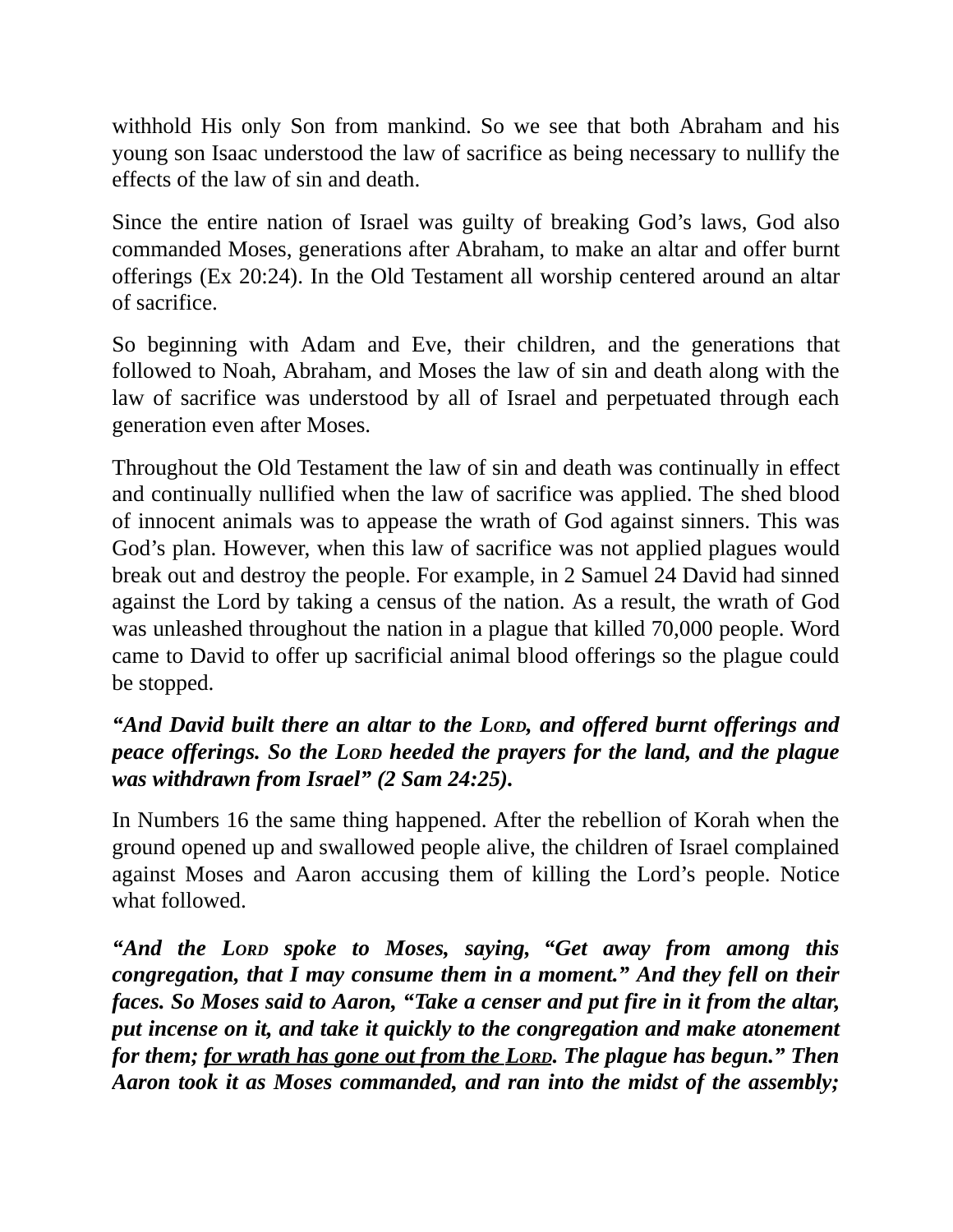withhold His only Son from mankind. So we see that both Abraham and his young son Isaac understood the law of sacrifice as being necessary to nullify the effects of the law of sin and death.

Since the entire nation of Israel was guilty of breaking God's laws, God also commanded Moses, generations after Abraham, to make an altar and offer burnt offerings (Ex 20:24). In the Old Testament all worship centered around an altar of sacrifice.

So beginning with Adam and Eve, their children, and the generations that followed to Noah, Abraham, and Moses the law of sin and death along with the law of sacrifice was understood by all of Israel and perpetuated through each generation even after Moses.

Throughout the Old Testament the law of sin and death was continually in effect and continually nullified when the law of sacrifice was applied. The shed blood of innocent animals was to appease the wrath of God against sinners. This was God's plan. However, when this law of sacrifice was not applied plagues would break out and destroy the people. For example, in 2 Samuel 24 David had sinned against the Lord by taking a census of the nation. As a result, the wrath of God was unleashed throughout the nation in a plague that killed 70,000 people. Word came to David to offer up sacrificial animal blood offerings so the plague could be stopped.

***"And David built there an altar to the LORD, and offered burnt offerings and peace offerings. So the LORD heeded the prayers for the land, and the plague was withdrawn from Israel" (2 Sam 24:25).***

In Numbers 16 the same thing happened. After the rebellion of Korah when the ground opened up and swallowed people alive, the children of Israel complained against Moses and Aaron accusing them of killing the Lord's people. Notice what followed.

***"And the LORD spoke to Moses, saying, "Get away from among this congregation, that I may consume them in a moment." And they fell on their faces. So Moses said to Aaron, "Take a censer and put fire in it from the altar, put incense on it, and take it quickly to the congregation and make atonement for them; <u>for wrath has gone out from the LORD</u>. The plague has begun." Then Aaron took it as Moses commanded, and ran into the midst of the assembly;***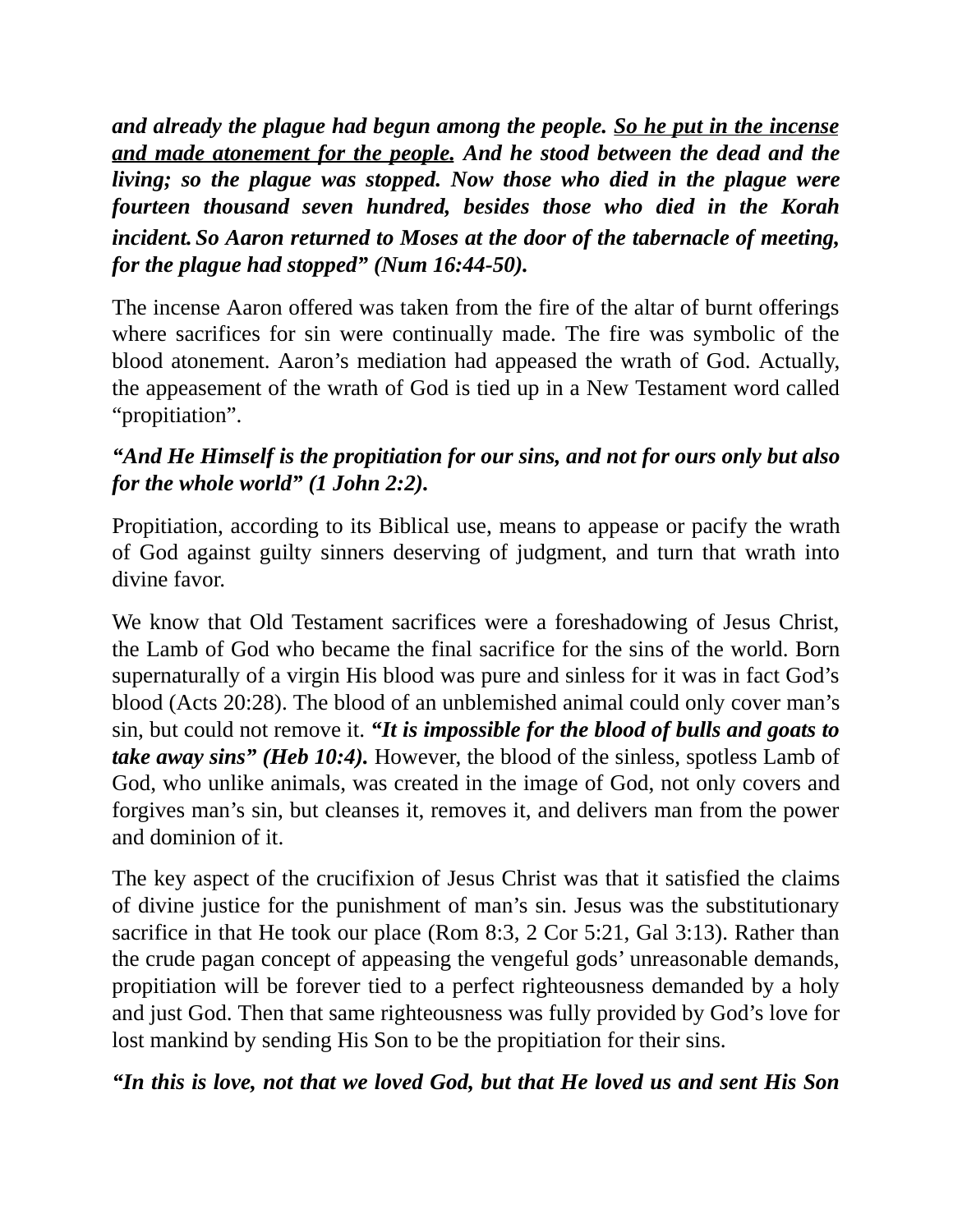***and already the plague had begun among the people. <u>So he put in the incense and made atonement for the people.</u> And he stood between the dead and the living; so the plague was stopped. Now those who died in the plague were fourteen thousand seven hundred, besides those who died in the Korah incident. So Aaron returned to Moses at the door of the tabernacle of meeting, for the plague had stopped" (Num 16:44-50).***

The incense Aaron offered was taken from the fire of the altar of burnt offerings where sacrifices for sin were continually made. The fire was symbolic of the blood atonement. Aaron's mediation had appeased the wrath of God. Actually, the appeasement of the wrath of God is tied up in a New Testament word called "propitiation".

***"And He Himself is the propitiation for our sins, and not for ours only but also for the whole world" (1 John 2:2).***

Propitiation, according to its Biblical use, means to appease or pacify the wrath of God against guilty sinners deserving of judgment, and turn that wrath into divine favor.

We know that Old Testament sacrifices were a foreshadowing of Jesus Christ, the Lamb of God who became the final sacrifice for the sins of the world. Born supernaturally of a virgin His blood was pure and sinless for it was in fact God's blood (Acts 20:28). The blood of an unblemished animal could only cover man's sin, but could not remove it. ***"It is impossible for the blood of bulls and goats to take away sins" (Heb 10:4).*** However, the blood of the sinless, spotless Lamb of God, who unlike animals, was created in the image of God, not only covers and forgives man's sin, but cleanses it, removes it, and delivers man from the power and dominion of it.

The key aspect of the crucifixion of Jesus Christ was that it satisfied the claims of divine justice for the punishment of man's sin. Jesus was the substitutionary sacrifice in that He took our place (Rom 8:3, 2 Cor 5:21, Gal 3:13). Rather than the crude pagan concept of appeasing the vengeful gods' unreasonable demands, propitiation will be forever tied to a perfect righteousness demanded by a holy and just God. Then that same righteousness was fully provided by God's love for lost mankind by sending His Son to be the propitiation for their sins.

***"In this is love, not that we loved God, but that He loved us and sent His Son***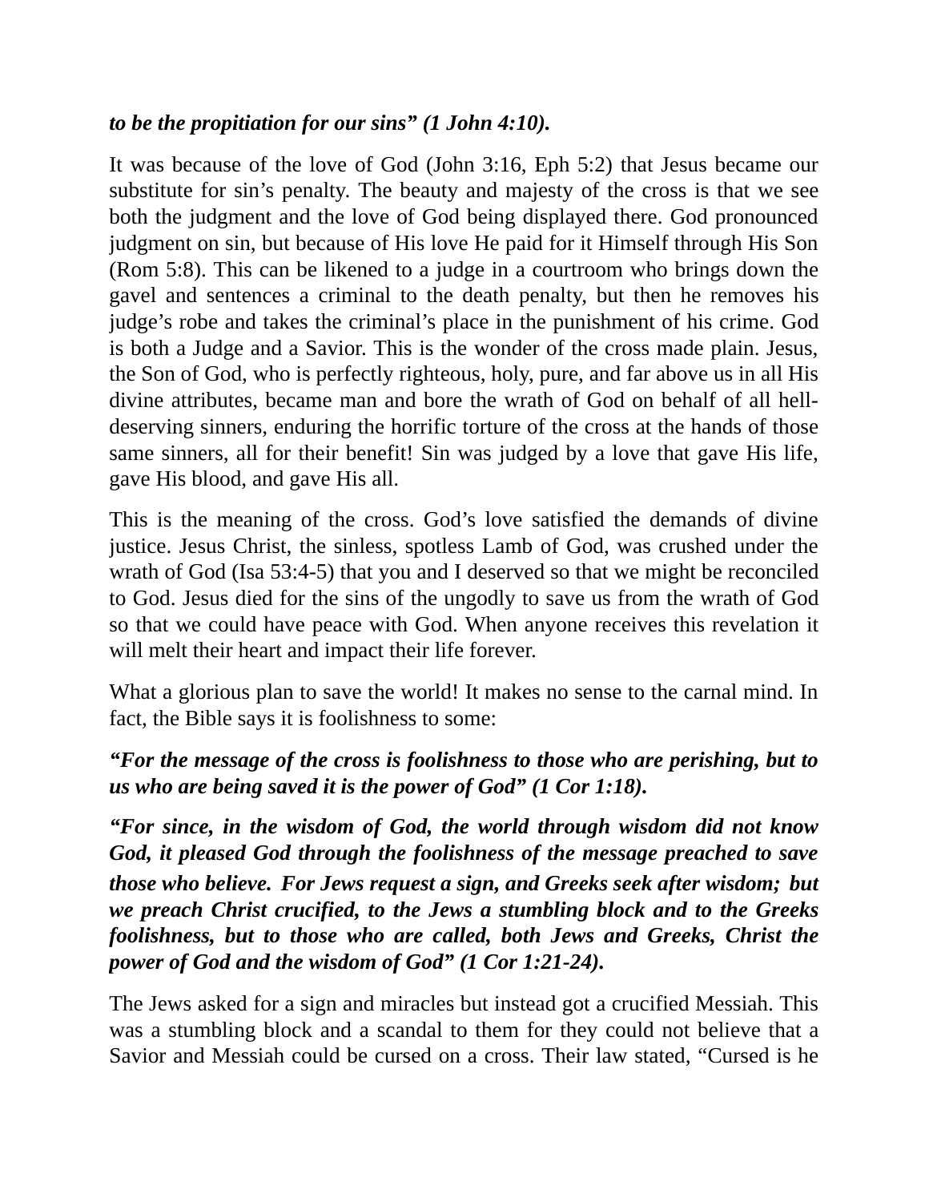***to be the propitiation for our sins" (1 John 4:10).***

It was because of the love of God (John 3:16, Eph 5:2) that Jesus became our substitute for sin's penalty. The beauty and majesty of the cross is that we see both the judgment and the love of God being displayed there. God pronounced judgment on sin, but because of His love He paid for it Himself through His Son (Rom 5:8). This can be likened to a judge in a courtroom who brings down the gavel and sentences a criminal to the death penalty, but then he removes his judge's robe and takes the criminal's place in the punishment of his crime. God is both a Judge and a Savior. This is the wonder of the cross made plain. Jesus, the Son of God, who is perfectly righteous, holy, pure, and far above us in all His divine attributes, became man and bore the wrath of God on behalf of all hell-deserving sinners, enduring the horrific torture of the cross at the hands of those same sinners, all for their benefit! Sin was judged by a love that gave His life, gave His blood, and gave His all.

This is the meaning of the cross. God's love satisfied the demands of divine justice. Jesus Christ, the sinless, spotless Lamb of God, was crushed under the wrath of God (Isa 53:4-5) that you and I deserved so that we might be reconciled to God. Jesus died for the sins of the ungodly to save us from the wrath of God so that we could have peace with God. When anyone receives this revelation it will melt their heart and impact their life forever.

What a glorious plan to save the world! It makes no sense to the carnal mind. In fact, the Bible says it is foolishness to some:

***"For the message of the cross is foolishness to those who are perishing, but to us who are being saved it is the power of God" (1 Cor 1:18).***

***"For since, in the wisdom of God, the world through wisdom did not know God, it pleased God through the foolishness of the message preached to save those who believe. For Jews request a sign, and Greeks seek after wisdom; but we preach Christ crucified, to the Jews a stumbling block and to the Greeks foolishness, but to those who are called, both Jews and Greeks, Christ the power of God and the wisdom of God" (1 Cor 1:21-24).***

The Jews asked for a sign and miracles but instead got a crucified Messiah. This was a stumbling block and a scandal to them for they could not believe that a Savior and Messiah could be cursed on a cross. Their law stated, "Cursed is he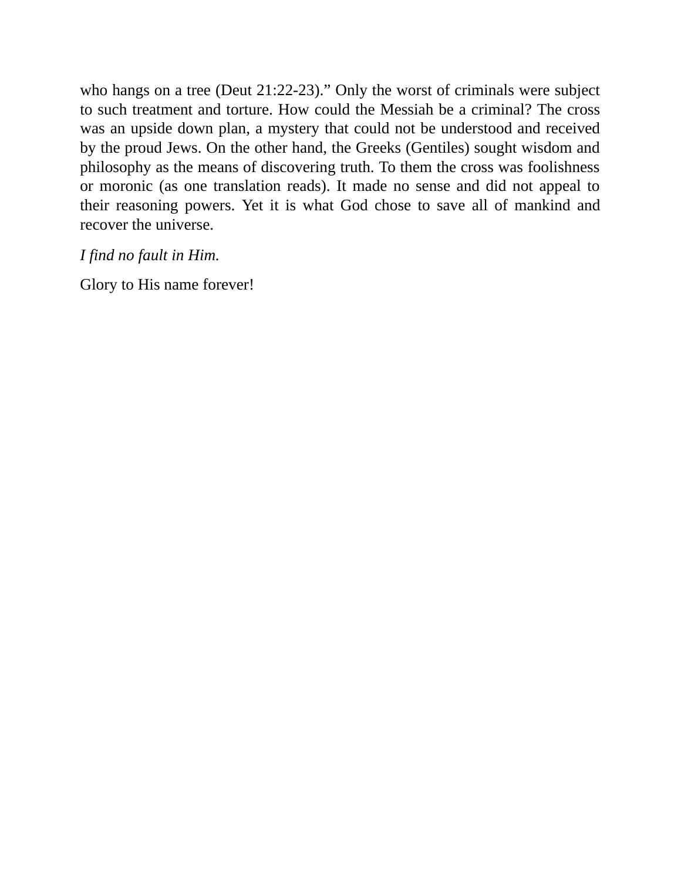who hangs on a tree (Deut 21:22-23)." Only the worst of criminals were subject to such treatment and torture. How could the Messiah be a criminal? The cross was an upside down plan, a mystery that could not be understood and received by the proud Jews. On the other hand, the Greeks (Gentiles) sought wisdom and philosophy as the means of discovering truth. To them the cross was foolishness or moronic (as one translation reads). It made no sense and did not appeal to their reasoning powers. Yet it is what God chose to save all of mankind and recover the universe.

*I find no fault in Him.*

Glory to His name forever!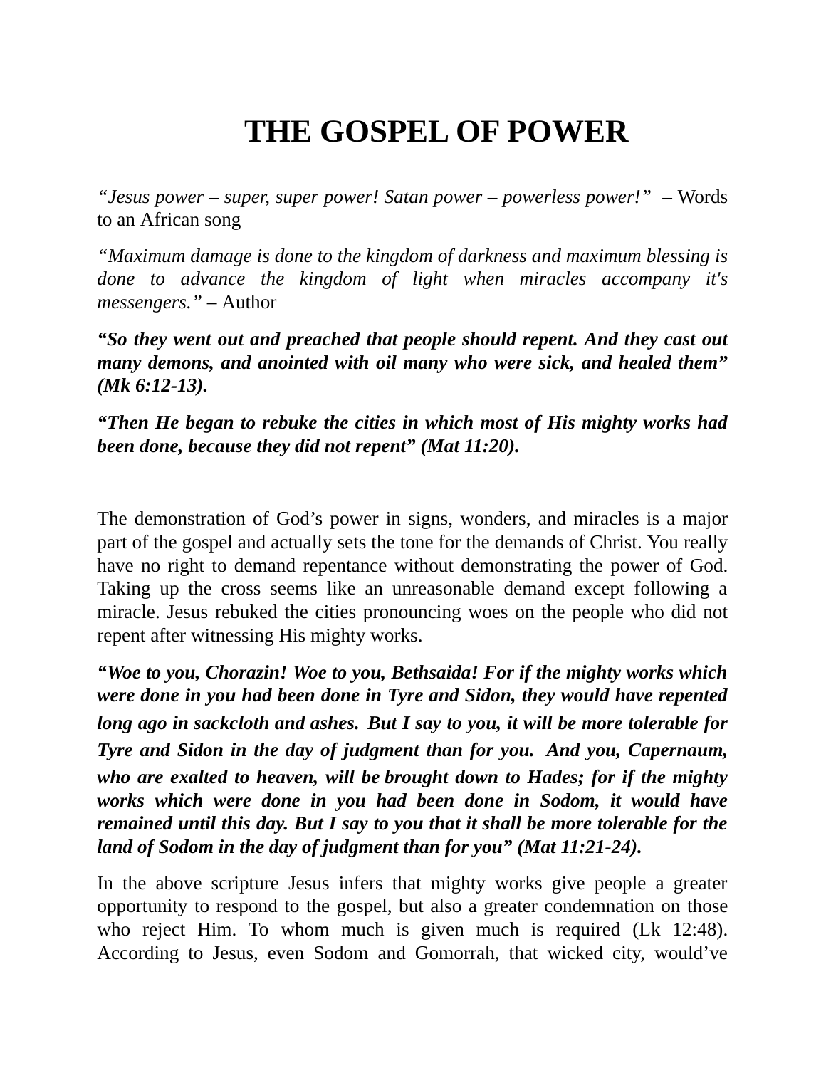# THE GOSPEL OF POWER

*"Jesus power – super, super power! Satan power – powerless power!"* – Words to an African song

*"Maximum damage is done to the kingdom of darkness and maximum blessing is done to advance the kingdom of light when miracles accompany it's messengers."* – Author

***"So they went out and preached that people should repent. And they cast out many demons, and anointed with oil many who were sick, and healed them" (Mk 6:12-13).***

***"Then He began to rebuke the cities in which most of His mighty works had been done, because they did not repent" (Mat 11:20).***

The demonstration of God's power in signs, wonders, and miracles is a major part of the gospel and actually sets the tone for the demands of Christ. You really have no right to demand repentance without demonstrating the power of God. Taking up the cross seems like an unreasonable demand except following a miracle. Jesus rebuked the cities pronouncing woes on the people who did not repent after witnessing His mighty works.

***"Woe to you, Chorazin! Woe to you, Bethsaida! For if the mighty works which were done in you had been done in Tyre and Sidon, they would have repented long ago in sackcloth and ashes. But I say to you, it will be more tolerable for Tyre and Sidon in the day of judgment than for you. And you, Capernaum, who are exalted to heaven, will be brought down to Hades; for if the mighty works which were done in you had been done in Sodom, it would have remained until this day. But I say to you that it shall be more tolerable for the land of Sodom in the day of judgment than for you" (Mat 11:21-24).***

In the above scripture Jesus infers that mighty works give people a greater opportunity to respond to the gospel, but also a greater condemnation on those who reject Him. To whom much is given much is required (Lk 12:48). According to Jesus, even Sodom and Gomorrah, that wicked city, would've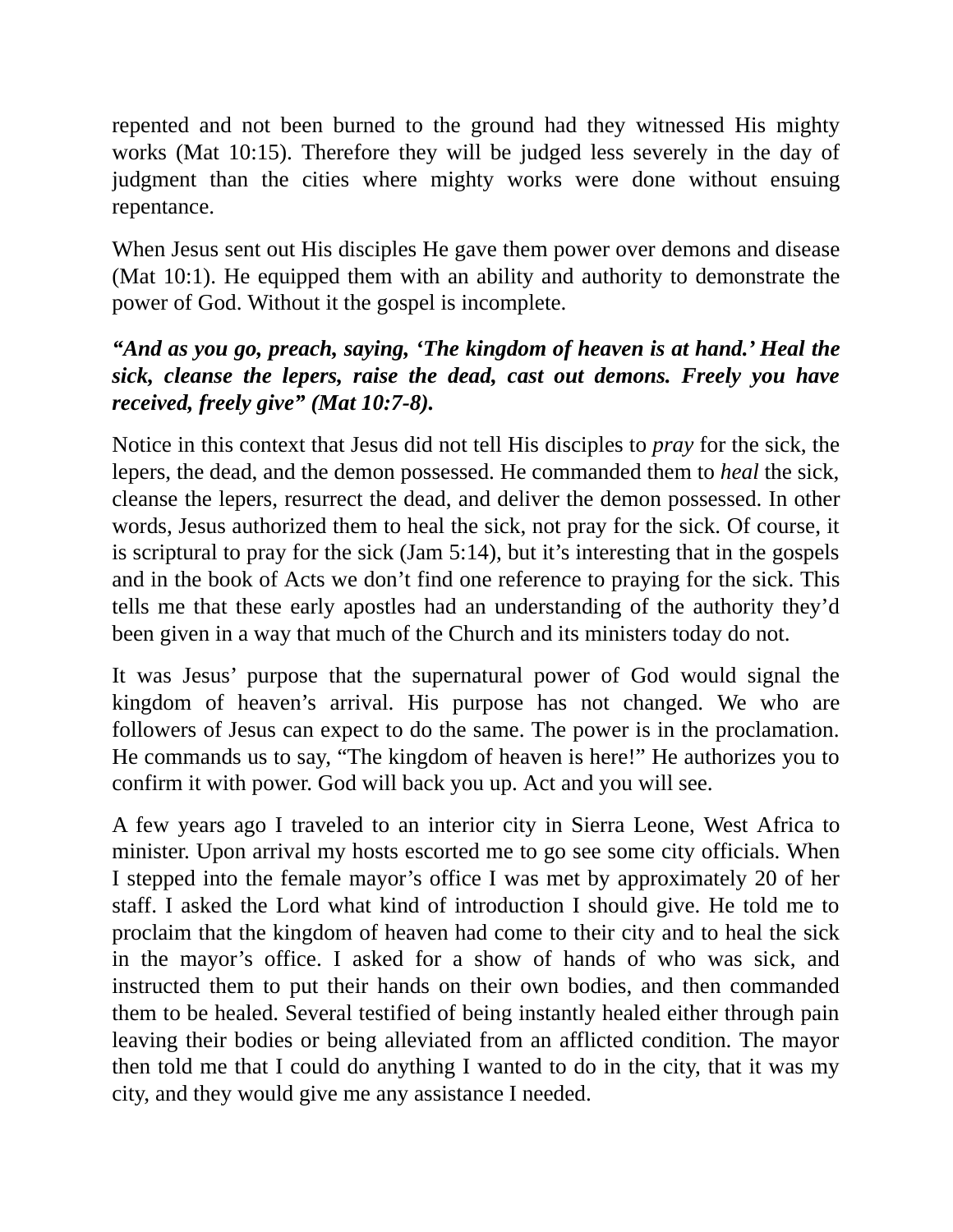repented and not been burned to the ground had they witnessed His mighty works (Mat 10:15). Therefore they will be judged less severely in the day of judgment than the cities where mighty works were done without ensuing repentance.

When Jesus sent out His disciples He gave them power over demons and disease (Mat 10:1). He equipped them with an ability and authority to demonstrate the power of God. Without it the gospel is incomplete.

***“And as you go, preach, saying, ‘The kingdom of heaven is at hand.’ Heal the sick, cleanse the lepers, raise the dead, cast out demons. Freely you have received, freely give” (Mat 10:7-8).***

Notice in this context that Jesus did not tell His disciples to *pray* for the sick, the lepers, the dead, and the demon possessed. He commanded them to *heal* the sick, cleanse the lepers, resurrect the dead, and deliver the demon possessed. In other words, Jesus authorized them to heal the sick, not pray for the sick. Of course, it is scriptural to pray for the sick (Jam 5:14), but it’s interesting that in the gospels and in the book of Acts we don’t find one reference to praying for the sick. This tells me that these early apostles had an understanding of the authority they’d been given in a way that much of the Church and its ministers today do not.

It was Jesus’ purpose that the supernatural power of God would signal the kingdom of heaven’s arrival. His purpose has not changed. We who are followers of Jesus can expect to do the same. The power is in the proclamation. He commands us to say, “The kingdom of heaven is here!” He authorizes you to confirm it with power. God will back you up. Act and you will see.

A few years ago I traveled to an interior city in Sierra Leone, West Africa to minister. Upon arrival my hosts escorted me to go see some city officials. When I stepped into the female mayor’s office I was met by approximately 20 of her staff. I asked the Lord what kind of introduction I should give. He told me to proclaim that the kingdom of heaven had come to their city and to heal the sick in the mayor’s office. I asked for a show of hands of who was sick, and instructed them to put their hands on their own bodies, and then commanded them to be healed. Several testified of being instantly healed either through pain leaving their bodies or being alleviated from an afflicted condition. The mayor then told me that I could do anything I wanted to do in the city, that it was my city, and they would give me any assistance I needed.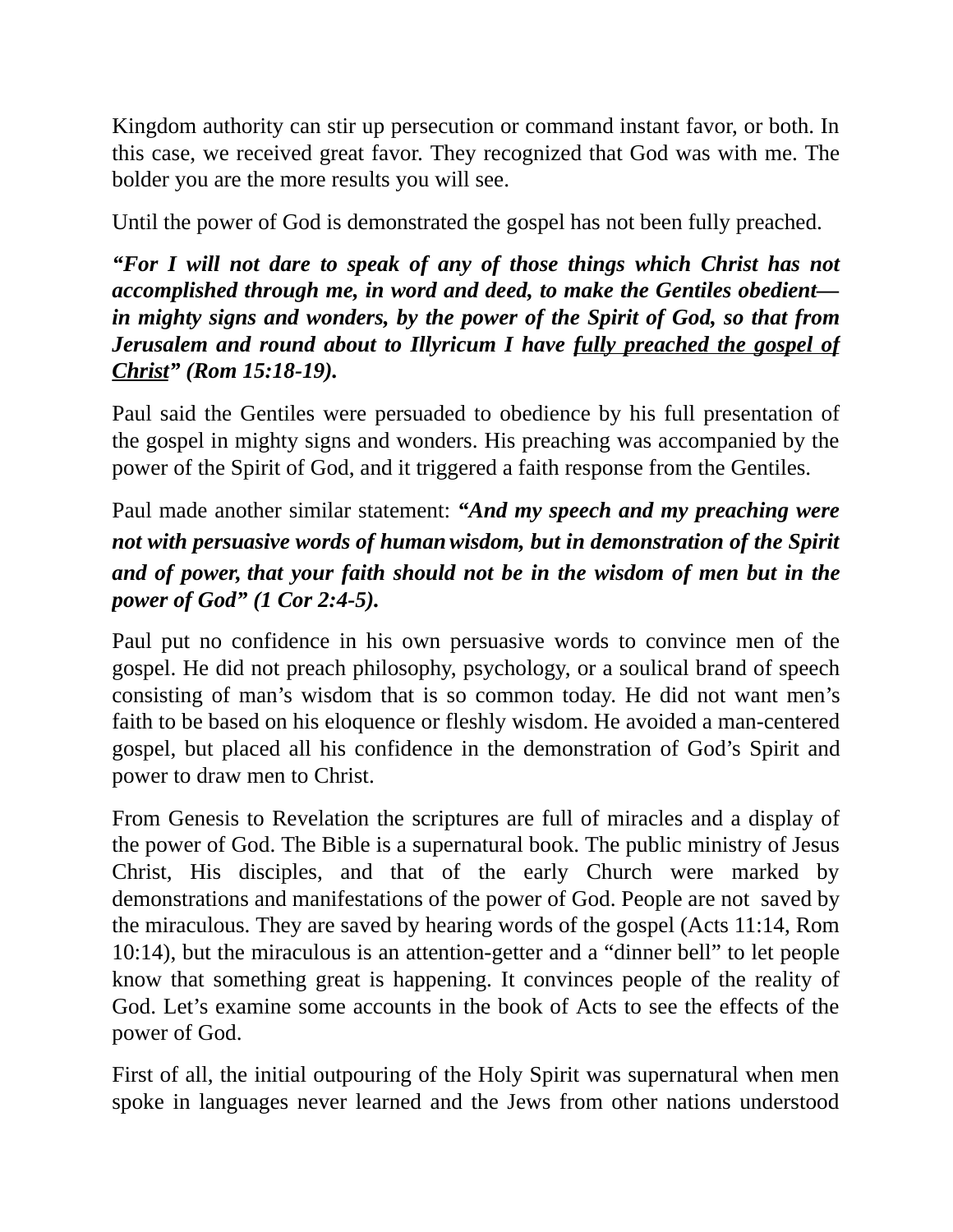Kingdom authority can stir up persecution or command instant favor, or both. In this case, we received great favor. They recognized that God was with me. The bolder you are the more results you will see.

Until the power of God is demonstrated the gospel has not been fully preached.

***"For I will not dare to speak of any of those things which Christ has not accomplished through me, in word and deed, to make the Gentiles obedient—in mighty signs and wonders, by the power of the Spirit of God, so that from Jerusalem and round about to Illyricum I have <u>fully preached the gospel of Christ</u>" (Rom 15:18-19).***

Paul said the Gentiles were persuaded to obedience by his full presentation of the gospel in mighty signs and wonders. His preaching was accompanied by the power of the Spirit of God, and it triggered a faith response from the Gentiles.

Paul made another similar statement: ***"And my speech and my preaching were not with persuasive words of human wisdom, but in demonstration of the Spirit and of power, that your faith should not be in the wisdom of men but in the power of God" (1 Cor 2:4-5).***

Paul put no confidence in his own persuasive words to convince men of the gospel. He did not preach philosophy, psychology, or a soulical brand of speech consisting of man's wisdom that is so common today. He did not want men's faith to be based on his eloquence or fleshly wisdom. He avoided a man-centered gospel, but placed all his confidence in the demonstration of God's Spirit and power to draw men to Christ.

From Genesis to Revelation the scriptures are full of miracles and a display of the power of God. The Bible is a supernatural book. The public ministry of Jesus Christ, His disciples, and that of the early Church were marked by demonstrations and manifestations of the power of God. People are not saved by the miraculous. They are saved by hearing words of the gospel (Acts 11:14, Rom 10:14), but the miraculous is an attention-getter and a "dinner bell" to let people know that something great is happening. It convinces people of the reality of God. Let's examine some accounts in the book of Acts to see the effects of the power of God.

First of all, the initial outpouring of the Holy Spirit was supernatural when men spoke in languages never learned and the Jews from other nations understood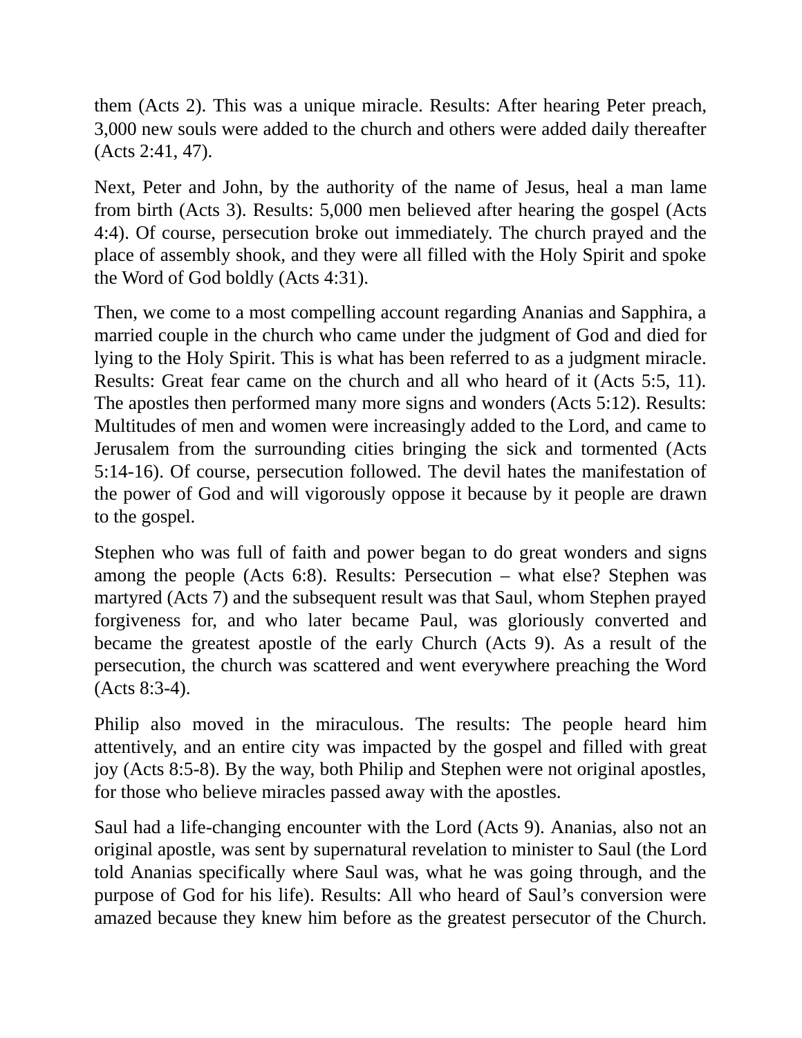them (Acts 2). This was a unique miracle. Results: After hearing Peter preach, 3,000 new souls were added to the church and others were added daily thereafter (Acts 2:41, 47).

Next, Peter and John, by the authority of the name of Jesus, heal a man lame from birth (Acts 3). Results: 5,000 men believed after hearing the gospel (Acts 4:4). Of course, persecution broke out immediately. The church prayed and the place of assembly shook, and they were all filled with the Holy Spirit and spoke the Word of God boldly (Acts 4:31).

Then, we come to a most compelling account regarding Ananias and Sapphira, a married couple in the church who came under the judgment of God and died for lying to the Holy Spirit. This is what has been referred to as a judgment miracle. Results: Great fear came on the church and all who heard of it (Acts 5:5, 11). The apostles then performed many more signs and wonders (Acts 5:12). Results: Multitudes of men and women were increasingly added to the Lord, and came to Jerusalem from the surrounding cities bringing the sick and tormented (Acts 5:14-16). Of course, persecution followed. The devil hates the manifestation of the power of God and will vigorously oppose it because by it people are drawn to the gospel.

Stephen who was full of faith and power began to do great wonders and signs among the people (Acts 6:8). Results: Persecution – what else? Stephen was martyred (Acts 7) and the subsequent result was that Saul, whom Stephen prayed forgiveness for, and who later became Paul, was gloriously converted and became the greatest apostle of the early Church (Acts 9). As a result of the persecution, the church was scattered and went everywhere preaching the Word (Acts 8:3-4).

Philip also moved in the miraculous. The results: The people heard him attentively, and an entire city was impacted by the gospel and filled with great joy (Acts 8:5-8). By the way, both Philip and Stephen were not original apostles, for those who believe miracles passed away with the apostles.

Saul had a life-changing encounter with the Lord (Acts 9). Ananias, also not an original apostle, was sent by supernatural revelation to minister to Saul (the Lord told Ananias specifically where Saul was, what he was going through, and the purpose of God for his life). Results: All who heard of Saul's conversion were amazed because they knew him before as the greatest persecutor of the Church.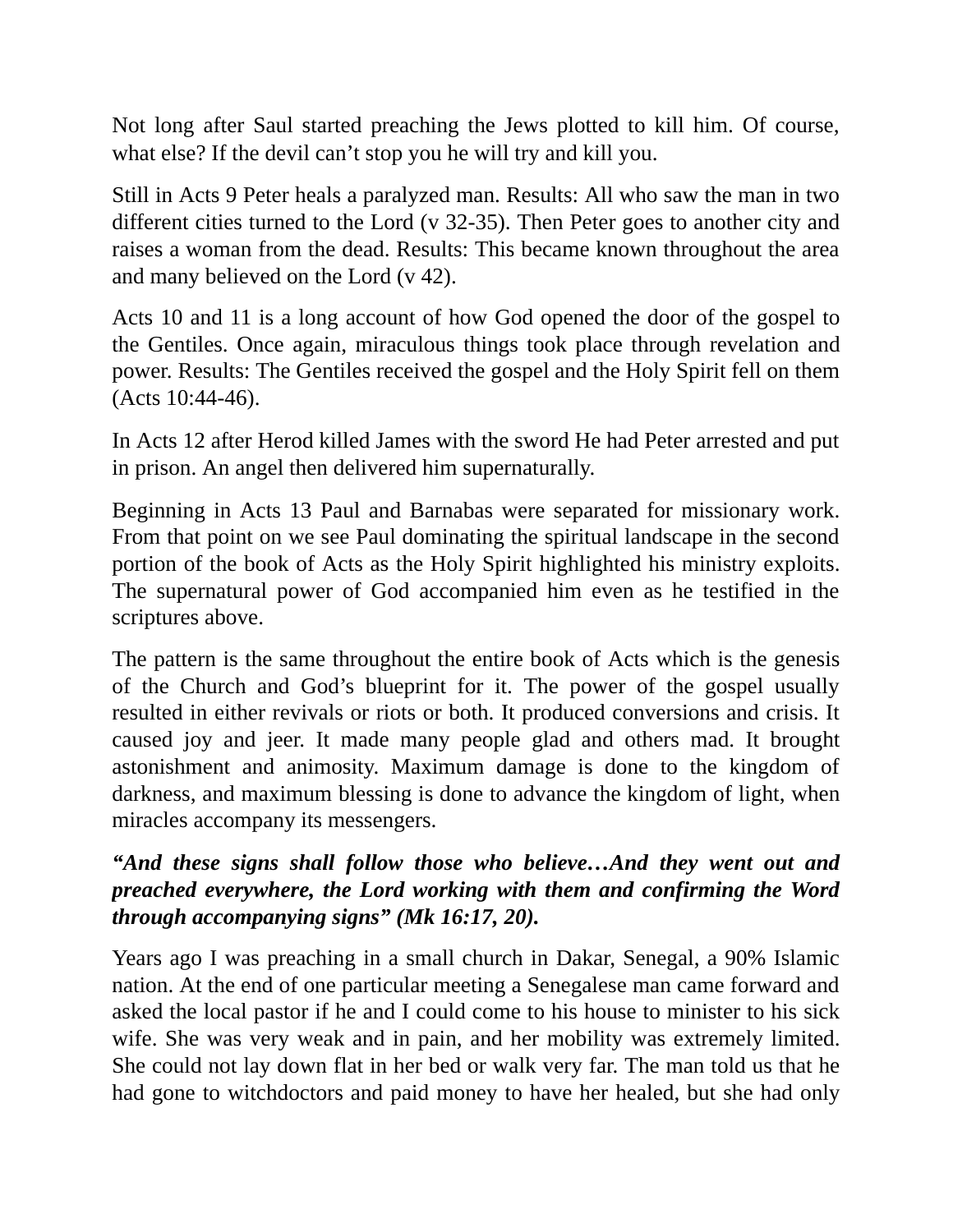Not long after Saul started preaching the Jews plotted to kill him. Of course, what else? If the devil can't stop you he will try and kill you.

Still in Acts 9 Peter heals a paralyzed man. Results: All who saw the man in two different cities turned to the Lord (v 32-35). Then Peter goes to another city and raises a woman from the dead. Results: This became known throughout the area and many believed on the Lord (v 42).

Acts 10 and 11 is a long account of how God opened the door of the gospel to the Gentiles. Once again, miraculous things took place through revelation and power. Results: The Gentiles received the gospel and the Holy Spirit fell on them (Acts 10:44-46).

In Acts 12 after Herod killed James with the sword He had Peter arrested and put in prison. An angel then delivered him supernaturally.

Beginning in Acts 13 Paul and Barnabas were separated for missionary work. From that point on we see Paul dominating the spiritual landscape in the second portion of the book of Acts as the Holy Spirit highlighted his ministry exploits. The supernatural power of God accompanied him even as he testified in the scriptures above.

The pattern is the same throughout the entire book of Acts which is the genesis of the Church and God's blueprint for it. The power of the gospel usually resulted in either revivals or riots or both. It produced conversions and crisis. It caused joy and jeer. It made many people glad and others mad. It brought astonishment and animosity. Maximum damage is done to the kingdom of darkness, and maximum blessing is done to advance the kingdom of light, when miracles accompany its messengers.

***"And these signs shall follow those who believe…And they went out and preached everywhere, the Lord working with them and confirming the Word through accompanying signs" (Mk 16:17, 20).***

Years ago I was preaching in a small church in Dakar, Senegal, a 90% Islamic nation. At the end of one particular meeting a Senegalese man came forward and asked the local pastor if he and I could come to his house to minister to his sick wife. She was very weak and in pain, and her mobility was extremely limited. She could not lay down flat in her bed or walk very far. The man told us that he had gone to witchdoctors and paid money to have her healed, but she had only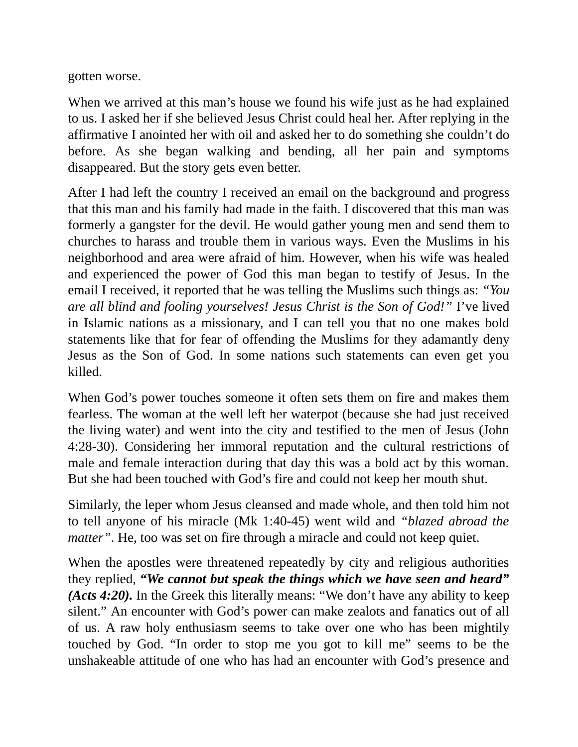gotten worse.

When we arrived at this man's house we found his wife just as he had explained to us. I asked her if she believed Jesus Christ could heal her. After replying in the affirmative I anointed her with oil and asked her to do something she couldn't do before. As she began walking and bending, all her pain and symptoms disappeared. But the story gets even better.

After I had left the country I received an email on the background and progress that this man and his family had made in the faith. I discovered that this man was formerly a gangster for the devil. He would gather young men and send them to churches to harass and trouble them in various ways. Even the Muslims in his neighborhood and area were afraid of him. However, when his wife was healed and experienced the power of God this man began to testify of Jesus. In the email I received, it reported that he was telling the Muslims such things as: *"You are all blind and fooling yourselves! Jesus Christ is the Son of God!"* I've lived in Islamic nations as a missionary, and I can tell you that no one makes bold statements like that for fear of offending the Muslims for they adamantly deny Jesus as the Son of God. In some nations such statements can even get you killed.

When God's power touches someone it often sets them on fire and makes them fearless. The woman at the well left her waterpot (because she had just received the living water) and went into the city and testified to the men of Jesus (John 4:28-30). Considering her immoral reputation and the cultural restrictions of male and female interaction during that day this was a bold act by this woman. But she had been touched with God's fire and could not keep her mouth shut.

Similarly, the leper whom Jesus cleansed and made whole, and then told him not to tell anyone of his miracle (Mk 1:40-45) went wild and *"blazed abroad the matter"*. He, too was set on fire through a miracle and could not keep quiet.

When the apostles were threatened repeatedly by city and religious authorities they replied, ***"We cannot but speak the things which we have seen and heard" (Acts 4:20).*** In the Greek this literally means: "We don't have any ability to keep silent." An encounter with God's power can make zealots and fanatics out of all of us. A raw holy enthusiasm seems to take over one who has been mightily touched by God. "In order to stop me you got to kill me" seems to be the unshakeable attitude of one who has had an encounter with God's presence and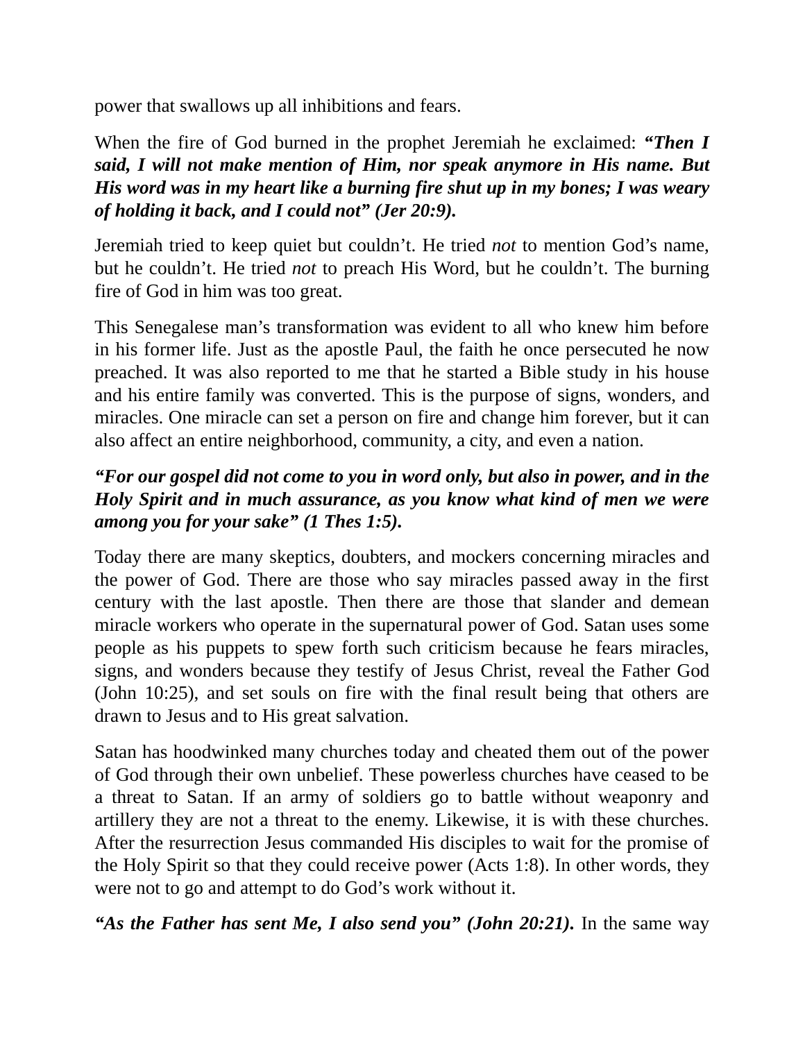power that swallows up all inhibitions and fears.

When the fire of God burned in the prophet Jeremiah he exclaimed: ***"Then I said, I will not make mention of Him, nor speak anymore in His name. But His word was in my heart like a burning fire shut up in my bones; I was weary of holding it back, and I could not" (Jer 20:9).***

Jeremiah tried to keep quiet but couldn't. He tried *not* to mention God's name, but he couldn't. He tried *not* to preach His Word, but he couldn't. The burning fire of God in him was too great.

This Senegalese man's transformation was evident to all who knew him before in his former life. Just as the apostle Paul, the faith he once persecuted he now preached. It was also reported to me that he started a Bible study in his house and his entire family was converted. This is the purpose of signs, wonders, and miracles. One miracle can set a person on fire and change him forever, but it can also affect an entire neighborhood, community, a city, and even a nation.

***"For our gospel did not come to you in word only, but also in power, and in the Holy Spirit and in much assurance, as you know what kind of men we were among you for your sake" (1 Thes 1:5).***

Today there are many skeptics, doubters, and mockers concerning miracles and the power of God. There are those who say miracles passed away in the first century with the last apostle. Then there are those that slander and demean miracle workers who operate in the supernatural power of God. Satan uses some people as his puppets to spew forth such criticism because he fears miracles, signs, and wonders because they testify of Jesus Christ, reveal the Father God (John 10:25), and set souls on fire with the final result being that others are drawn to Jesus and to His great salvation.

Satan has hoodwinked many churches today and cheated them out of the power of God through their own unbelief. These powerless churches have ceased to be a threat to Satan. If an army of soldiers go to battle without weaponry and artillery they are not a threat to the enemy. Likewise, it is with these churches. After the resurrection Jesus commanded His disciples to wait for the promise of the Holy Spirit so that they could receive power (Acts 1:8). In other words, they were not to go and attempt to do God's work without it.

***"As the Father has sent Me, I also send you" (John 20:21).*** In the same way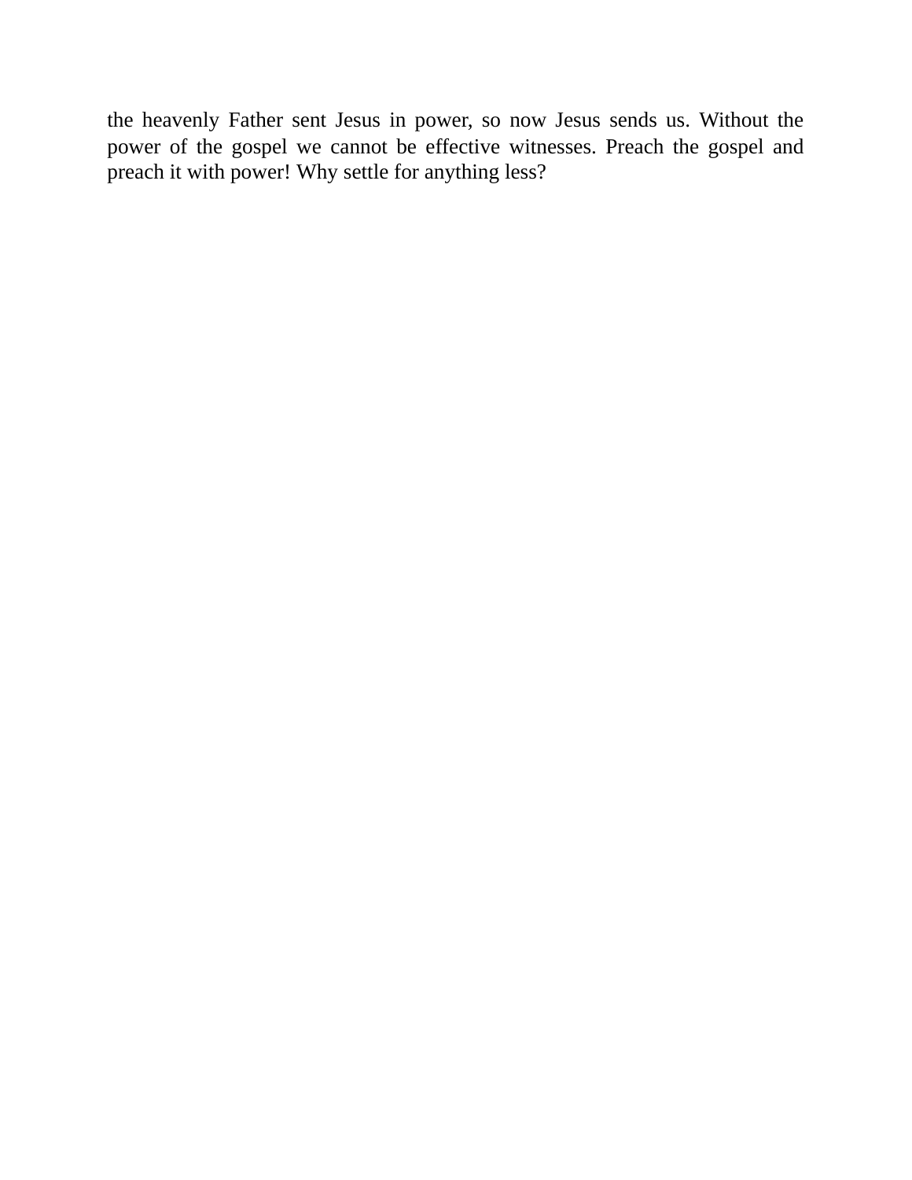the heavenly Father sent Jesus in power, so now Jesus sends us. Without the power of the gospel we cannot be effective witnesses. Preach the gospel and preach it with power! Why settle for anything less?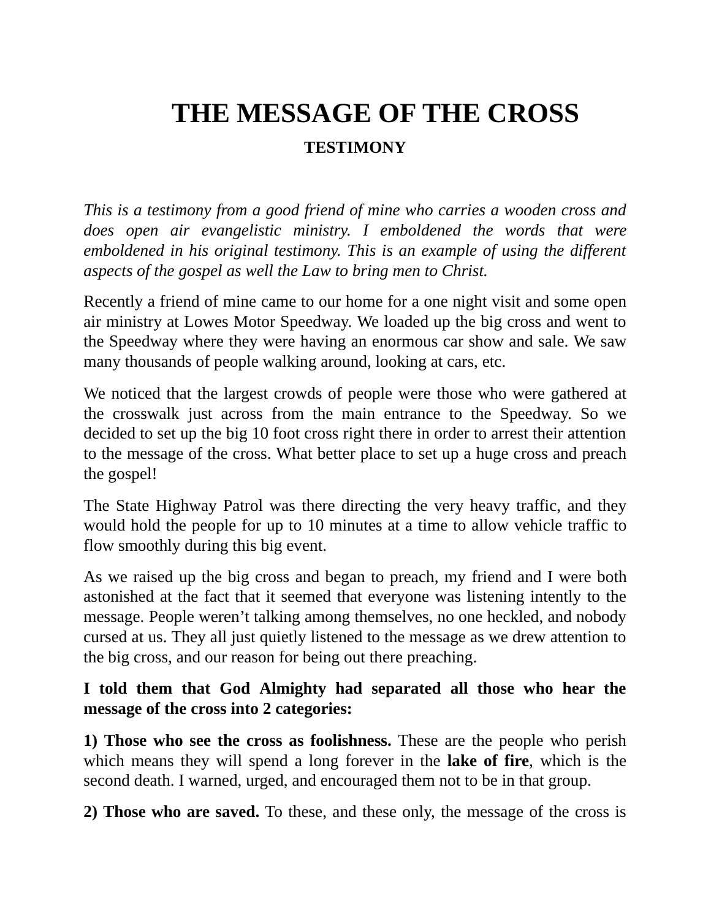# THE MESSAGE OF THE CROSS

**TESTIMONY**

*This is a testimony from a good friend of mine who carries a wooden cross and does open air evangelistic ministry. I emboldened the words that were emboldened in his original testimony. This is an example of using the different aspects of the gospel as well the Law to bring men to Christ.*

Recently a friend of mine came to our home for a one night visit and some open air ministry at Lowes Motor Speedway. We loaded up the big cross and went to the Speedway where they were having an enormous car show and sale. We saw many thousands of people walking around, looking at cars, etc.

We noticed that the largest crowds of people were those who were gathered at the crosswalk just across from the main entrance to the Speedway. So we decided to set up the big 10 foot cross right there in order to arrest their attention to the message of the cross. What better place to set up a huge cross and preach the gospel!

The State Highway Patrol was there directing the very heavy traffic, and they would hold the people for up to 10 minutes at a time to allow vehicle traffic to flow smoothly during this big event.

As we raised up the big cross and began to preach, my friend and I were both astonished at the fact that it seemed that everyone was listening intently to the message. People weren't talking among themselves, no one heckled, and nobody cursed at us. They all just quietly listened to the message as we drew attention to the big cross, and our reason for being out there preaching.

**I told them that God Almighty had separated all those who hear the message of the cross into 2 categories:**

**1) Those who see the cross as foolishness.** These are the people who perish which means they will spend a long forever in the **lake of fire**, which is the second death. I warned, urged, and encouraged them not to be in that group.

**2) Those who are saved.** To these, and these only, the message of the cross is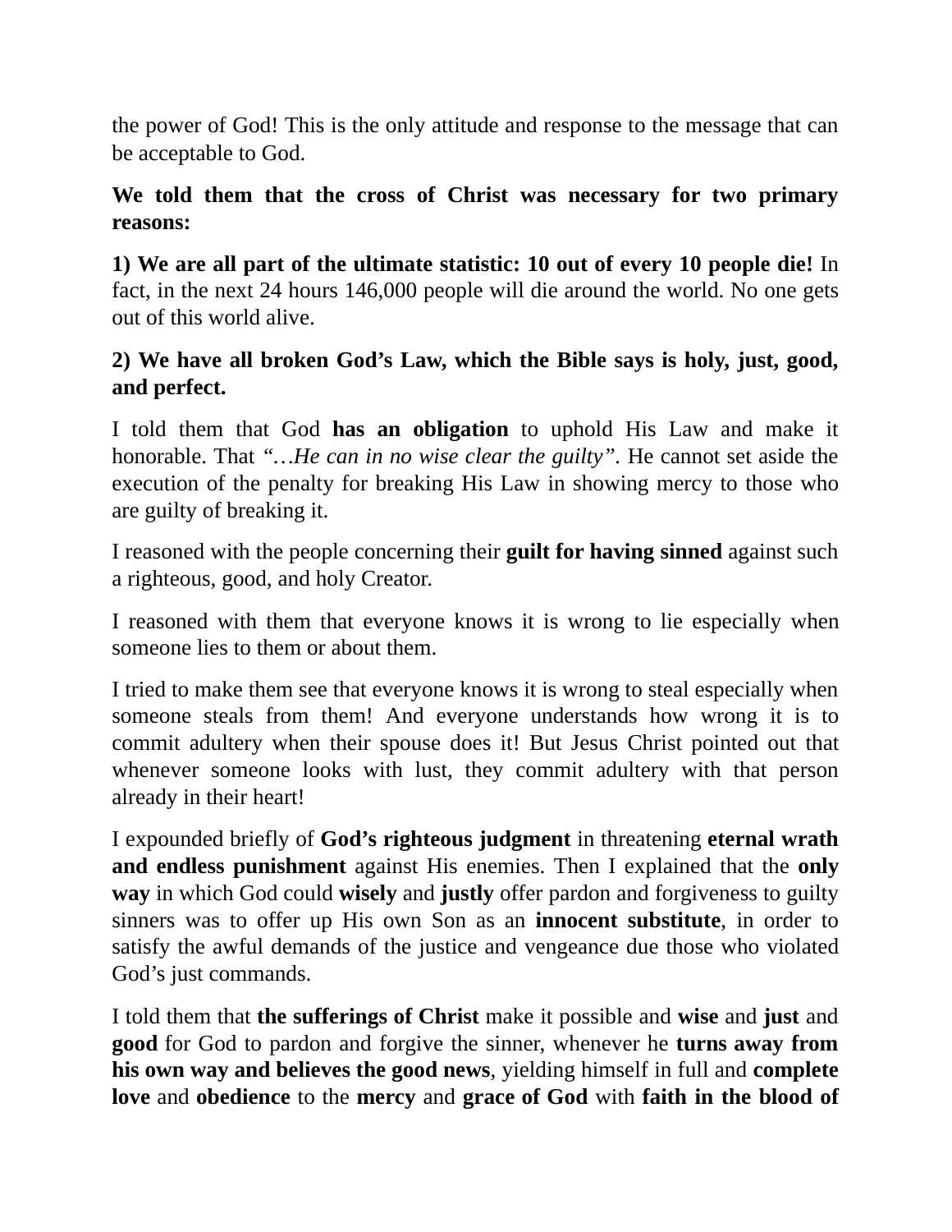the power of God! This is the only attitude and response to the message that can be acceptable to God.

**We told them that the cross of Christ was necessary for two primary reasons:**

**1) We are all part of the ultimate statistic: 10 out of every 10 people die!** In fact, in the next 24 hours 146,000 people will die around the world. No one gets out of this world alive.

**2) We have all broken God's Law, which the Bible says is holy, just, good, and perfect.**

I told them that God **has an obligation** to uphold His Law and make it honorable. That *"…He can in no wise clear the guilty"*. He cannot set aside the execution of the penalty for breaking His Law in showing mercy to those who are guilty of breaking it.

I reasoned with the people concerning their **guilt for having sinned** against such a righteous, good, and holy Creator.

I reasoned with them that everyone knows it is wrong to lie especially when someone lies to them or about them.

I tried to make them see that everyone knows it is wrong to steal especially when someone steals from them! And everyone understands how wrong it is to commit adultery when their spouse does it! But Jesus Christ pointed out that whenever someone looks with lust, they commit adultery with that person already in their heart!

I expounded briefly of **God's righteous judgment** in threatening **eternal wrath and endless punishment** against His enemies. Then I explained that the **only way** in which God could **wisely** and **justly** offer pardon and forgiveness to guilty sinners was to offer up His own Son as an **innocent substitute**, in order to satisfy the awful demands of the justice and vengeance due those who violated God's just commands.

I told them that **the sufferings of Christ** make it possible and **wise** and **just** and **good** for God to pardon and forgive the sinner, whenever he **turns away from his own way and believes the good news**, yielding himself in full and **complete love** and **obedience** to the **mercy** and **grace of God** with **faith in the blood of**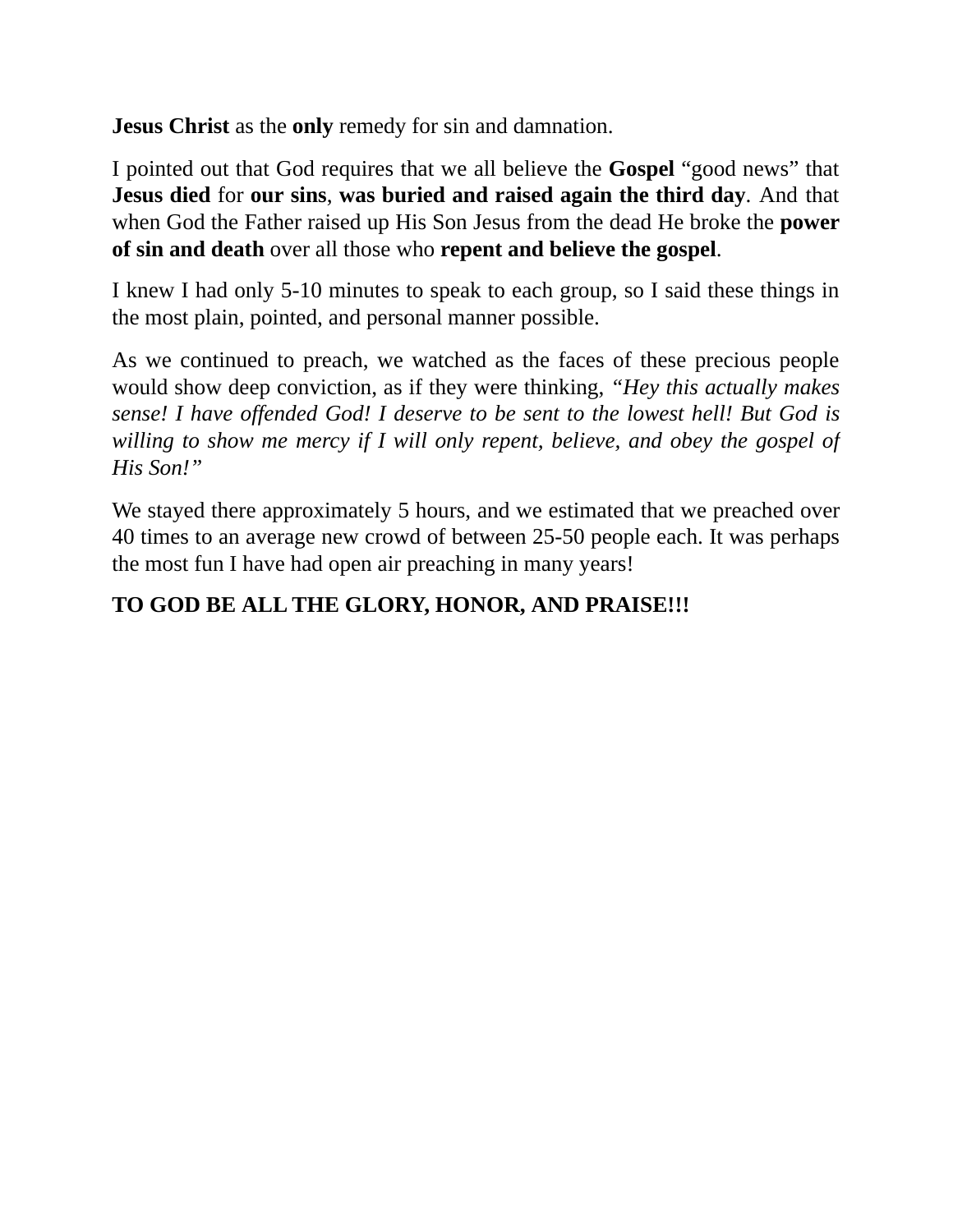**Jesus Christ** as the **only** remedy for sin and damnation.

I pointed out that God requires that we all believe the **Gospel** "good news" that **Jesus died** for **our sins**, **was buried and raised again the third day**. And that when God the Father raised up His Son Jesus from the dead He broke the **power of sin and death** over all those who **repent and believe the gospel**.

I knew I had only 5-10 minutes to speak to each group, so I said these things in the most plain, pointed, and personal manner possible.

As we continued to preach, we watched as the faces of these precious people would show deep conviction, as if they were thinking, *"Hey this actually makes sense! I have offended God! I deserve to be sent to the lowest hell! But God is willing to show me mercy if I will only repent, believe, and obey the gospel of His Son!"*

We stayed there approximately 5 hours, and we estimated that we preached over 40 times to an average new crowd of between 25-50 people each. It was perhaps the most fun I have had open air preaching in many years!

**TO GOD BE ALL THE GLORY, HONOR, AND PRAISE!!!**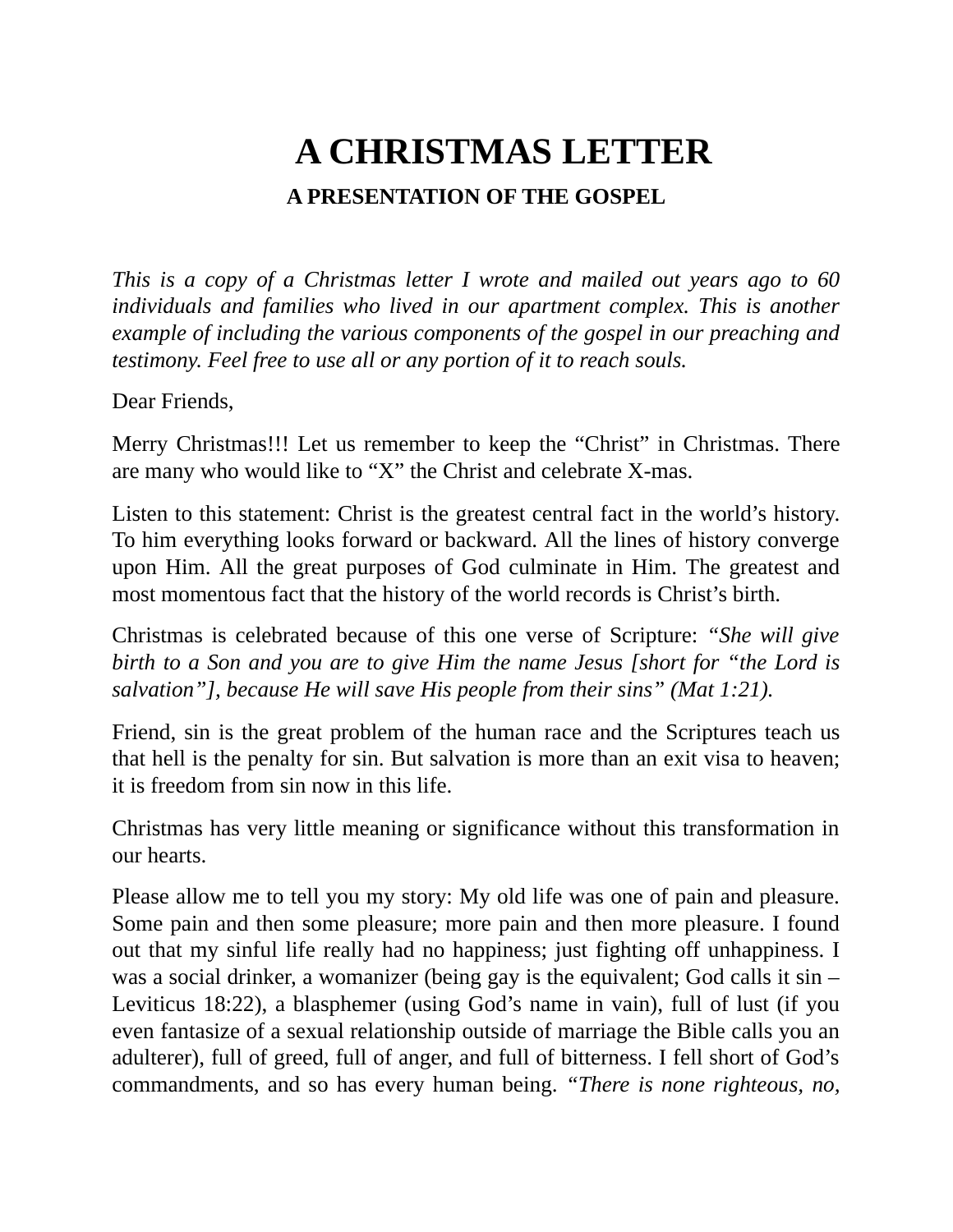# A CHRISTMAS LETTER

### A PRESENTATION OF THE GOSPEL

*This is a copy of a Christmas letter I wrote and mailed out years ago to 60 individuals and families who lived in our apartment complex. This is another example of including the various components of the gospel in our preaching and testimony. Feel free to use all or any portion of it to reach souls.*

Dear Friends,

Merry Christmas!!! Let us remember to keep the "Christ" in Christmas. There are many who would like to "X" the Christ and celebrate X-mas.

Listen to this statement: Christ is the greatest central fact in the world's history. To him everything looks forward or backward. All the lines of history converge upon Him. All the great purposes of God culminate in Him. The greatest and most momentous fact that the history of the world records is Christ's birth.

Christmas is celebrated because of this one verse of Scripture: *"She will give birth to a Son and you are to give Him the name Jesus [short for "the Lord is salvation"], because He will save His people from their sins" (Mat 1:21).*

Friend, sin is the great problem of the human race and the Scriptures teach us that hell is the penalty for sin. But salvation is more than an exit visa to heaven; it is freedom from sin now in this life.

Christmas has very little meaning or significance without this transformation in our hearts.

Please allow me to tell you my story: My old life was one of pain and pleasure. Some pain and then some pleasure; more pain and then more pleasure. I found out that my sinful life really had no happiness; just fighting off unhappiness. I was a social drinker, a womanizer (being gay is the equivalent; God calls it sin – Leviticus 18:22), a blasphemer (using God's name in vain), full of lust (if you even fantasize of a sexual relationship outside of marriage the Bible calls you an adulterer), full of greed, full of anger, and full of bitterness. I fell short of God's commandments, and so has every human being. *"There is none righteous, no,*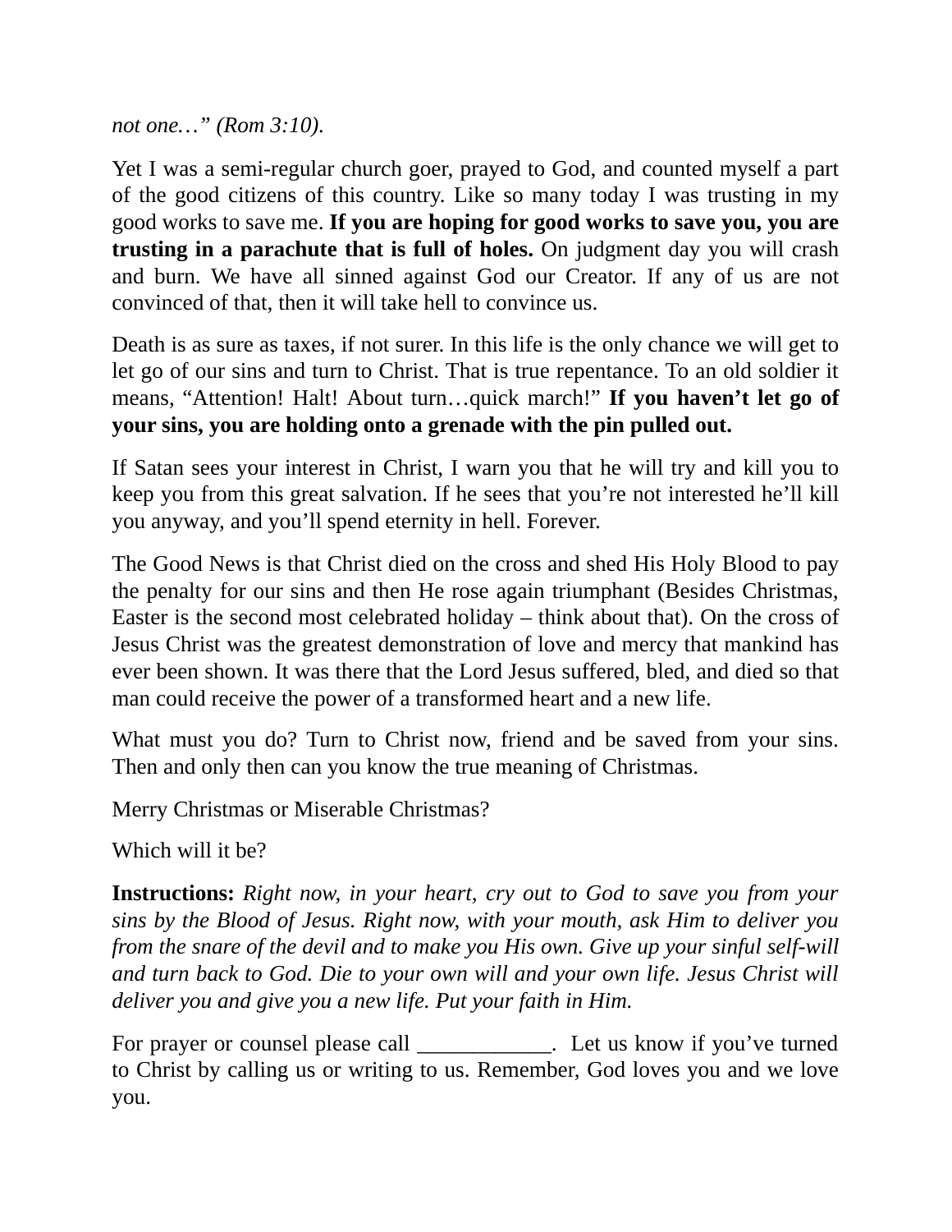*not one…" (Rom 3:10).*

Yet I was a semi-regular church goer, prayed to God, and counted myself a part of the good citizens of this country. Like so many today I was trusting in my good works to save me. **If you are hoping for good works to save you, you are trusting in a parachute that is full of holes.** On judgment day you will crash and burn. We have all sinned against God our Creator. If any of us are not convinced of that, then it will take hell to convince us.

Death is as sure as taxes, if not surer. In this life is the only chance we will get to let go of our sins and turn to Christ. That is true repentance. To an old soldier it means, "Attention! Halt! About turn…quick march!" **If you haven't let go of your sins, you are holding onto a grenade with the pin pulled out.**

If Satan sees your interest in Christ, I warn you that he will try and kill you to keep you from this great salvation. If he sees that you're not interested he'll kill you anyway, and you'll spend eternity in hell. Forever.

The Good News is that Christ died on the cross and shed His Holy Blood to pay the penalty for our sins and then He rose again triumphant (Besides Christmas, Easter is the second most celebrated holiday – think about that). On the cross of Jesus Christ was the greatest demonstration of love and mercy that mankind has ever been shown. It was there that the Lord Jesus suffered, bled, and died so that man could receive the power of a transformed heart and a new life.

What must you do? Turn to Christ now, friend and be saved from your sins. Then and only then can you know the true meaning of Christmas.

Merry Christmas or Miserable Christmas?

Which will it be?

**Instructions:** *Right now, in your heart, cry out to God to save you from your sins by the Blood of Jesus. Right now, with your mouth, ask Him to deliver you from the snare of the devil and to make you His own. Give up your sinful self-will and turn back to God. Die to your own will and your own life. Jesus Christ will deliver you and give you a new life. Put your faith in Him.*

For prayer or counsel please call ____________. Let us know if you've turned to Christ by calling us or writing to us. Remember, God loves you and we love you.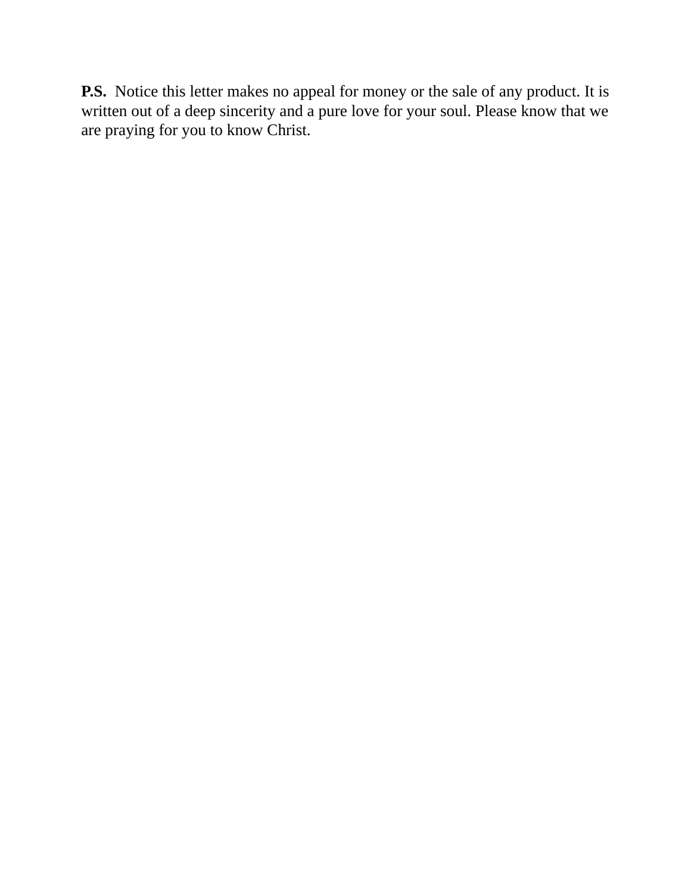**P.S.** Notice this letter makes no appeal for money or the sale of any product. It is written out of a deep sincerity and a pure love for your soul. Please know that we are praying for you to know Christ.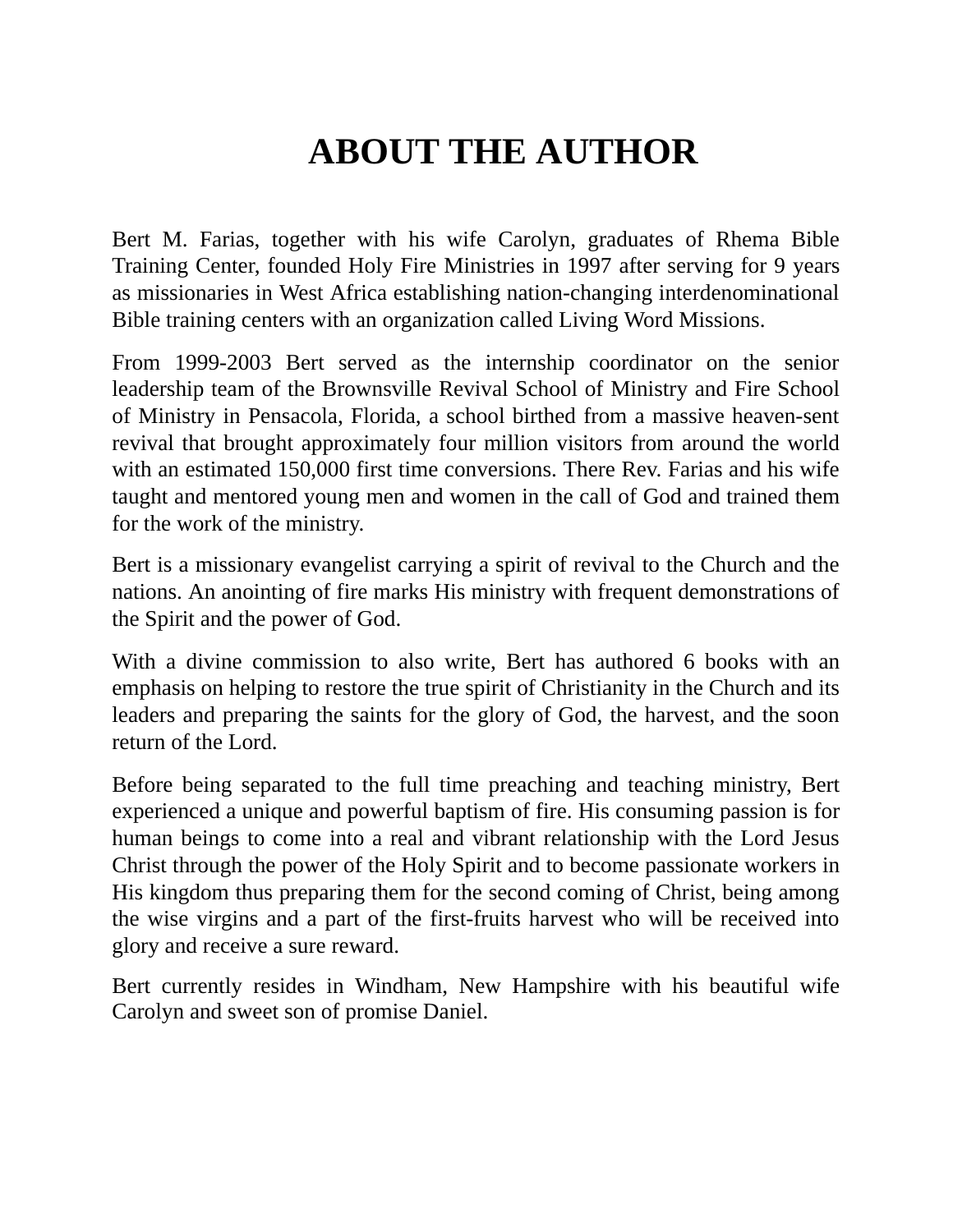# ABOUT THE AUTHOR

Bert M. Farias, together with his wife Carolyn, graduates of Rhema Bible Training Center, founded Holy Fire Ministries in 1997 after serving for 9 years as missionaries in West Africa establishing nation-changing interdenominational Bible training centers with an organization called Living Word Missions.

From 1999-2003 Bert served as the internship coordinator on the senior leadership team of the Brownsville Revival School of Ministry and Fire School of Ministry in Pensacola, Florida, a school birthed from a massive heaven-sent revival that brought approximately four million visitors from around the world with an estimated 150,000 first time conversions. There Rev. Farias and his wife taught and mentored young men and women in the call of God and trained them for the work of the ministry.

Bert is a missionary evangelist carrying a spirit of revival to the Church and the nations. An anointing of fire marks His ministry with frequent demonstrations of the Spirit and the power of God.

With a divine commission to also write, Bert has authored 6 books with an emphasis on helping to restore the true spirit of Christianity in the Church and its leaders and preparing the saints for the glory of God, the harvest, and the soon return of the Lord.

Before being separated to the full time preaching and teaching ministry, Bert experienced a unique and powerful baptism of fire. His consuming passion is for human beings to come into a real and vibrant relationship with the Lord Jesus Christ through the power of the Holy Spirit and to become passionate workers in His kingdom thus preparing them for the second coming of Christ, being among the wise virgins and a part of the first-fruits harvest who will be received into glory and receive a sure reward.

Bert currently resides in Windham, New Hampshire with his beautiful wife Carolyn and sweet son of promise Daniel.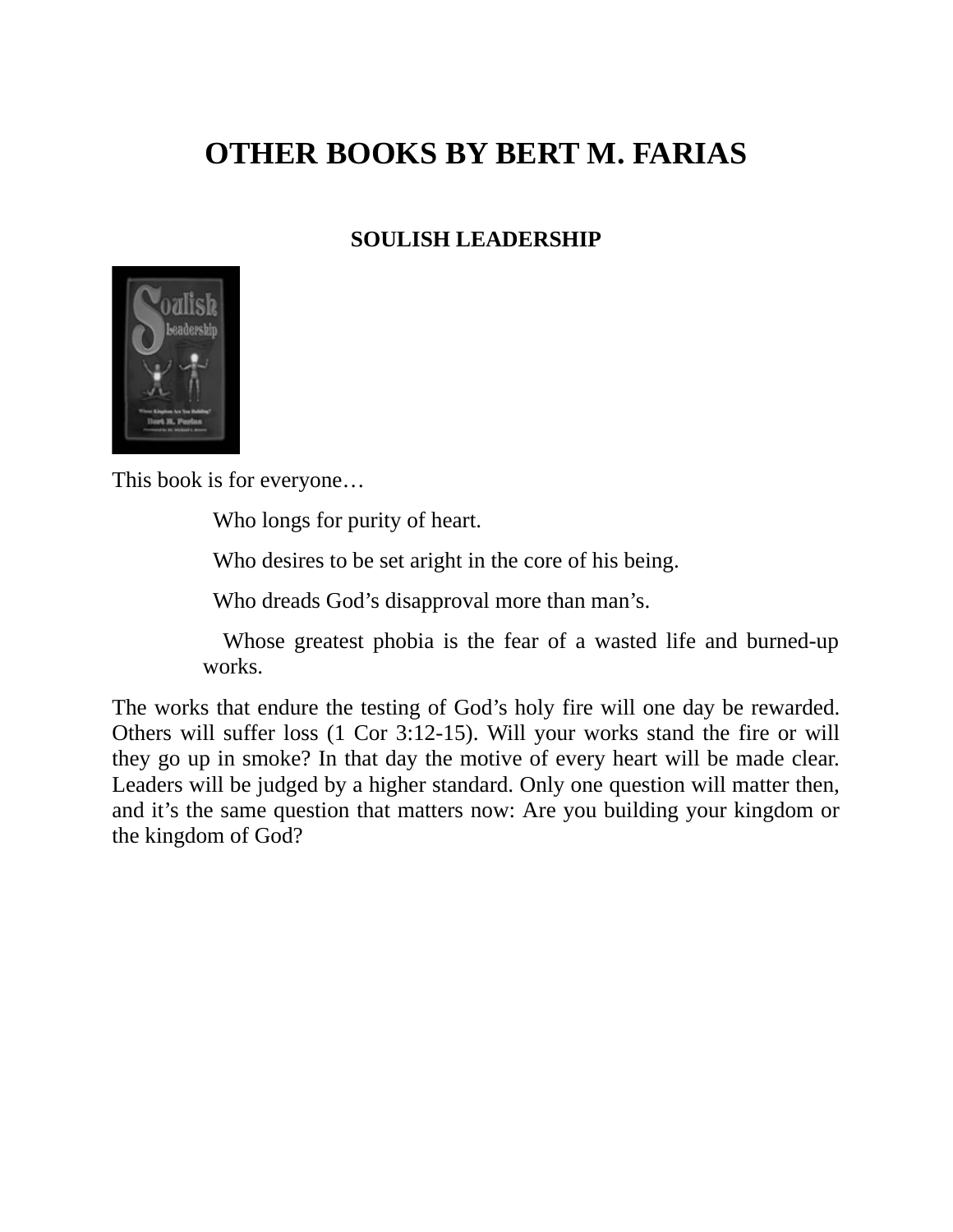# OTHER BOOKS BY BERT M. FARIAS

### SOULISH LEADERSHIP

This book is for everyone…

> Who longs for purity of heart.
>
> Who desires to be set aright in the core of his being.
>
> Who dreads God's disapproval more than man's.
>
> Whose greatest phobia is the fear of a wasted life and burned-up works.

The works that endure the testing of God's holy fire will one day be rewarded. Others will suffer loss (1 Cor 3:12-15). Will your works stand the fire or will they go up in smoke? In that day the motive of every heart will be made clear. Leaders will be judged by a higher standard. Only one question will matter then, and it's the same question that matters now: Are you building your kingdom or the kingdom of God?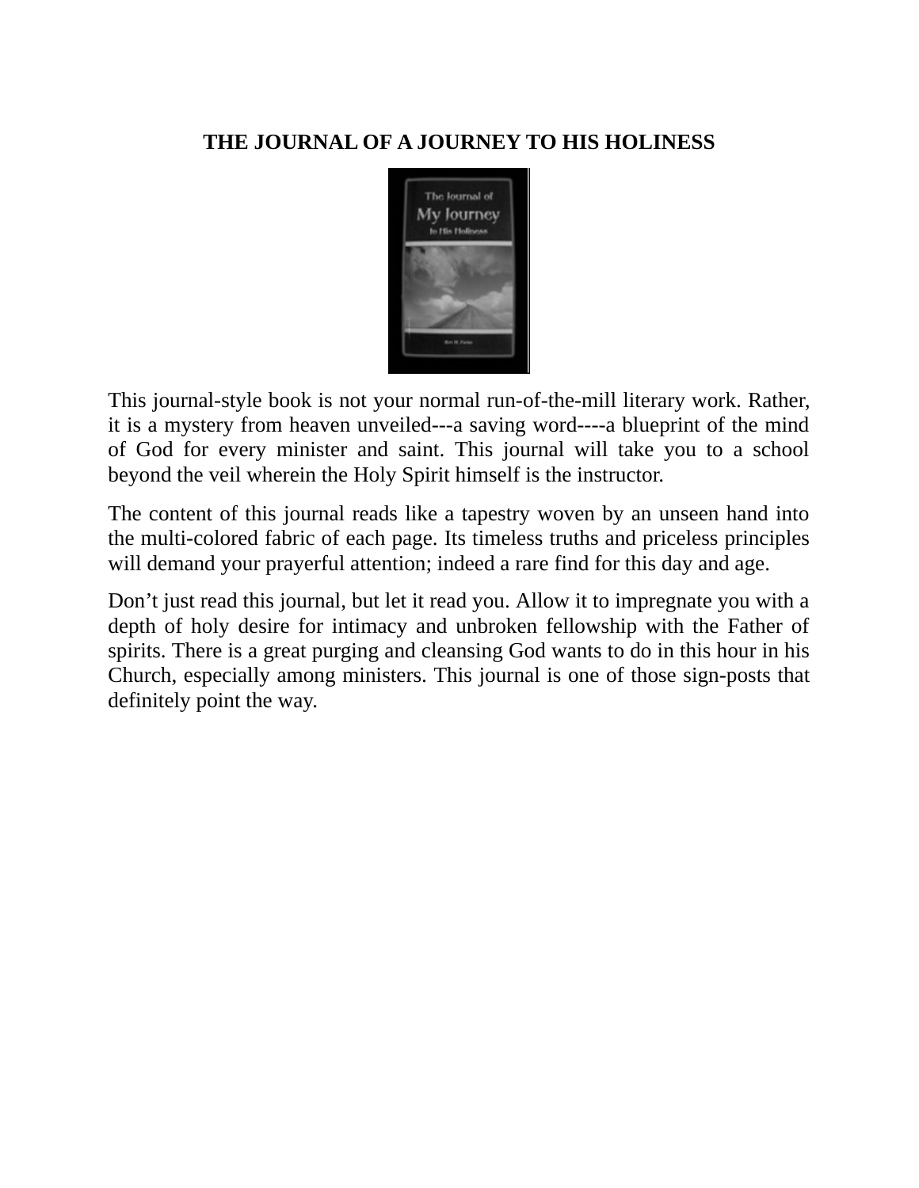**THE JOURNAL OF A JOURNEY TO HIS HOLINESS**

This journal-style book is not your normal run-of-the-mill literary work. Rather, it is a mystery from heaven unveiled---a saving word----a blueprint of the mind of God for every minister and saint. This journal will take you to a school beyond the veil wherein the Holy Spirit himself is the instructor.

The content of this journal reads like a tapestry woven by an unseen hand into the multi-colored fabric of each page. Its timeless truths and priceless principles will demand your prayerful attention; indeed a rare find for this day and age.

Don't just read this journal, but let it read you. Allow it to impregnate you with a depth of holy desire for intimacy and unbroken fellowship with the Father of spirits. There is a great purging and cleansing God wants to do in this hour in his Church, especially among ministers. This journal is one of those sign-posts that definitely point the way.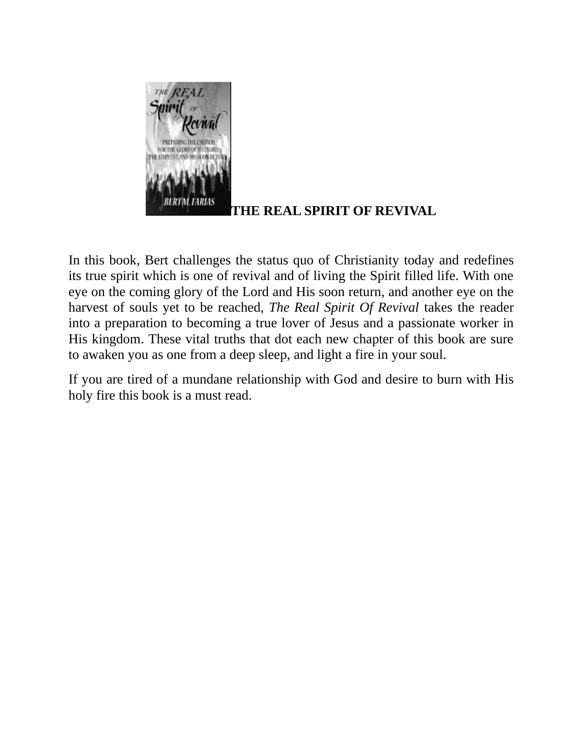**THE REAL SPIRIT OF REVIVAL**

In this book, Bert challenges the status quo of Christianity today and redefines its true spirit which is one of revival and of living the Spirit filled life. With one eye on the coming glory of the Lord and His soon return, and another eye on the harvest of souls yet to be reached, *The Real Spirit Of Revival* takes the reader into a preparation to becoming a true lover of Jesus and a passionate worker in His kingdom. These vital truths that dot each new chapter of this book are sure to awaken you as one from a deep sleep, and light a fire in your soul.

If you are tired of a mundane relationship with God and desire to burn with His holy fire this book is a must read.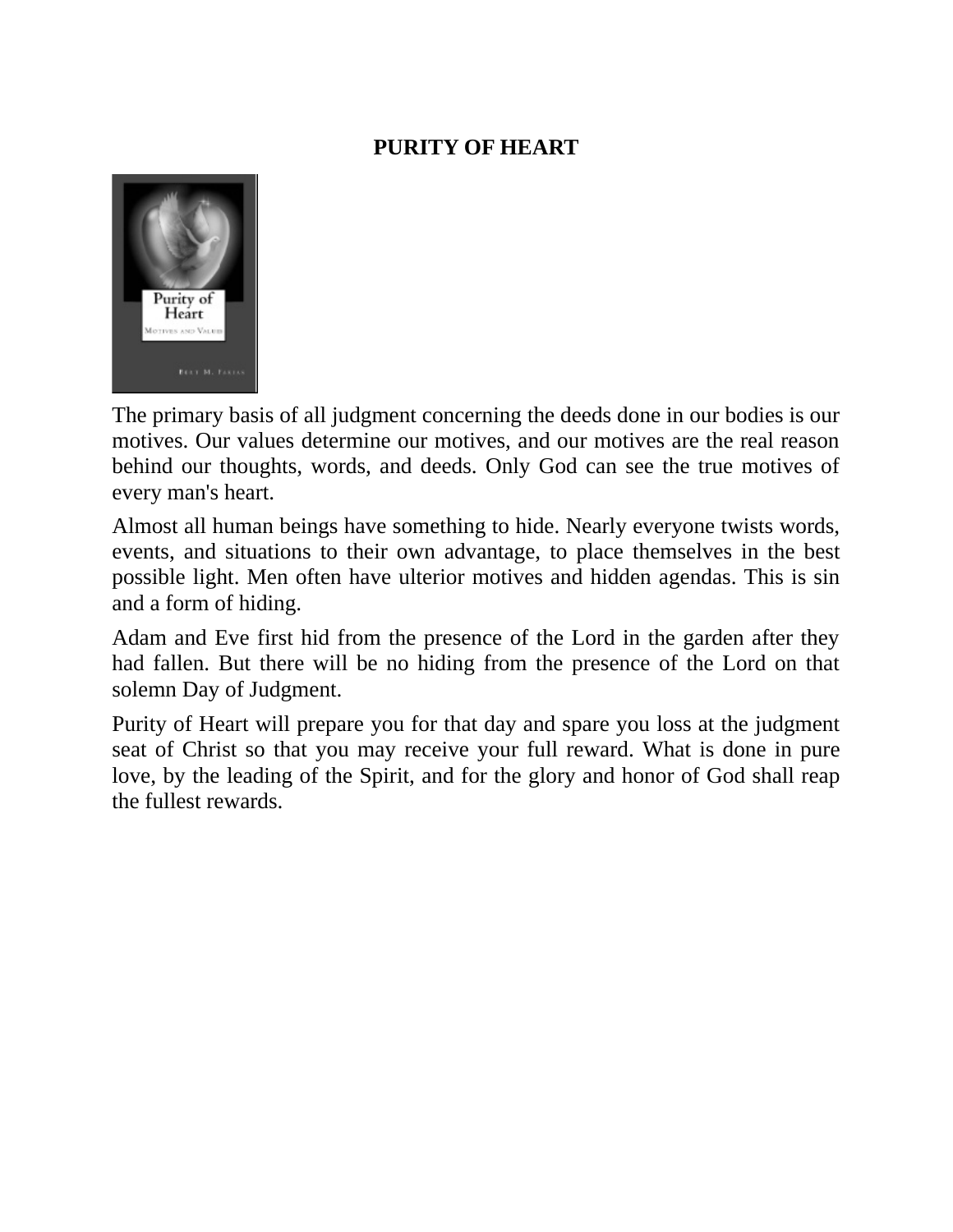**PURITY OF HEART**

The primary basis of all judgment concerning the deeds done in our bodies is our motives. Our values determine our motives, and our motives are the real reason behind our thoughts, words, and deeds. Only God can see the true motives of every man's heart.

Almost all human beings have something to hide. Nearly everyone twists words, events, and situations to their own advantage, to place themselves in the best possible light. Men often have ulterior motives and hidden agendas. This is sin and a form of hiding.

Adam and Eve first hid from the presence of the Lord in the garden after they had fallen. But there will be no hiding from the presence of the Lord on that solemn Day of Judgment.

Purity of Heart will prepare you for that day and spare you loss at the judgment seat of Christ so that you may receive your full reward. What is done in pure love, by the leading of the Spirit, and for the glory and honor of God shall reap the fullest rewards.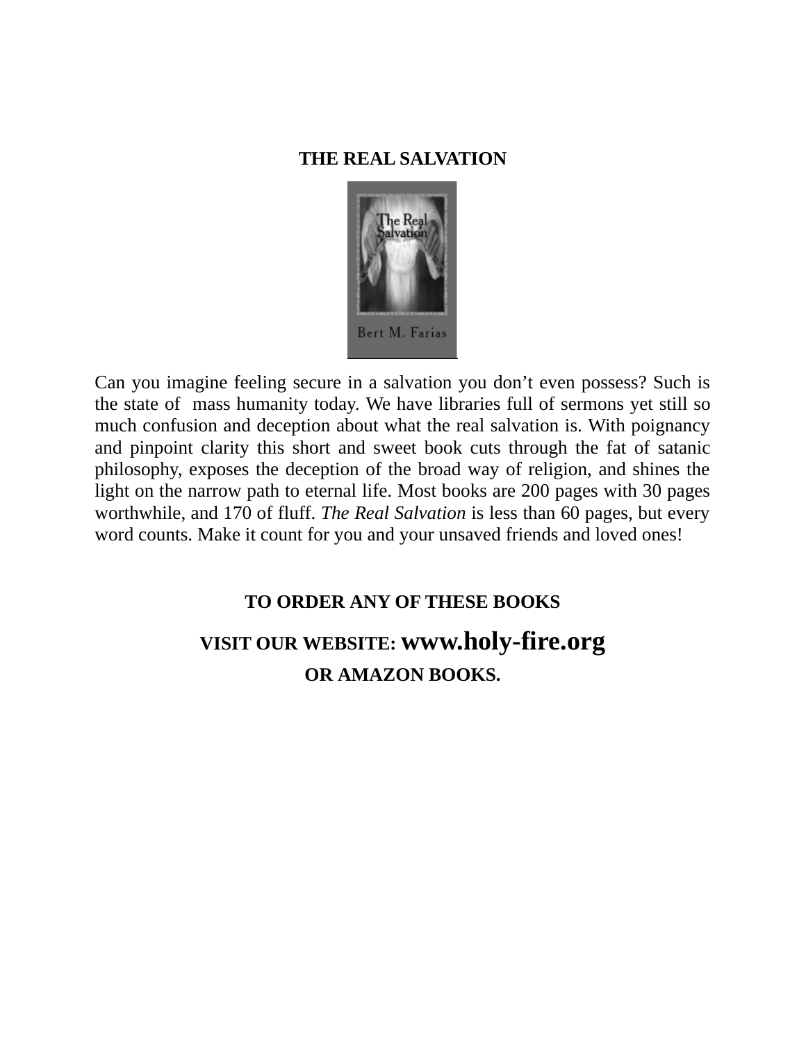**THE REAL SALVATION**

Can you imagine feeling secure in a salvation you don't even possess? Such is the state of mass humanity today. We have libraries full of sermons yet still so much confusion and deception about what the real salvation is. With poignancy and pinpoint clarity this short and sweet book cuts through the fat of satanic philosophy, exposes the deception of the broad way of religion, and shines the light on the narrow path to eternal life. Most books are 200 pages with 30 pages worthwhile, and 170 of fluff. *The Real Salvation* is less than 60 pages, but every word counts. Make it count for you and your unsaved friends and loved ones!

**TO ORDER ANY OF THESE BOOKS**

**VISIT OUR WEBSITE: www.holy-fire.org**

**OR AMAZON BOOKS.**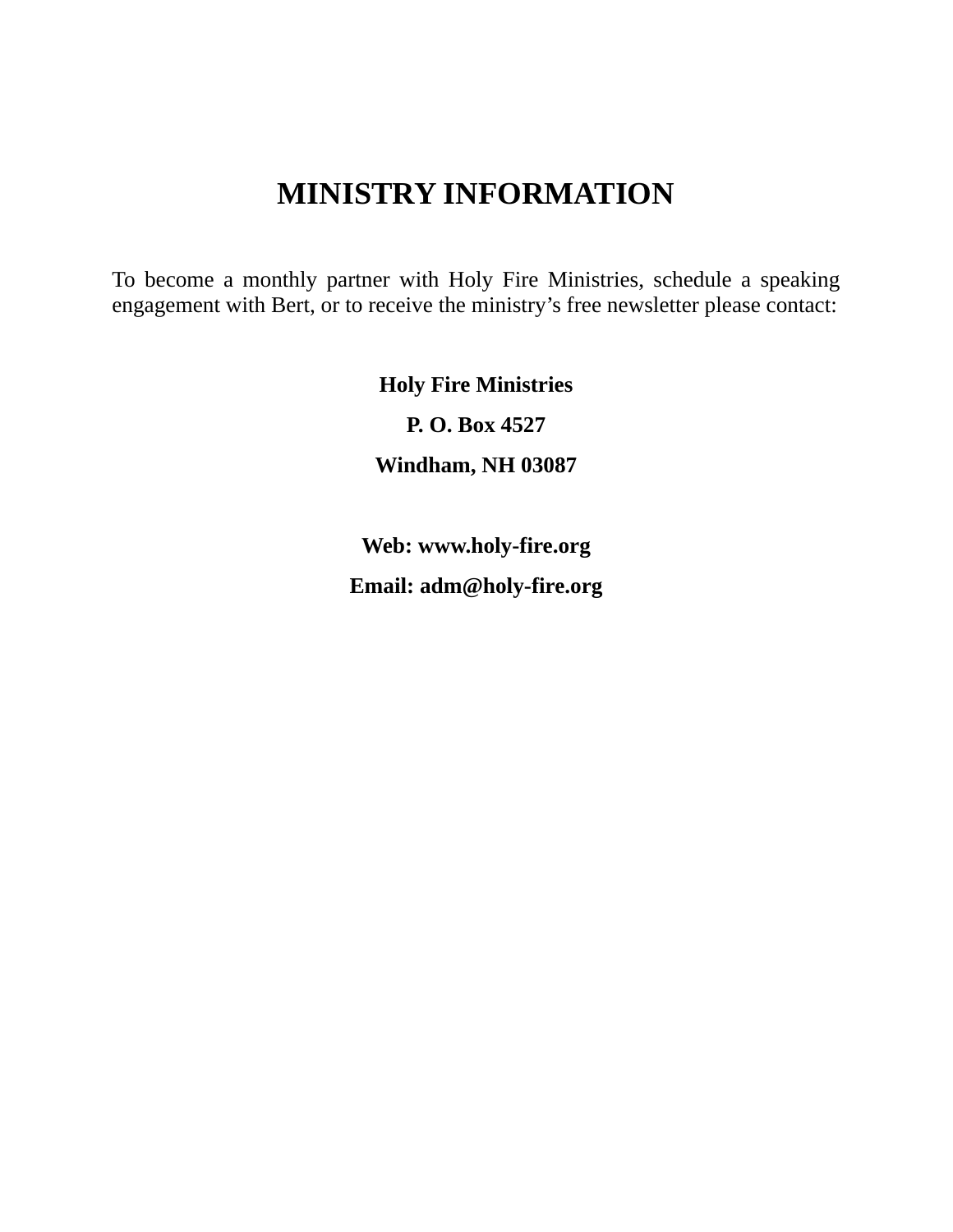# MINISTRY INFORMATION

To become a monthly partner with Holy Fire Ministries, schedule a speaking engagement with Bert, or to receive the ministry's free newsletter please contact:

**Holy Fire Ministries**

**P. O. Box 4527**

**Windham, NH 03087**

**Web: www.holy-fire.org**

**Email: adm@holy-fire.org**